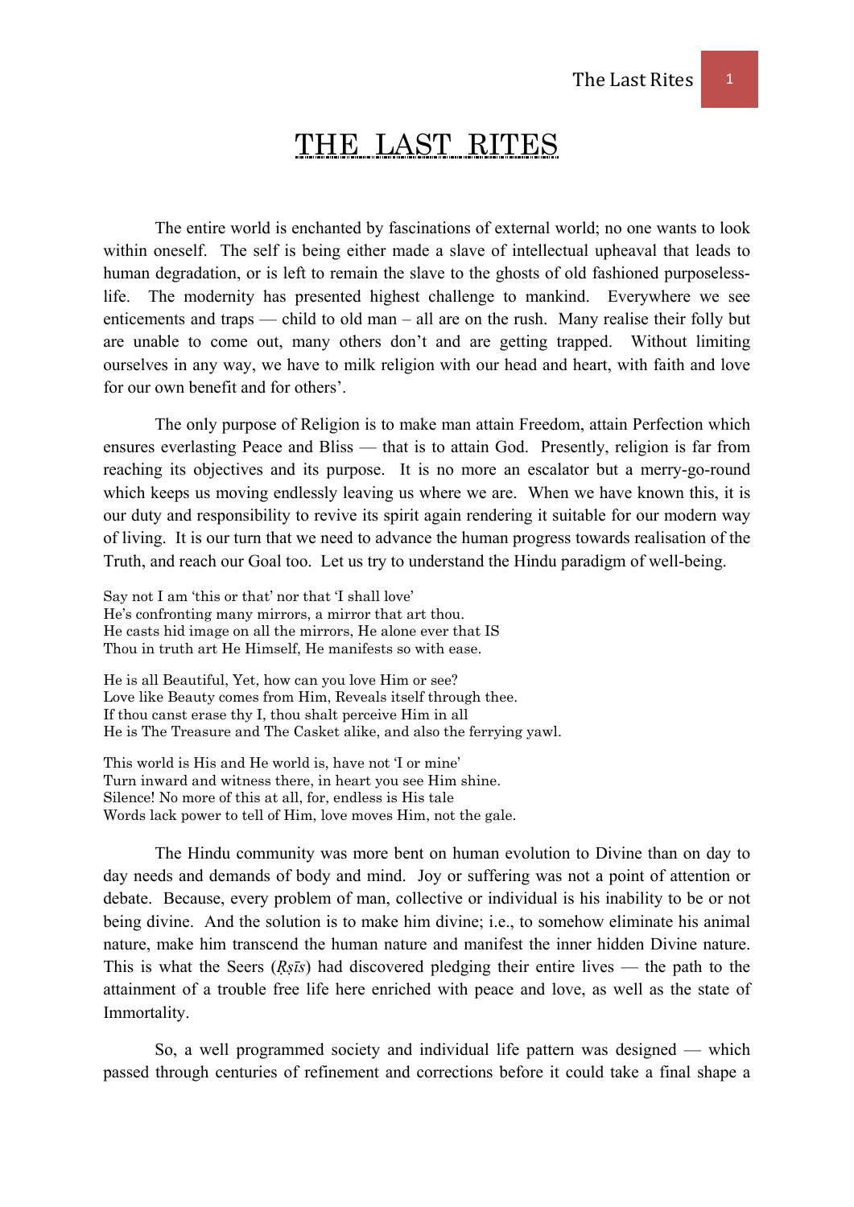# THE LAST RITES

The entire world is enchanted by fascinations of external world; no one wants to look within oneself. The self is being either made a slave of intellectual upheaval that leads to human degradation, or is left to remain the slave to the ghosts of old fashioned purposeless-life. The modernity has presented highest challenge to mankind. Everywhere we see enticements and traps — child to old man – all are on the rush. Many realise their folly but are unable to come out, many others don't and are getting trapped. Without limiting ourselves in any way, we have to milk religion with our head and heart, with faith and love for our own benefit and for others'.

The only purpose of Religion is to make man attain Freedom, attain Perfection which ensures everlasting Peace and Bliss — that is to attain God. Presently, religion is far from reaching its objectives and its purpose. It is no more an escalator but a merry-go-round which keeps us moving endlessly leaving us where we are. When we have known this, it is our duty and responsibility to revive its spirit again rendering it suitable for our modern way of living. It is our turn that we need to advance the human progress towards realisation of the Truth, and reach our Goal too. Let us try to understand the Hindu paradigm of well-being.

Say not I am 'this or that' nor that 'I shall love'
He's confronting many mirrors, a mirror that art thou.
He casts hid image on all the mirrors, He alone ever that IS
Thou in truth art He Himself, He manifests so with ease.

He is all Beautiful, Yet, how can you love Him or see?
Love like Beauty comes from Him, Reveals itself through thee.
If thou canst erase thy I, thou shalt perceive Him in all
He is The Treasure and The Casket alike, and also the ferrying yawl.

This world is His and He world is, have not 'I or mine'
Turn inward and witness there, in heart you see Him shine.
Silence! No more of this at all, for, endless is His tale
Words lack power to tell of Him, love moves Him, not the gale.

The Hindu community was more bent on human evolution to Divine than on day to day needs and demands of body and mind. Joy or suffering was not a point of attention or debate. Because, every problem of man, collective or individual is his inability to be or not being divine. And the solution is to make him divine; i.e., to somehow eliminate his animal nature, make him transcend the human nature and manifest the inner hidden Divine nature. This is what the Seers (*Ṛṣīs*) had discovered pledging their entire lives — the path to the attainment of a trouble free life here enriched with peace and love, as well as the state of Immortality.

So, a well programmed society and individual life pattern was designed — which passed through centuries of refinement and corrections before it could take a final shape a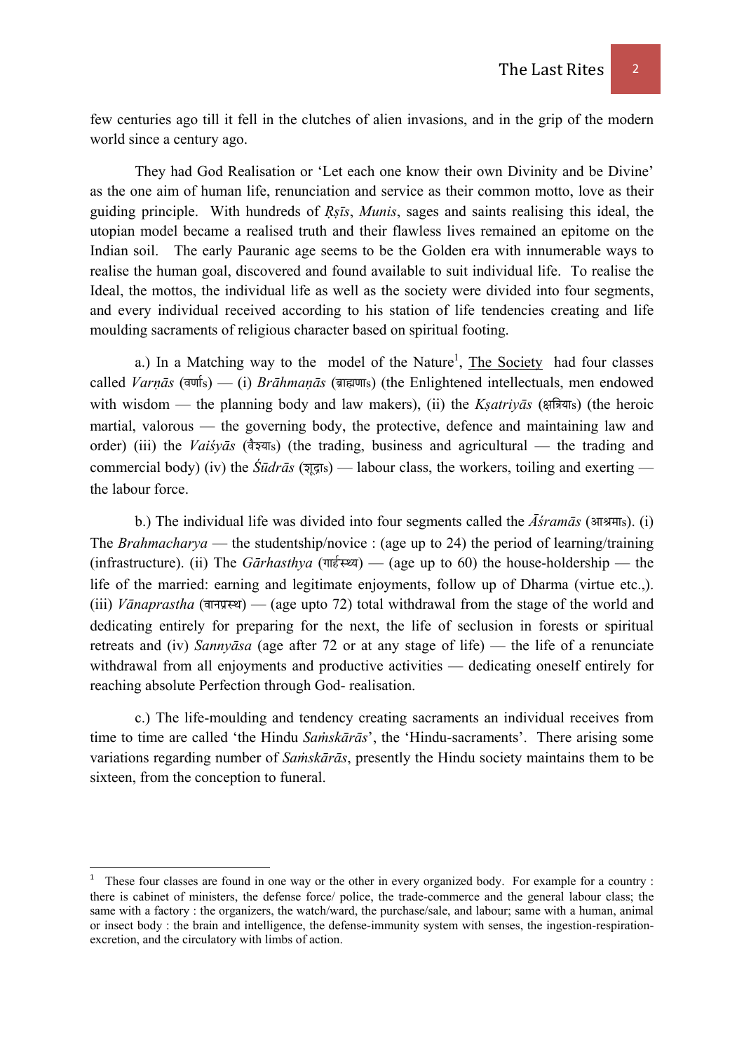few centuries ago till it fell in the clutches of alien invasions, and in the grip of the modern world since a century ago.

They had God Realisation or 'Let each one know their own Divinity and be Divine' as the one aim of human life, renunciation and service as their common motto, love as their guiding principle. With hundreds of *Ṛṣīs*, *Munis*, sages and saints realising this ideal, the utopian model became a realised truth and their flawless lives remained an epitome on the Indian soil. The early Pauranic age seems to be the Golden era with innumerable ways to realise the human goal, discovered and found available to suit individual life. To realise the Ideal, the mottos, the individual life as well as the society were divided into four segments, and every individual received according to his station of life tendencies creating and life moulding sacraments of religious character based on spiritual footing.

a.) In a Matching way to the model of the Nature[1], <u>The Society</u> had four classes called *Varṇās* (वर्णाs) — (i) *Brāhmaṇās* (ब्राह्मणाs) (the Enlightened intellectuals, men endowed with wisdom — the planning body and law makers), (ii) the *Kṣatriyās* (क्षत्रियाs) (the heroic martial, valorous — the governing body, the protective, defence and maintaining law and order) (iii) the *Vaiśyās* (वैश्याs) (the trading, business and agricultural — the trading and commercial body) (iv) the *Śūdrās* (शूद्राs) — labour class, the workers, toiling and exerting — the labour force.

b.) The individual life was divided into four segments called the *Āśramās* (आश्रमाs). (i) The *Brahmacharya* — the studentship/novice : (age up to 24) the period of learning/training (infrastructure). (ii) The *Gārhasthya* (गार्हस्थ्य) — (age up to 60) the house-holdership — the life of the married: earning and legitimate enjoyments, follow up of Dharma (virtue etc.,). (iii) *Vānaprastha* (वानप्रस्थ) — (age upto 72) total withdrawal from the stage of the world and dedicating entirely for preparing for the next, the life of seclusion in forests or spiritual retreats and (iv) *Sannyāsa* (age after 72 or at any stage of life) — the life of a renunciate withdrawal from all enjoyments and productive activities — dedicating oneself entirely for reaching absolute Perfection through God- realisation.

c.) The life-moulding and tendency creating sacraments an individual receives from time to time are called 'the Hindu *Saṁskārās*', the 'Hindu-sacraments'. There arising some variations regarding number of *Saṁskārās*, presently the Hindu society maintains them to be sixteen, from the conception to funeral.

---

[1] These four classes are found in one way or the other in every organized body. For example for a country : there is cabinet of ministers, the defense force/ police, the trade-commerce and the general labour class; the same with a factory : the organizers, the watch/ward, the purchase/sale, and labour; same with a human, animal or insect body : the brain and intelligence, the defense-immunity system with senses, the ingestion-respiration-excretion, and the circulatory with limbs of action.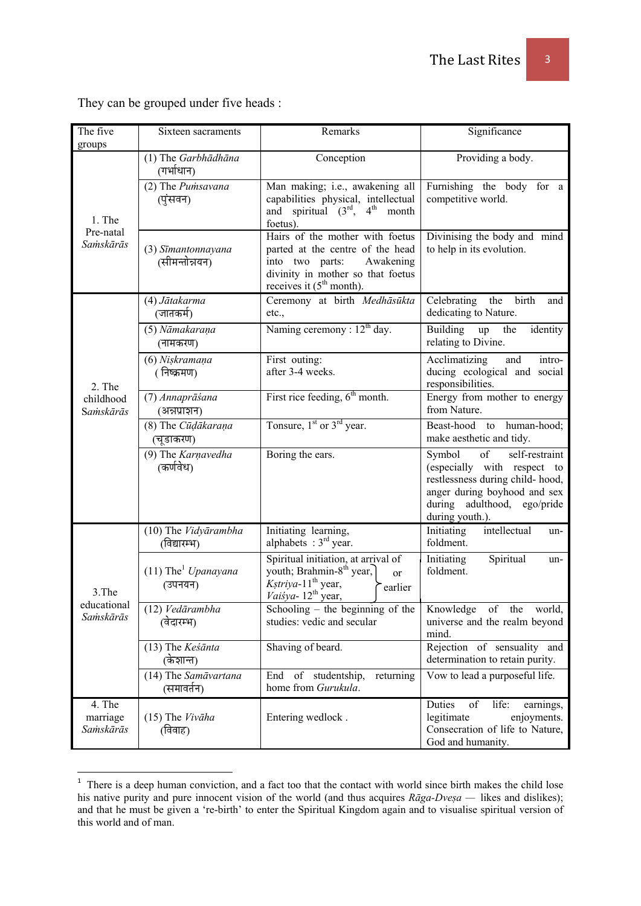They can be grouped under five heads :

| The five groups | Sixteen sacraments | Remarks | Significance |
|---|---|---|---|
| 1. The Pre-natal *Saṁskārās* | (1) The *Garbhādhāna* (गर्भाधान) | Conception | Providing a body. |
| | (2) The *Puṁsavana* (पुंसवन) | Man making; i.e., awakening all capabilities physical, intellectual and spiritual (3rd, 4th month foetus). | Furnishing the body for a competitive world. |
| | (3) *Sīmantonnayana* (सीमन्तोन्नयन) | Hairs of the mother with foetus parted at the centre of the head into two parts: Awakening divinity in mother so that foetus receives it (5th month). | Divinising the body and mind to help in its evolution. |
| 2. The childhood *Saṁskārās* | (4) *Jātakarma* (जातकर्म) | Ceremony at birth *Medhāsūkta* etc., | Celebrating the birth and dedicating to Nature. |
| | (5) *Nāmakaraṇa* (नामकरण) | Naming ceremony : 12th day. | Building up the identity relating to Divine. |
| | (6) *Niṣkramaṇa* ( निष्क्रमण) | First outing: after 3-4 weeks. | Acclimatizing and introducing ecological and social responsibilities. |
| | (7) *Annaprāśana* (अन्नप्राशन) | First rice feeding, 6th month. | Energy from mother to energy from Nature. |
| | (8) The *Cūḍākaraṇa* (चूडाकरण) | Tonsure, 1st or 3rd year. | Beast-hood to human-hood; make aesthetic and tidy. |
| | (9) The *Karṇavedha* (कर्णवेध) | Boring the ears. | Symbol of self-restraint (especially with respect to restlessness during child- hood, anger during boyhood and sex during adulthood, ego/pride during youth.). |
| 3.The educational *Saṁskārās* | (10) The *Vidyārambha* (विद्यारम्भ) | Initiating learning, alphabets : 3rd year. | Initiating intellectual unfoldment. |
| | (11) The[1] *Upanayana* (उपनयन) | Spiritual initiation, at arrival of youth; Brahmin-8th year, *Kṣtriya*-11th year, *Vaiśya*- 12th year, } or earlier | Initiating Spiritual unfoldment. |
| | (12) *Vedārambha* (वेदारम्भ) | Schooling – the beginning of the studies: vedic and secular | Knowledge of the world, universe and the realm beyond mind. |
| | (13) The *Keśānta* (केशान्त) | Shaving of beard. | Rejection of sensuality and determination to retain purity. |
| | (14) The *Samāvartana* (समावर्तन) | End of studentship, returning home from *Gurukula*. | Vow to lead a purposeful life. |
| 4. The marriage *Saṁskārās* | (15) The *Vivāha* (विवाह) | Entering wedlock . | Duties of life: earnings, legitimate enjoyments. Consecration of life to Nature, God and humanity. |

[1] There is a deep human conviction, and a fact too that the contact with world since birth makes the child lose his native purity and pure innocent vision of the world (and thus acquires *Rāga-Dveṣa* — likes and dislikes); and that he must be given a 're-birth' to enter the Spiritual Kingdom again and to visualise spiritual version of this world and of man.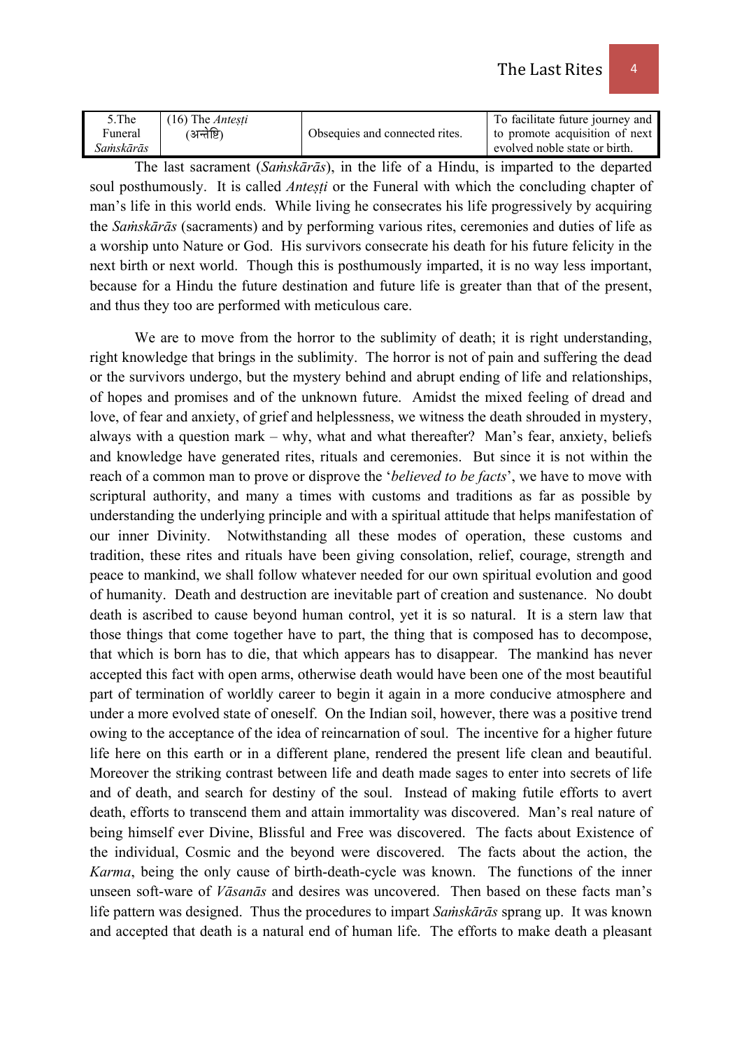| 5.The Funeral *Saṁskārās* | (16) The *Anteṣṭi* (अन्तेष्टि) | Obsequies and connected rites. | To facilitate future journey and to promote acquisition of next evolved noble state or birth. |
|---|---|---|---|

The last sacrament (*Saṁskārās*), in the life of a Hindu, is imparted to the departed soul posthumously. It is called *Anteṣṭi* or the Funeral with which the concluding chapter of man's life in this world ends. While living he consecrates his life progressively by acquiring the *Saṁskārās* (sacraments) and by performing various rites, ceremonies and duties of life as a worship unto Nature or God. His survivors consecrate his death for his future felicity in the next birth or next world. Though this is posthumously imparted, it is no way less important, because for a Hindu the future destination and future life is greater than that of the present, and thus they too are performed with meticulous care.

We are to move from the horror to the sublimity of death; it is right understanding, right knowledge that brings in the sublimity. The horror is not of pain and suffering the dead or the survivors undergo, but the mystery behind and abrupt ending of life and relationships, of hopes and promises and of the unknown future. Amidst the mixed feeling of dread and love, of fear and anxiety, of grief and helplessness, we witness the death shrouded in mystery, always with a question mark – why, what and what thereafter? Man's fear, anxiety, beliefs and knowledge have generated rites, rituals and ceremonies. But since it is not within the reach of a common man to prove or disprove the '*believed to be facts*', we have to move with scriptural authority, and many a times with customs and traditions as far as possible by understanding the underlying principle and with a spiritual attitude that helps manifestation of our inner Divinity. Notwithstanding all these modes of operation, these customs and tradition, these rites and rituals have been giving consolation, relief, courage, strength and peace to mankind, we shall follow whatever needed for our own spiritual evolution and good of humanity. Death and destruction are inevitable part of creation and sustenance. No doubt death is ascribed to cause beyond human control, yet it is so natural. It is a stern law that those things that come together have to part, the thing that is composed has to decompose, that which is born has to die, that which appears has to disappear. The mankind has never accepted this fact with open arms, otherwise death would have been one of the most beautiful part of termination of worldly career to begin it again in a more conducive atmosphere and under a more evolved state of oneself. On the Indian soil, however, there was a positive trend owing to the acceptance of the idea of reincarnation of soul. The incentive for a higher future life here on this earth or in a different plane, rendered the present life clean and beautiful. Moreover the striking contrast between life and death made sages to enter into secrets of life and of death, and search for destiny of the soul. Instead of making futile efforts to avert death, efforts to transcend them and attain immortality was discovered. Man's real nature of being himself ever Divine, Blissful and Free was discovered. The facts about Existence of the individual, Cosmic and the beyond were discovered. The facts about the action, the *Karma*, being the only cause of birth-death-cycle was known. The functions of the inner unseen soft-ware of *Vāsanās* and desires was uncovered. Then based on these facts man's life pattern was designed. Thus the procedures to impart *Saṁskārās* sprang up. It was known and accepted that death is a natural end of human life. The efforts to make death a pleasant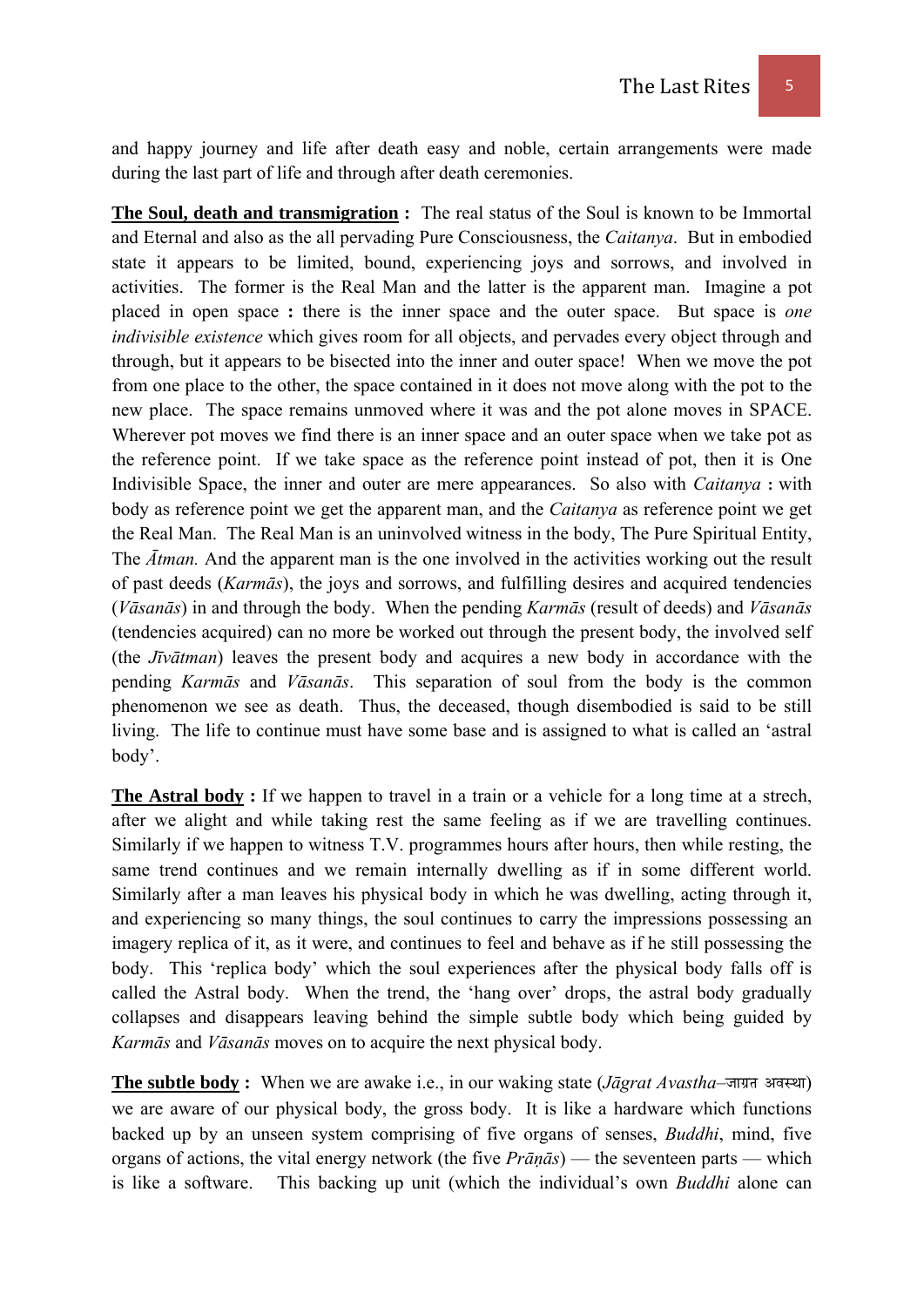and happy journey and life after death easy and noble, certain arrangements were made during the last part of life and through after death ceremonies.

**The Soul, death and transmigration :** The real status of the Soul is known to be Immortal and Eternal and also as the all pervading Pure Consciousness, the *Caitanya*. But in embodied state it appears to be limited, bound, experiencing joys and sorrows, and involved in activities. The former is the Real Man and the latter is the apparent man. Imagine a pot placed in open space **:** there is the inner space and the outer space. But space is *one indivisible existence* which gives room for all objects, and pervades every object through and through, but it appears to be bisected into the inner and outer space! When we move the pot from one place to the other, the space contained in it does not move along with the pot to the new place. The space remains unmoved where it was and the pot alone moves in SPACE. Wherever pot moves we find there is an inner space and an outer space when we take pot as the reference point. If we take space as the reference point instead of pot, then it is One Indivisible Space, the inner and outer are mere appearances. So also with *Caitanya* **:** with body as reference point we get the apparent man, and the *Caitanya* as reference point we get the Real Man. The Real Man is an uninvolved witness in the body, The Pure Spiritual Entity, The *Ātman.* And the apparent man is the one involved in the activities working out the result of past deeds (*Karmās*), the joys and sorrows, and fulfilling desires and acquired tendencies (*Vāsanās*) in and through the body. When the pending *Karmās* (result of deeds) and *Vāsanās* (tendencies acquired) can no more be worked out through the present body, the involved self (the *Jīvātman*) leaves the present body and acquires a new body in accordance with the pending *Karmās* and *Vāsanās*. This separation of soul from the body is the common phenomenon we see as death. Thus, the deceased, though disembodied is said to be still living. The life to continue must have some base and is assigned to what is called an 'astral body'.

**The Astral body :** If we happen to travel in a train or a vehicle for a long time at a strech, after we alight and while taking rest the same feeling as if we are travelling continues. Similarly if we happen to witness T.V. programmes hours after hours, then while resting, the same trend continues and we remain internally dwelling as if in some different world. Similarly after a man leaves his physical body in which he was dwelling, acting through it, and experiencing so many things, the soul continues to carry the impressions possessing an imagery replica of it, as it were, and continues to feel and behave as if he still possessing the body. This 'replica body' which the soul experiences after the physical body falls off is called the Astral body. When the trend, the 'hang over' drops, the astral body gradually collapses and disappears leaving behind the simple subtle body which being guided by *Karmās* and *Vāsanās* moves on to acquire the next physical body.

**The subtle body :** When we are awake i.e., in our waking state (*Jāgrat Avastha*–जाग्रत अवस्था) we are aware of our physical body, the gross body. It is like a hardware which functions backed up by an unseen system comprising of five organs of senses, *Buddhi*, mind, five organs of actions, the vital energy network (the five *Prāṇās*) — the seventeen parts — which is like a software. This backing up unit (which the individual's own *Buddhi* alone can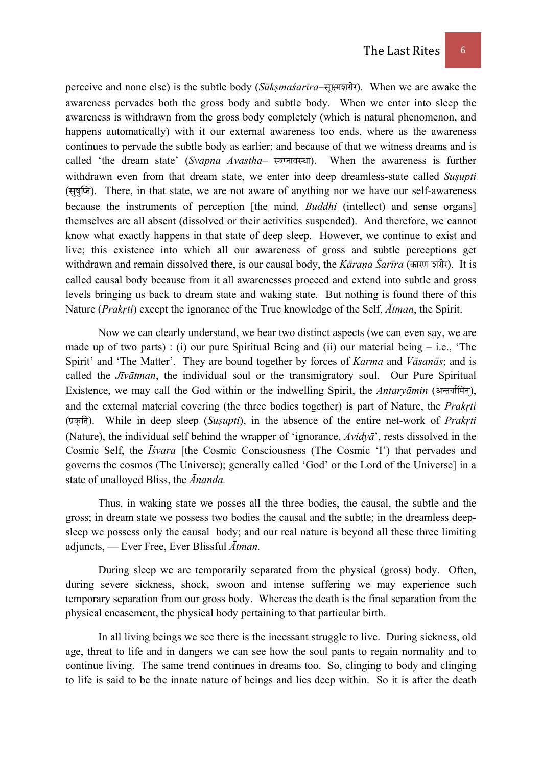perceive and none else) is the subtle body (*Sūkṣmaśarīra*–सूक्ष्मशरीर). When we are awake the awareness pervades both the gross body and subtle body. When we enter into sleep the awareness is withdrawn from the gross body completely (which is natural phenomenon, and happens automatically) with it our external awareness too ends, where as the awareness continues to pervade the subtle body as earlier; and because of that we witness dreams and is called 'the dream state' (*Svapna Avastha*– स्वप्नावस्था). When the awareness is further withdrawn even from that dream state, we enter into deep dreamless-state called *Suṣupti* (सुषुप्ति). There, in that state, we are not aware of anything nor we have our self-awareness because the instruments of perception [the mind, *Buddhi* (intellect) and sense organs] themselves are all absent (dissolved or their activities suspended). And therefore, we cannot know what exactly happens in that state of deep sleep. However, we continue to exist and live; this existence into which all our awareness of gross and subtle perceptions get withdrawn and remain dissolved there, is our causal body, the *Kāraṇa Śarīra* (कारण शरीर). It is called causal body because from it all awarenesses proceed and extend into subtle and gross levels bringing us back to dream state and waking state. But nothing is found there of this Nature (*Prakṛti*) except the ignorance of the True knowledge of the Self, *Ātman*, the Spirit.

Now we can clearly understand, we bear two distinct aspects (we can even say, we are made up of two parts) : (i) our pure Spiritual Being and (ii) our material being – i.e., 'The Spirit' and 'The Matter'. They are bound together by forces of *Karma* and *Vāsanās*; and is called the *Jīvātman*, the individual soul or the transmigratory soul. Our Pure Spiritual Existence, we may call the God within or the indwelling Spirit, the *Antaryāmin* (अन्तर्यामिन्), and the external material covering (the three bodies together) is part of Nature, the *Prakṛti* (प्रकृति). While in deep sleep (*Suṣupti*), in the absence of the entire net-work of *Prakṛti* (Nature), the individual self behind the wrapper of 'ignorance, *Avidyā*', rests dissolved in the Cosmic Self, the *Īśvara* [the Cosmic Consciousness (The Cosmic 'I') that pervades and governs the cosmos (The Universe); generally called 'God' or the Lord of the Universe] in a state of unalloyed Bliss, the *Ānanda.*

Thus, in waking state we posses all the three bodies, the causal, the subtle and the gross; in dream state we possess two bodies the causal and the subtle; in the dreamless deep-sleep we possess only the causal body; and our real nature is beyond all these three limiting adjuncts, — Ever Free, Ever Blissful *Ātman.*

During sleep we are temporarily separated from the physical (gross) body. Often, during severe sickness, shock, swoon and intense suffering we may experience such temporary separation from our gross body. Whereas the death is the final separation from the physical encasement, the physical body pertaining to that particular birth.

In all living beings we see there is the incessant struggle to live. During sickness, old age, threat to life and in dangers we can see how the soul pants to regain normality and to continue living. The same trend continues in dreams too. So, clinging to body and clinging to life is said to be the innate nature of beings and lies deep within. So it is after the death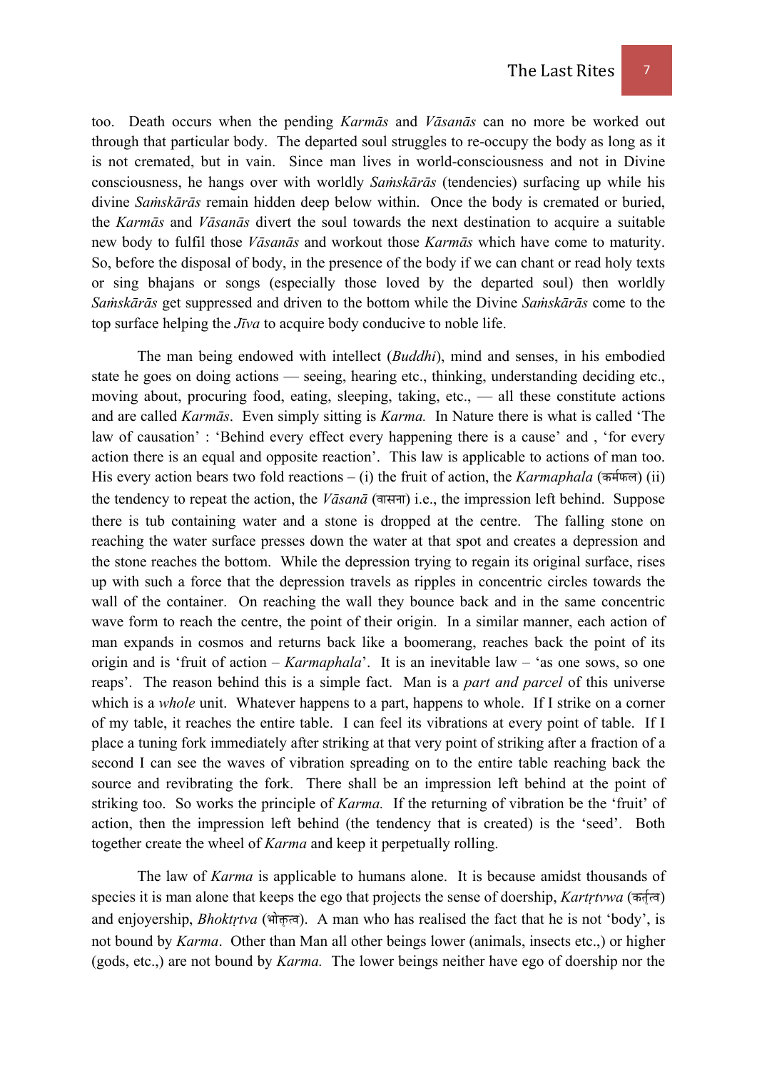too. Death occurs when the pending *Karmās* and *Vāsanās* can no more be worked out through that particular body. The departed soul struggles to re-occupy the body as long as it is not cremated, but in vain. Since man lives in world-consciousness and not in Divine consciousness, he hangs over with worldly *Saṁskārās* (tendencies) surfacing up while his divine *Saṁskārās* remain hidden deep below within. Once the body is cremated or buried, the *Karmās* and *Vāsanās* divert the soul towards the next destination to acquire a suitable new body to fulfil those *Vāsanās* and workout those *Karmās* which have come to maturity. So, before the disposal of body, in the presence of the body if we can chant or read holy texts or sing bhajans or songs (especially those loved by the departed soul) then worldly *Saṁskārās* get suppressed and driven to the bottom while the Divine *Saṁskārās* come to the top surface helping the *Jīva* to acquire body conducive to noble life.

The man being endowed with intellect (*Buddhi*), mind and senses, in his embodied state he goes on doing actions — seeing, hearing etc., thinking, understanding deciding etc., moving about, procuring food, eating, sleeping, taking, etc., — all these constitute actions and are called *Karmās*. Even simply sitting is *Karma.* In Nature there is what is called 'The law of causation' : 'Behind every effect every happening there is a cause' and , 'for every action there is an equal and opposite reaction'. This law is applicable to actions of man too. His every action bears two fold reactions – (i) the fruit of action, the *Karmaphala* (कर्मफल) (ii) the tendency to repeat the action, the *Vāsanā* (वासना) i.e., the impression left behind. Suppose there is tub containing water and a stone is dropped at the centre. The falling stone on reaching the water surface presses down the water at that spot and creates a depression and the stone reaches the bottom. While the depression trying to regain its original surface, rises up with such a force that the depression travels as ripples in concentric circles towards the wall of the container. On reaching the wall they bounce back and in the same concentric wave form to reach the centre, the point of their origin. In a similar manner, each action of man expands in cosmos and returns back like a boomerang, reaches back the point of its origin and is 'fruit of action – *Karmaphala*'. It is an inevitable law – 'as one sows, so one reaps'. The reason behind this is a simple fact. Man is a *part and parcel* of this universe which is a *whole* unit. Whatever happens to a part, happens to whole. If I strike on a corner of my table, it reaches the entire table. I can feel its vibrations at every point of table. If I place a tuning fork immediately after striking at that very point of striking after a fraction of a second I can see the waves of vibration spreading on to the entire table reaching back the source and revibrating the fork. There shall be an impression left behind at the point of striking too. So works the principle of *Karma.* If the returning of vibration be the 'fruit' of action, then the impression left behind (the tendency that is created) is the 'seed'. Both together create the wheel of *Karma* and keep it perpetually rolling.

The law of *Karma* is applicable to humans alone. It is because amidst thousands of species it is man alone that keeps the ego that projects the sense of doership, *Kartṛtvwa* (कर्तृत्व) and enjoyership, *Bhoktṛtva* (भोक्तृत्व). A man who has realised the fact that he is not 'body', is not bound by *Karma*. Other than Man all other beings lower (animals, insects etc.,) or higher (gods, etc.,) are not bound by *Karma.* The lower beings neither have ego of doership nor the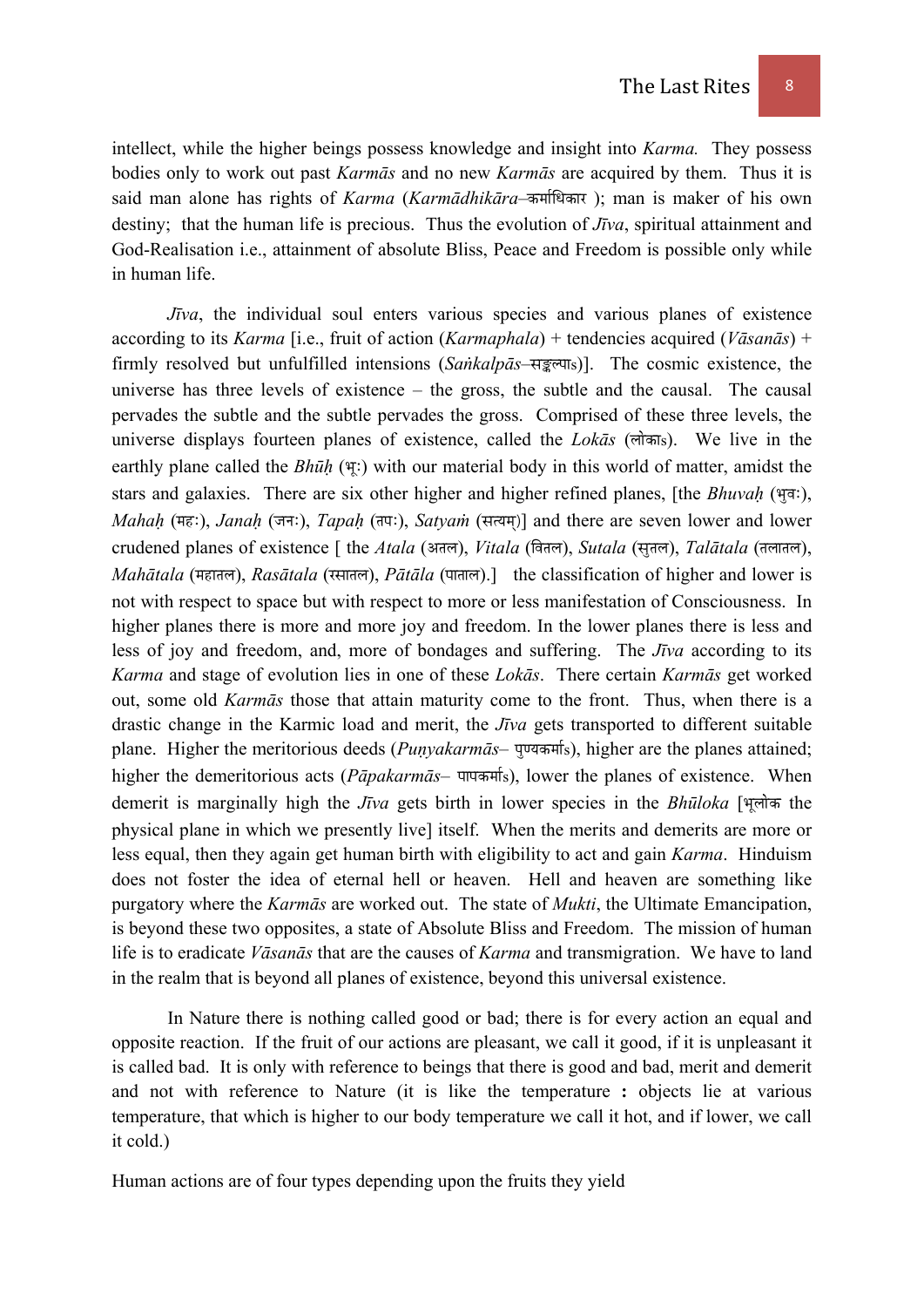intellect, while the higher beings possess knowledge and insight into *Karma.* They possess bodies only to work out past *Karmās* and no new *Karmās* are acquired by them. Thus it is said man alone has rights of *Karma* (*Karmādhikāra*–कर्माधिकार ); man is maker of his own destiny; that the human life is precious. Thus the evolution of *Jīva*, spiritual attainment and God-Realisation i.e., attainment of absolute Bliss, Peace and Freedom is possible only while in human life.

*Jīva*, the individual soul enters various species and various planes of existence according to its *Karma* [i.e., fruit of action (*Karmaphala*) + tendencies acquired (*Vāsanās*) + firmly resolved but unfulfilled intensions (*Saṅkalpās*–सङ्कल्पाs)]. The cosmic existence, the universe has three levels of existence – the gross, the subtle and the causal. The causal pervades the subtle and the subtle pervades the gross. Comprised of these three levels, the universe displays fourteen planes of existence, called the *Lokās* (लोकाs). We live in the earthly plane called the *Bhūḥ* (भूः) with our material body in this world of matter, amidst the stars and galaxies. There are six other higher and higher refined planes, [the *Bhuvaḥ* (भुवः), *Mahaḥ* (महः), *Janaḥ* (जनः), *Tapaḥ* (तपः), *Satyaṁ* (सत्यम्)] and there are seven lower and lower crudened planes of existence [ the *Atala* (अतल), *Vitala* (वितल), *Sutala* (सुतल), *Talātala* (तलातल), *Mahātala* (महातल), *Rasātala* (रसातल), *Pātāla* (पाताल).] the classification of higher and lower is not with respect to space but with respect to more or less manifestation of Consciousness. In higher planes there is more and more joy and freedom. In the lower planes there is less and less of joy and freedom, and, more of bondages and suffering. The *Jīva* according to its *Karma* and stage of evolution lies in one of these *Lokās*. There certain *Karmās* get worked out, some old *Karmās* those that attain maturity come to the front. Thus, when there is a drastic change in the Karmic load and merit, the *Jīva* gets transported to different suitable plane. Higher the meritorious deeds (*Puṇyakarmās*– पुण्यकर्माs), higher are the planes attained; higher the demeritorious acts (*Pāpakarmās*– पापकर्माs), lower the planes of existence. When demerit is marginally high the *Jīva* gets birth in lower species in the *Bhūloka* [भूलोक the physical plane in which we presently live] itself. When the merits and demerits are more or less equal, then they again get human birth with eligibility to act and gain *Karma*. Hinduism does not foster the idea of eternal hell or heaven. Hell and heaven are something like purgatory where the *Karmās* are worked out. The state of *Mukti*, the Ultimate Emancipation, is beyond these two opposites, a state of Absolute Bliss and Freedom. The mission of human life is to eradicate *Vāsanās* that are the causes of *Karma* and transmigration. We have to land in the realm that is beyond all planes of existence, beyond this universal existence.

In Nature there is nothing called good or bad; there is for every action an equal and opposite reaction. If the fruit of our actions are pleasant, we call it good, if it is unpleasant it is called bad. It is only with reference to beings that there is good and bad, merit and demerit and not with reference to Nature (it is like the temperature **:** objects lie at various temperature, that which is higher to our body temperature we call it hot, and if lower, we call it cold.)

Human actions are of four types depending upon the fruits they yield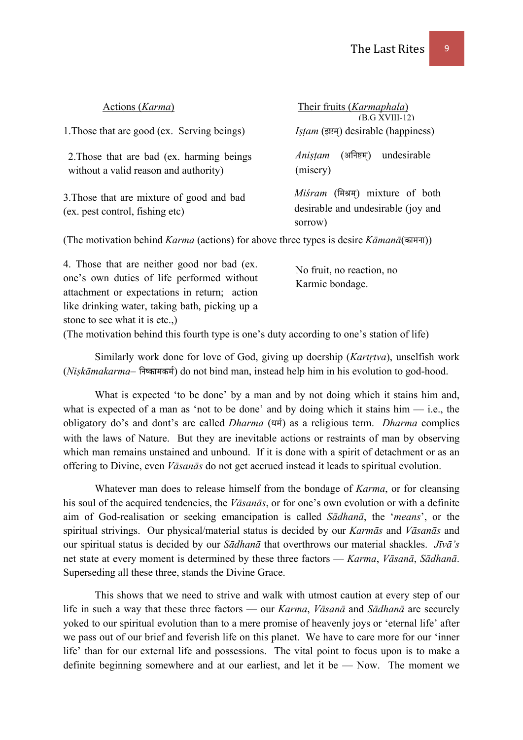| Actions (*Karma*) | Their fruits (*Karmaphala*) (B.G XVIII-12) |
|---|---|
| 1.Those that are good (ex. Serving beings) | *Iṣṭam* (इष्टम्) desirable (happiness) |
| 2.Those that are bad (ex. harming beings without a valid reason and authority) | *Aniṣṭam* (अनिष्टम्) undesirable (misery) |
| 3.Those that are mixture of good and bad (ex. pest control, fishing etc) | *Miśram* (मिश्रम्) mixture of both desirable and undesirable (joy and sorrow) |

(The motivation behind *Karma* (actions) for above three types is desire *Kāmanā*(कामना))

| | |
|---|---|
| 4. Those that are neither good nor bad (ex. one's own duties of life performed without attachment or expectations in return; action like drinking water, taking bath, picking up a stone to see what it is etc.,) | No fruit, no reaction, no Karmic bondage. |

(The motivation behind this fourth type is one's duty according to one's station of life)

Similarly work done for love of God, giving up doership (*Kartṛtva*), unselfish work (*Niṣkāmakarma*– निष्कामकर्म) do not bind man, instead help him in his evolution to god-hood.

What is expected 'to be done' by a man and by not doing which it stains him and, what is expected of a man as 'not to be done' and by doing which it stains him — i.e., the obligatory do's and dont's are called *Dharma* (धर्म) as a religious term. *Dharma* complies with the laws of Nature. But they are inevitable actions or restraints of man by observing which man remains unstained and unbound. If it is done with a spirit of detachment or as an offering to Divine, even *Vāsanās* do not get accrued instead it leads to spiritual evolution.

Whatever man does to release himself from the bondage of *Karma*, or for cleansing his soul of the acquired tendencies, the *Vāsanās*, or for one's own evolution or with a definite aim of God-realisation or seeking emancipation is called *Sādhanā*, the '*means*', or the spiritual strivings. Our physical/material status is decided by our *Karmās* and *Vāsanās* and our spiritual status is decided by our *Sādhanā* that overthrows our material shackles. *Jīvā's* net state at every moment is determined by these three factors — *Karma*, *Vāsanā*, *Sādhanā*. Superseding all these three, stands the Divine Grace.

This shows that we need to strive and walk with utmost caution at every step of our life in such a way that these three factors — our *Karma*, *Vāsanā* and *Sādhanā* are securely yoked to our spiritual evolution than to a mere promise of heavenly joys or 'eternal life' after we pass out of our brief and feverish life on this planet. We have to care more for our 'inner life' than for our external life and possessions. The vital point to focus upon is to make a definite beginning somewhere and at our earliest, and let it be — Now. The moment we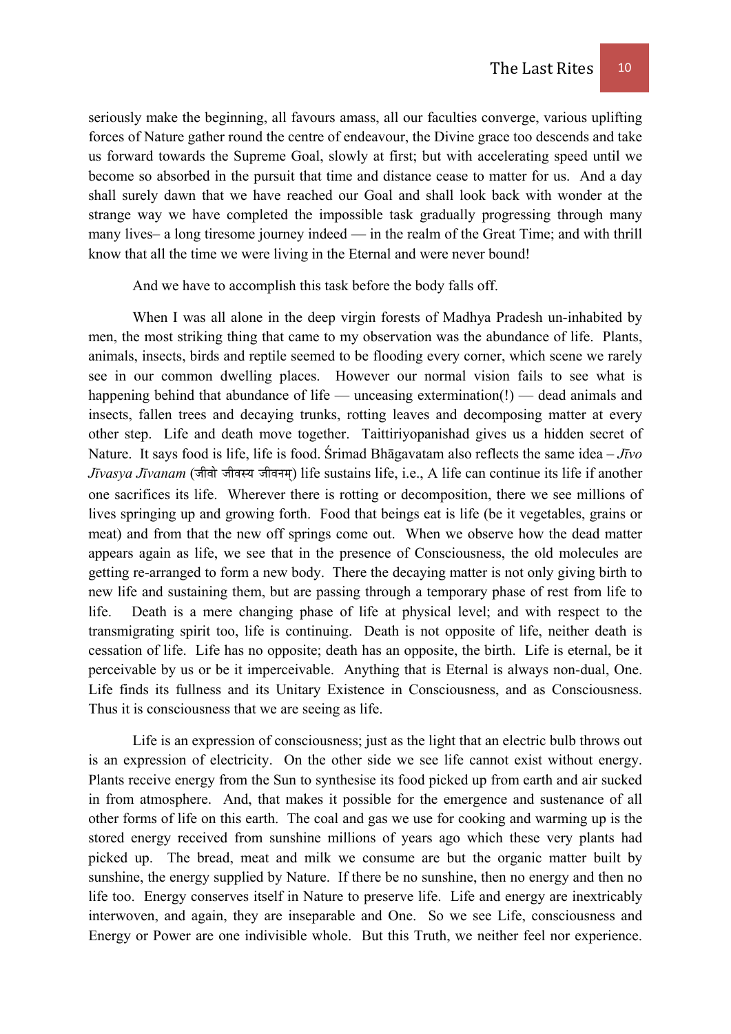seriously make the beginning, all favours amass, all our faculties converge, various uplifting forces of Nature gather round the centre of endeavour, the Divine grace too descends and take us forward towards the Supreme Goal, slowly at first; but with accelerating speed until we become so absorbed in the pursuit that time and distance cease to matter for us. And a day shall surely dawn that we have reached our Goal and shall look back with wonder at the strange way we have completed the impossible task gradually progressing through many many lives– a long tiresome journey indeed — in the realm of the Great Time; and with thrill know that all the time we were living in the Eternal and were never bound!

And we have to accomplish this task before the body falls off.

When I was all alone in the deep virgin forests of Madhya Pradesh un-inhabited by men, the most striking thing that came to my observation was the abundance of life. Plants, animals, insects, birds and reptile seemed to be flooding every corner, which scene we rarely see in our common dwelling places. However our normal vision fails to see what is happening behind that abundance of life — unceasing extermination(!) — dead animals and insects, fallen trees and decaying trunks, rotting leaves and decomposing matter at every other step. Life and death move together. Taittiriyopanishad gives us a hidden secret of Nature. It says food is life, life is food. Śrimad Bhāgavatam also reflects the same idea – *Jīvo Jīvasya Jīvanam* (जीवो जीवस्य जीवनम्) life sustains life, i.e., A life can continue its life if another one sacrifices its life. Wherever there is rotting or decomposition, there we see millions of lives springing up and growing forth. Food that beings eat is life (be it vegetables, grains or meat) and from that the new off springs come out. When we observe how the dead matter appears again as life, we see that in the presence of Consciousness, the old molecules are getting re-arranged to form a new body. There the decaying matter is not only giving birth to new life and sustaining them, but are passing through a temporary phase of rest from life to life. Death is a mere changing phase of life at physical level; and with respect to the transmigrating spirit too, life is continuing. Death is not opposite of life, neither death is cessation of life. Life has no opposite; death has an opposite, the birth. Life is eternal, be it perceivable by us or be it imperceivable. Anything that is Eternal is always non-dual, One. Life finds its fullness and its Unitary Existence in Consciousness, and as Consciousness. Thus it is consciousness that we are seeing as life.

Life is an expression of consciousness; just as the light that an electric bulb throws out is an expression of electricity. On the other side we see life cannot exist without energy. Plants receive energy from the Sun to synthesise its food picked up from earth and air sucked in from atmosphere. And, that makes it possible for the emergence and sustenance of all other forms of life on this earth. The coal and gas we use for cooking and warming up is the stored energy received from sunshine millions of years ago which these very plants had picked up. The bread, meat and milk we consume are but the organic matter built by sunshine, the energy supplied by Nature. If there be no sunshine, then no energy and then no life too. Energy conserves itself in Nature to preserve life. Life and energy are inextricably interwoven, and again, they are inseparable and One. So we see Life, consciousness and Energy or Power are one indivisible whole. But this Truth, we neither feel nor experience.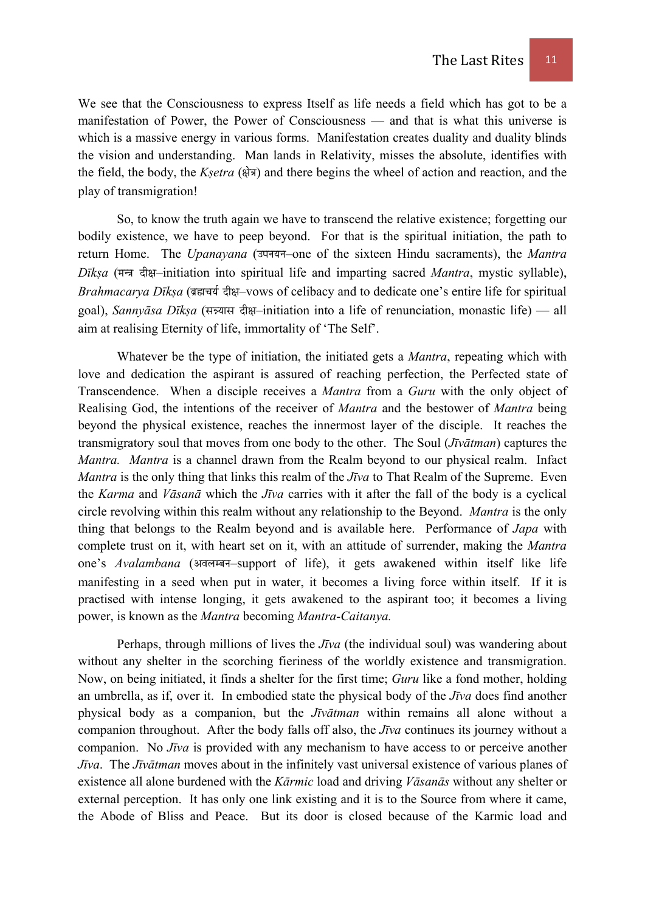We see that the Consciousness to express Itself as life needs a field which has got to be a manifestation of Power, the Power of Consciousness — and that is what this universe is which is a massive energy in various forms. Manifestation creates duality and duality blinds the vision and understanding. Man lands in Relativity, misses the absolute, identifies with the field, the body, the *Kṣetra* (क्षेत्र) and there begins the wheel of action and reaction, and the play of transmigration!

So, to know the truth again we have to transcend the relative existence; forgetting our bodily existence, we have to peep beyond. For that is the spiritual initiation, the path to return Home. The *Upanayana* (उपनयन–one of the sixteen Hindu sacraments), the *Mantra Dīkṣa* (मन्त्र दीक्ष–initiation into spiritual life and imparting sacred *Mantra*, mystic syllable), *Brahmacarya Dīkṣa* (ब्रह्मचर्य दीक्ष–vows of celibacy and to dedicate one's entire life for spiritual goal), *Sannyāsa Dīkṣa* (सन्न्यास दीक्ष–initiation into a life of renunciation, monastic life) — all aim at realising Eternity of life, immortality of 'The Self'.

Whatever be the type of initiation, the initiated gets a *Mantra*, repeating which with love and dedication the aspirant is assured of reaching perfection, the Perfected state of Transcendence. When a disciple receives a *Mantra* from a *Guru* with the only object of Realising God, the intentions of the receiver of *Mantra* and the bestower of *Mantra* being beyond the physical existence, reaches the innermost layer of the disciple. It reaches the transmigratory soul that moves from one body to the other. The Soul (*Jīvātman*) captures the *Mantra. Mantra* is a channel drawn from the Realm beyond to our physical realm. Infact *Mantra* is the only thing that links this realm of the *Jīva* to That Realm of the Supreme. Even the *Karma* and *Vāsanā* which the *Jīva* carries with it after the fall of the body is a cyclical circle revolving within this realm without any relationship to the Beyond. *Mantra* is the only thing that belongs to the Realm beyond and is available here. Performance of *Japa* with complete trust on it, with heart set on it, with an attitude of surrender, making the *Mantra* one's *Avalambana* (अवलम्बन–support of life), it gets awakened within itself like life manifesting in a seed when put in water, it becomes a living force within itself. If it is practised with intense longing, it gets awakened to the aspirant too; it becomes a living power, is known as the *Mantra* becoming *Mantra-Caitanya.*

Perhaps, through millions of lives the *Jīva* (the individual soul) was wandering about without any shelter in the scorching fieriness of the worldly existence and transmigration. Now, on being initiated, it finds a shelter for the first time; *Guru* like a fond mother, holding an umbrella, as if, over it. In embodied state the physical body of the *Jīva* does find another physical body as a companion, but the *Jīvātman* within remains all alone without a companion throughout. After the body falls off also, the *Jīva* continues its journey without a companion. No *Jīva* is provided with any mechanism to have access to or perceive another *Jīva*. The *Jīvātman* moves about in the infinitely vast universal existence of various planes of existence all alone burdened with the *Kārmic* load and driving *Vāsanās* without any shelter or external perception. It has only one link existing and it is to the Source from where it came, the Abode of Bliss and Peace. But its door is closed because of the Karmic load and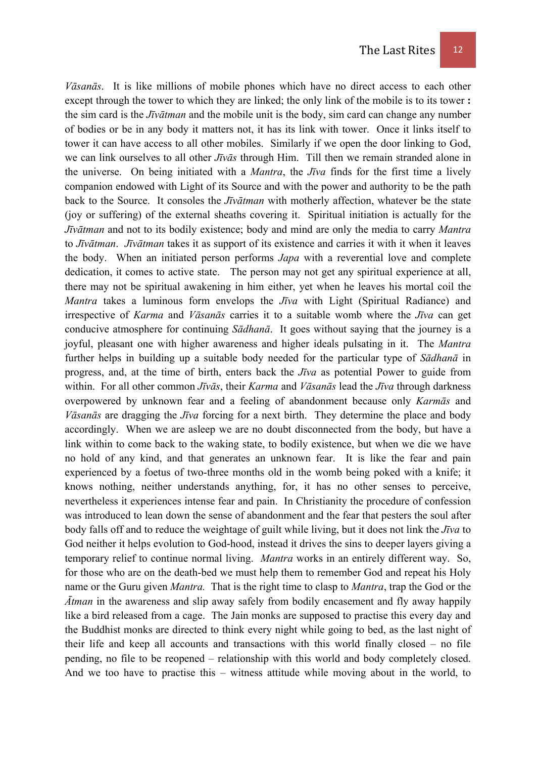*Vāsanās*. It is like millions of mobile phones which have no direct access to each other except through the tower to which they are linked; the only link of the mobile is to its tower **:** the sim card is the *Jīvātman* and the mobile unit is the body, sim card can change any number of bodies or be in any body it matters not, it has its link with tower. Once it links itself to tower it can have access to all other mobiles. Similarly if we open the door linking to God, we can link ourselves to all other *Jīvās* through Him. Till then we remain stranded alone in the universe. On being initiated with a *Mantra*, the *Jīva* finds for the first time a lively companion endowed with Light of its Source and with the power and authority to be the path back to the Source. It consoles the *Jīvātman* with motherly affection, whatever be the state (joy or suffering) of the external sheaths covering it. Spiritual initiation is actually for the *Jīvātman* and not to its bodily existence; body and mind are only the media to carry *Mantra* to *Jīvātman*. *Jīvātman* takes it as support of its existence and carries it with it when it leaves the body. When an initiated person performs *Japa* with a reverential love and complete dedication, it comes to active state. The person may not get any spiritual experience at all, there may not be spiritual awakening in him either, yet when he leaves his mortal coil the *Mantra* takes a luminous form envelops the *Jīva* with Light (Spiritual Radiance) and irrespective of *Karma* and *Vāsanās* carries it to a suitable womb where the *Jīva* can get conducive atmosphere for continuing *Sādhanā*. It goes without saying that the journey is a joyful, pleasant one with higher awareness and higher ideals pulsating in it. The *Mantra* further helps in building up a suitable body needed for the particular type of *Sādhanā* in progress, and, at the time of birth, enters back the *Jīva* as potential Power to guide from within. For all other common *Jīvās*, their *Karma* and *Vāsanās* lead the *Jīva* through darkness overpowered by unknown fear and a feeling of abandonment because only *Karmās* and *Vāsanās* are dragging the *Jīva* forcing for a next birth. They determine the place and body accordingly. When we are asleep we are no doubt disconnected from the body, but have a link within to come back to the waking state, to bodily existence, but when we die we have no hold of any kind, and that generates an unknown fear. It is like the fear and pain experienced by a foetus of two-three months old in the womb being poked with a knife; it knows nothing, neither understands anything, for, it has no other senses to perceive, nevertheless it experiences intense fear and pain. In Christianity the procedure of confession was introduced to lean down the sense of abandonment and the fear that pesters the soul after body falls off and to reduce the weightage of guilt while living, but it does not link the *Jīva* to God neither it helps evolution to God-hood, instead it drives the sins to deeper layers giving a temporary relief to continue normal living. *Mantra* works in an entirely different way. So, for those who are on the death-bed we must help them to remember God and repeat his Holy name or the Guru given *Mantra.* That is the right time to clasp to *Mantra*, trap the God or the *Ātman* in the awareness and slip away safely from bodily encasement and fly away happily like a bird released from a cage. The Jain monks are supposed to practise this every day and the Buddhist monks are directed to think every night while going to bed, as the last night of their life and keep all accounts and transactions with this world finally closed – no file pending, no file to be reopened – relationship with this world and body completely closed. And we too have to practise this – witness attitude while moving about in the world, to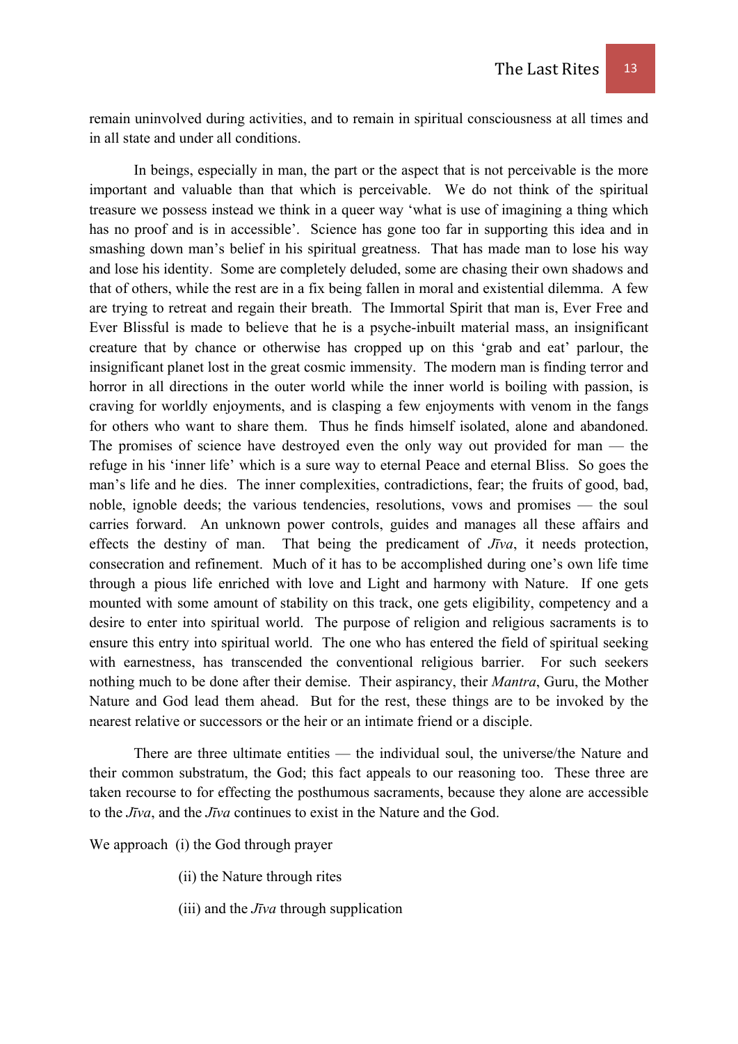remain uninvolved during activities, and to remain in spiritual consciousness at all times and in all state and under all conditions.

In beings, especially in man, the part or the aspect that is not perceivable is the more important and valuable than that which is perceivable. We do not think of the spiritual treasure we possess instead we think in a queer way 'what is use of imagining a thing which has no proof and is in accessible'. Science has gone too far in supporting this idea and in smashing down man's belief in his spiritual greatness. That has made man to lose his way and lose his identity. Some are completely deluded, some are chasing their own shadows and that of others, while the rest are in a fix being fallen in moral and existential dilemma. A few are trying to retreat and regain their breath. The Immortal Spirit that man is, Ever Free and Ever Blissful is made to believe that he is a psyche-inbuilt material mass, an insignificant creature that by chance or otherwise has cropped up on this 'grab and eat' parlour, the insignificant planet lost in the great cosmic immensity. The modern man is finding terror and horror in all directions in the outer world while the inner world is boiling with passion, is craving for worldly enjoyments, and is clasping a few enjoyments with venom in the fangs for others who want to share them. Thus he finds himself isolated, alone and abandoned. The promises of science have destroyed even the only way out provided for man — the refuge in his 'inner life' which is a sure way to eternal Peace and eternal Bliss. So goes the man's life and he dies. The inner complexities, contradictions, fear; the fruits of good, bad, noble, ignoble deeds; the various tendencies, resolutions, vows and promises — the soul carries forward. An unknown power controls, guides and manages all these affairs and effects the destiny of man. That being the predicament of *Jīva*, it needs protection, consecration and refinement. Much of it has to be accomplished during one's own life time through a pious life enriched with love and Light and harmony with Nature. If one gets mounted with some amount of stability on this track, one gets eligibility, competency and a desire to enter into spiritual world. The purpose of religion and religious sacraments is to ensure this entry into spiritual world. The one who has entered the field of spiritual seeking with earnestness, has transcended the conventional religious barrier. For such seekers nothing much to be done after their demise. Their aspirancy, their *Mantra*, Guru, the Mother Nature and God lead them ahead. But for the rest, these things are to be invoked by the nearest relative or successors or the heir or an intimate friend or a disciple.

There are three ultimate entities — the individual soul, the universe/the Nature and their common substratum, the God; this fact appeals to our reasoning too. These three are taken recourse to for effecting the posthumous sacraments, because they alone are accessible to the *Jīva*, and the *Jīva* continues to exist in the Nature and the God.

We approach (i) the God through prayer

(ii) the Nature through rites

(iii) and the *Jīva* through supplication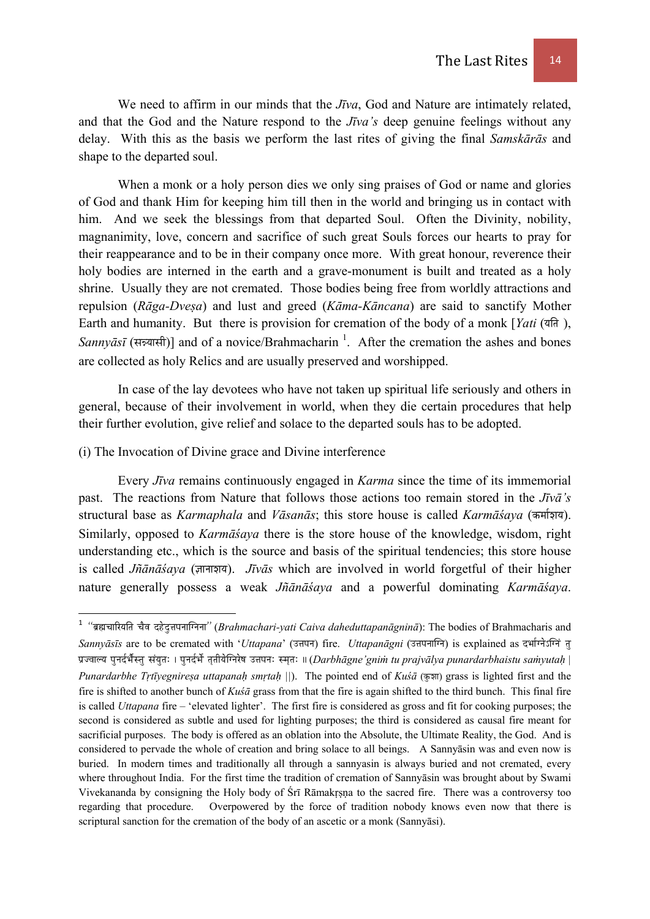We need to affirm in our minds that the *Jīva*, God and Nature are intimately related, and that the God and the Nature respond to the *Jīva's* deep genuine feelings without any delay. With this as the basis we perform the last rites of giving the final *Samskārās* and shape to the departed soul.

When a monk or a holy person dies we only sing praises of God or name and glories of God and thank Him for keeping him till then in the world and bringing us in contact with him. And we seek the blessings from that departed Soul. Often the Divinity, nobility, magnanimity, love, concern and sacrifice of such great Souls forces our hearts to pray for their reappearance and to be in their company once more. With great honour, reverence their holy bodies are interned in the earth and a grave-monument is built and treated as a holy shrine. Usually they are not cremated. Those bodies being free from worldly attractions and repulsion (*Rāga-Dveṣa*) and lust and greed (*Kāma-Kāncana*) are said to sanctify Mother Earth and humanity. But there is provision for cremation of the body of a monk [*Yati* (यति ), *Sannyāsī* (सन्न्यासी)] and of a novice/Brahmacharin [1]. After the cremation the ashes and bones are collected as holy Relics and are usually preserved and worshipped.

In case of the lay devotees who have not taken up spiritual life seriously and others in general, because of their involvement in world, when they die certain procedures that help their further evolution, give relief and solace to the departed souls has to be adopted.

(i) The Invocation of Divine grace and Divine interference

Every *Jīva* remains continuously engaged in *Karma* since the time of its immemorial past. The reactions from Nature that follows those actions too remain stored in the *Jīvā's* structural base as *Karmaphala* and *Vāsanās*; this store house is called *Karmāśaya* (कर्माशय). Similarly, opposed to *Karmāśaya* there is the store house of the knowledge, wisdom, right understanding etc., which is the source and basis of the spiritual tendencies; this store house is called *Jñānāśaya* (ज्ञानाशय). *Jīvās* which are involved in world forgetful of their higher nature generally possess a weak *Jñānāśaya* and a powerful dominating *Karmāśaya*.

---

[1] *"ब्रह्मचारियति चैव दहेदुत्तपनाग्निना"* (*Brahmachari-yati Caiva daheduttapanāgninā*): The bodies of Brahmacharis and *Sannyāsīs* are to be cremated with '*Uttapana*' (उत्तपन) fire. *Uttapanāgni* (उत्तपनाग्नि) is explained as दर्भाग्नेऽग्निं तु प्रज्वाल्य पुनर्दर्भैस्तु संयुतः । पुनर्दर्भे तृतीयेग्निरेष उत्तपनः स्मृतः ॥ (*Darbhāgne'gniṁ tu prajvālya punardarbhaistu saṁyutaḥ | Punardarbhe Tṛtīyegnireṣa uttapanaḥ smṛtaḥ ||*). The pointed end of *Kuśā* (कुशा) grass is lighted first and the fire is shifted to another bunch of *Kuśā* grass from that the fire is again shifted to the third bunch. This final fire is called *Uttapana* fire – 'elevated lighter'. The first fire is considered as gross and fit for cooking purposes; the second is considered as subtle and used for lighting purposes; the third is considered as causal fire meant for sacrificial purposes. The body is offered as an oblation into the Absolute, the Ultimate Reality, the God. And is considered to pervade the whole of creation and bring solace to all beings. A Sannyāsin was and even now is buried. In modern times and traditionally all through a sannyasin is always buried and not cremated, every where throughout India. For the first time the tradition of cremation of Sannyāsin was brought about by Swami Vivekananda by consigning the Holy body of Śrī Rāmakṛṣṇa to the sacred fire. There was a controversy too regarding that procedure. Overpowered by the force of tradition nobody knows even now that there is scriptural sanction for the cremation of the body of an ascetic or a monk (Sannyāsi).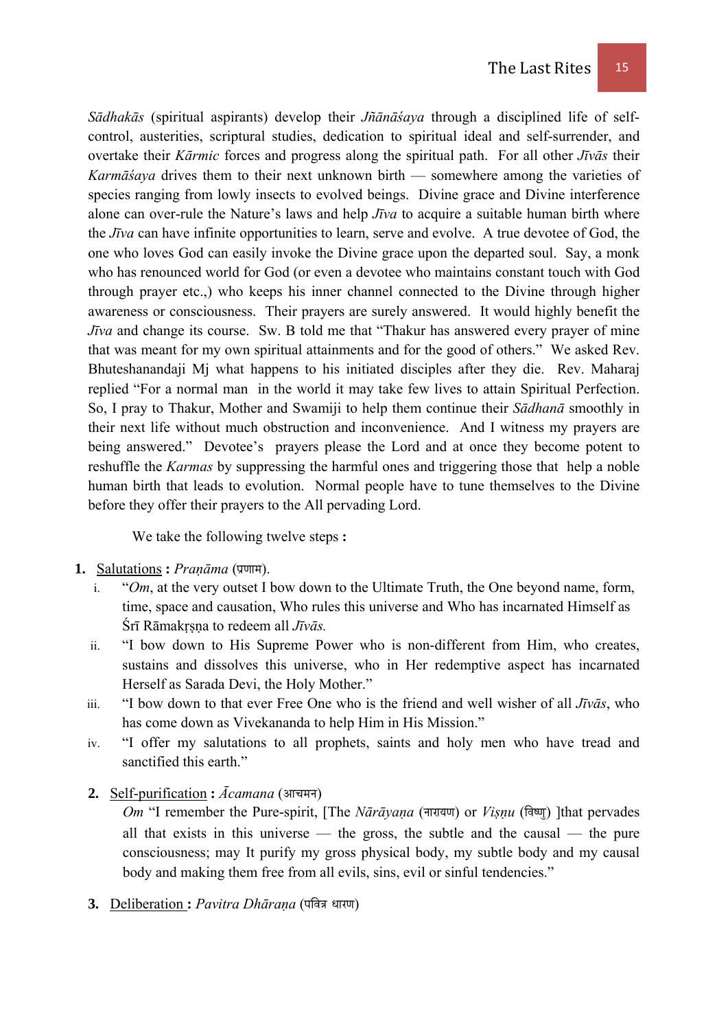*Sādhakās* (spiritual aspirants) develop their *Jñānāśaya* through a disciplined life of self-control, austerities, scriptural studies, dedication to spiritual ideal and self-surrender, and overtake their *Kārmic* forces and progress along the spiritual path. For all other *Jīvās* their *Karmāśaya* drives them to their next unknown birth — somewhere among the varieties of species ranging from lowly insects to evolved beings. Divine grace and Divine interference alone can over-rule the Nature's laws and help *Jīva* to acquire a suitable human birth where the *Jīva* can have infinite opportunities to learn, serve and evolve. A true devotee of God, the one who loves God can easily invoke the Divine grace upon the departed soul. Say, a monk who has renounced world for God (or even a devotee who maintains constant touch with God through prayer etc.,) who keeps his inner channel connected to the Divine through higher awareness or consciousness. Their prayers are surely answered. It would highly benefit the *Jīva* and change its course. Sw. B told me that "Thakur has answered every prayer of mine that was meant for my own spiritual attainments and for the good of others." We asked Rev. Bhuteshanandaji Mj what happens to his initiated disciples after they die. Rev. Maharaj replied "For a normal man in the world it may take few lives to attain Spiritual Perfection. So, I pray to Thakur, Mother and Swamiji to help them continue their *Sādhanā* smoothly in their next life without much obstruction and inconvenience. And I witness my prayers are being answered." Devotee's prayers please the Lord and at once they become potent to reshuffle the *Karmas* by suppressing the harmful ones and triggering those that help a noble human birth that leads to evolution. Normal people have to tune themselves to the Divine before they offer their prayers to the All pervading Lord.

We take the following twelve steps **:**

1. <u>Salutations</u> **:** *Praṇāma* (प्रणाम).
   1. "*Om*, at the very outset I bow down to the Ultimate Truth, the One beyond name, form, time, space and causation, Who rules this universe and Who has incarnated Himself as Śrī Rāmakṛṣṇa to redeem all *Jīvās.*
   2. "I bow down to His Supreme Power who is non-different from Him, who creates, sustains and dissolves this universe, who in Her redemptive aspect has incarnated Herself as Sarada Devi, the Holy Mother."
   3. "I bow down to that ever Free One who is the friend and well wisher of all *Jīvās*, who has come down as Vivekananda to help Him in His Mission."
   4. "I offer my salutations to all prophets, saints and holy men who have tread and sanctified this earth."

2. <u>Self-purification</u> **:** *Ācamana* (आचमन)

   *Om* "I remember the Pure-spirit, [The *Nārāyaṇa* (नारायण) or *Viṣṇu* (विष्णु) ]that pervades all that exists in this universe — the gross, the subtle and the causal — the pure consciousness; may It purify my gross physical body, my subtle body and my causal body and making them free from all evils, sins, evil or sinful tendencies."

3. <u>Deliberation</u> **:** *Pavitra Dhāraṇa* (पवित्र धारण)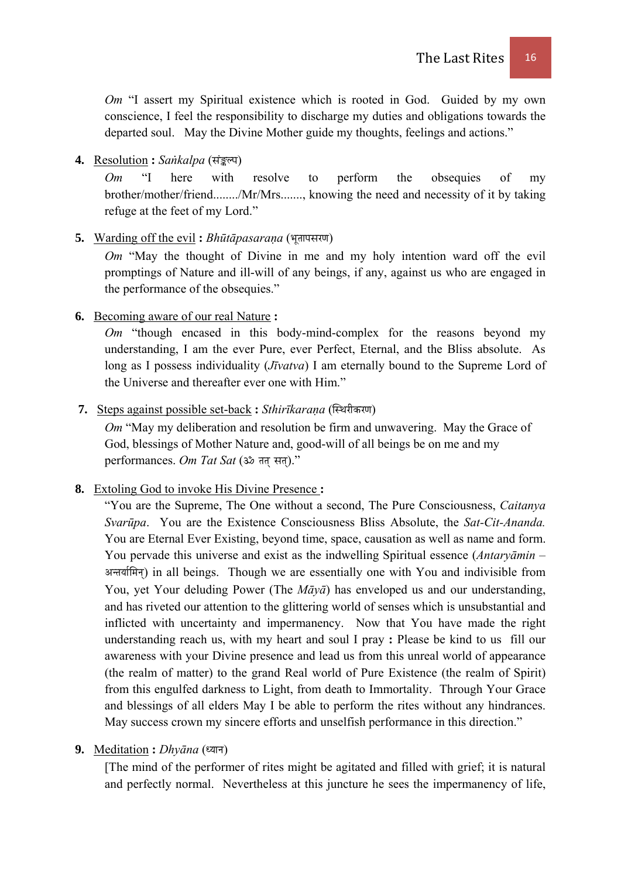*Om* "I assert my Spiritual existence which is rooted in God. Guided by my own conscience, I feel the responsibility to discharge my duties and obligations towards the departed soul. May the Divine Mother guide my thoughts, feelings and actions."

**4.** <u>Resolution</u> **:** *Saṅkalpa* (संङ्कल्प)

*Om* "I here with resolve to perform the obsequies of my brother/mother/friend......../Mr/Mrs......., knowing the need and necessity of it by taking refuge at the feet of my Lord."

**5.** <u>Warding off the evil</u> **:** *Bhūtāpasaraṇa* (भूतापसरण)

*Om* "May the thought of Divine in me and my holy intention ward off the evil promptings of Nature and ill-will of any beings, if any, against us who are engaged in the performance of the obsequies."

**6.** <u>Becoming aware of our real Nature</u> **:**

*Om* "though encased in this body-mind-complex for the reasons beyond my understanding, I am the ever Pure, ever Perfect, Eternal, and the Bliss absolute. As long as I possess individuality (*Jīvatva*) I am eternally bound to the Supreme Lord of the Universe and thereafter ever one with Him."

**7.** <u>Steps against possible set-back</u> **:** *Sthirīkaraṇa* (स्थिरीकरण)

*Om* "May my deliberation and resolution be firm and unwavering. May the Grace of God, blessings of Mother Nature and, good-will of all beings be on me and my performances. *Om Tat Sat* (ॐ तत् सत्)."

**8.** <u>Extoling God to invoke His Divine Presence</u> **:**

"You are the Supreme, The One without a second, The Pure Consciousness, *Caitanya Svarūpa*. You are the Existence Consciousness Bliss Absolute, the *Sat-Cit-Ananda.* You are Eternal Ever Existing, beyond time, space, causation as well as name and form. You pervade this universe and exist as the indwelling Spiritual essence (*Antaryāmin* – अन्तर्यामिन्) in all beings. Though we are essentially one with You and indivisible from You, yet Your deluding Power (The *Māyā*) has enveloped us and our understanding, and has riveted our attention to the glittering world of senses which is unsubstantial and inflicted with uncertainty and impermanency. Now that You have made the right understanding reach us, with my heart and soul I pray **:** Please be kind to us fill our awareness with your Divine presence and lead us from this unreal world of appearance (the realm of matter) to the grand Real world of Pure Existence (the realm of Spirit) from this engulfed darkness to Light, from death to Immortality. Through Your Grace and blessings of all elders May I be able to perform the rites without any hindrances. May success crown my sincere efforts and unselfish performance in this direction."

**9.** <u>Meditation</u> **:** *Dhyāna* (ध्यान)

[The mind of the performer of rites might be agitated and filled with grief; it is natural and perfectly normal. Nevertheless at this juncture he sees the impermanency of life,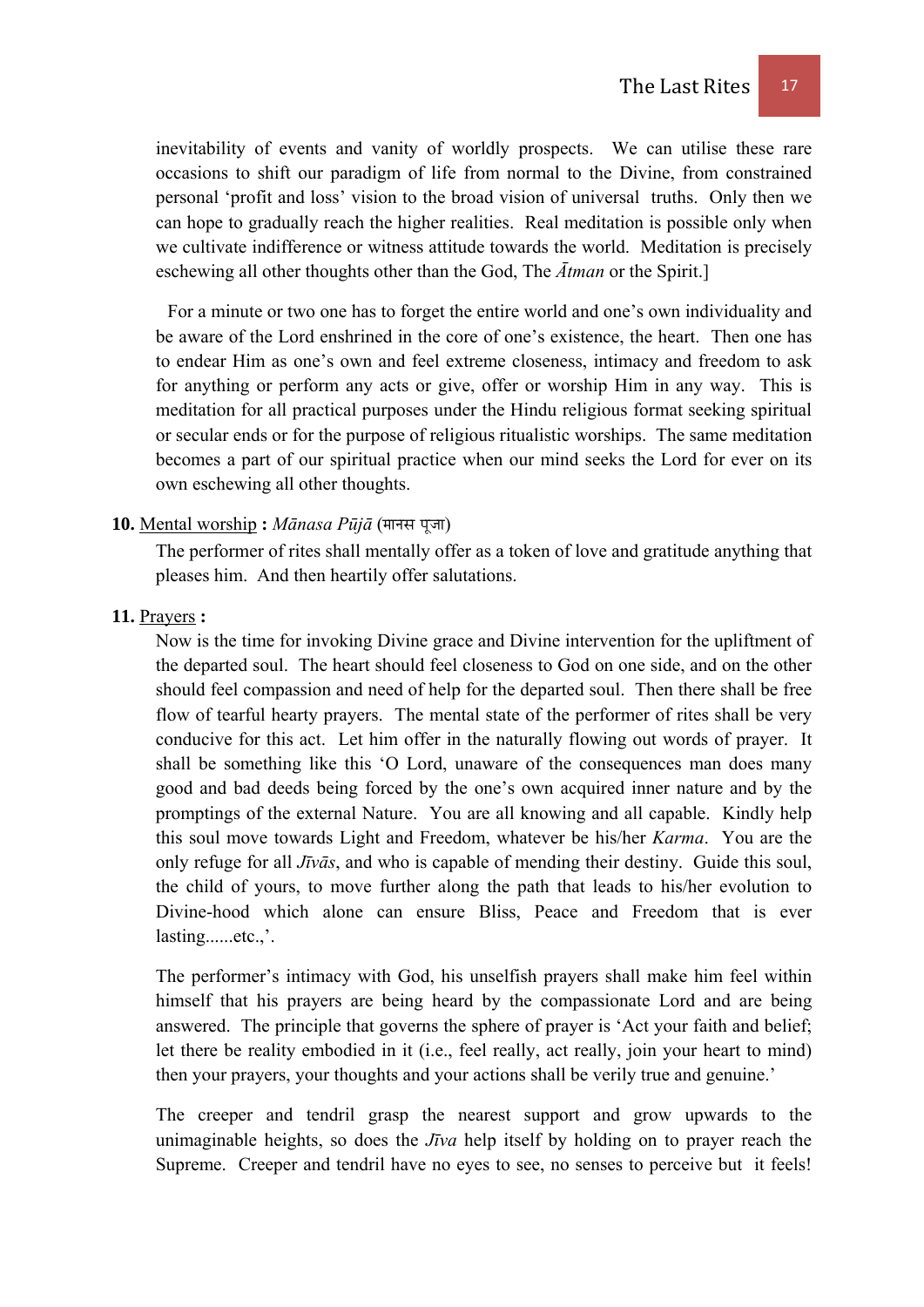inevitability of events and vanity of worldly prospects. We can utilise these rare occasions to shift our paradigm of life from normal to the Divine, from constrained personal 'profit and loss' vision to the broad vision of universal truths. Only then we can hope to gradually reach the higher realities. Real meditation is possible only when we cultivate indifference or witness attitude towards the world. Meditation is precisely eschewing all other thoughts other than the God, The *Ātman* or the Spirit.]

For a minute or two one has to forget the entire world and one's own individuality and be aware of the Lord enshrined in the core of one's existence, the heart. Then one has to endear Him as one's own and feel extreme closeness, intimacy and freedom to ask for anything or perform any acts or give, offer or worship Him in any way. This is meditation for all practical purposes under the Hindu religious format seeking spiritual or secular ends or for the purpose of religious ritualistic worships. The same meditation becomes a part of our spiritual practice when our mind seeks the Lord for ever on its own eschewing all other thoughts.

**10.** Mental worship **:** *Mānasa Pūjā* (मानस पूजा)

The performer of rites shall mentally offer as a token of love and gratitude anything that pleases him. And then heartily offer salutations.

**11.** Prayers **:**

Now is the time for invoking Divine grace and Divine intervention for the upliftment of the departed soul. The heart should feel closeness to God on one side, and on the other should feel compassion and need of help for the departed soul. Then there shall be free flow of tearful hearty prayers. The mental state of the performer of rites shall be very conducive for this act. Let him offer in the naturally flowing out words of prayer. It shall be something like this 'O Lord, unaware of the consequences man does many good and bad deeds being forced by the one's own acquired inner nature and by the promptings of the external Nature. You are all knowing and all capable. Kindly help this soul move towards Light and Freedom, whatever be his/her *Karma*. You are the only refuge for all *Jīvās*, and who is capable of mending their destiny. Guide this soul, the child of yours, to move further along the path that leads to his/her evolution to Divine-hood which alone can ensure Bliss, Peace and Freedom that is ever lasting......etc.,'.

The performer's intimacy with God, his unselfish prayers shall make him feel within himself that his prayers are being heard by the compassionate Lord and are being answered. The principle that governs the sphere of prayer is 'Act your faith and belief; let there be reality embodied in it (i.e., feel really, act really, join your heart to mind) then your prayers, your thoughts and your actions shall be verily true and genuine.'

The creeper and tendril grasp the nearest support and grow upwards to the unimaginable heights, so does the *Jīva* help itself by holding on to prayer reach the Supreme. Creeper and tendril have no eyes to see, no senses to perceive but it feels!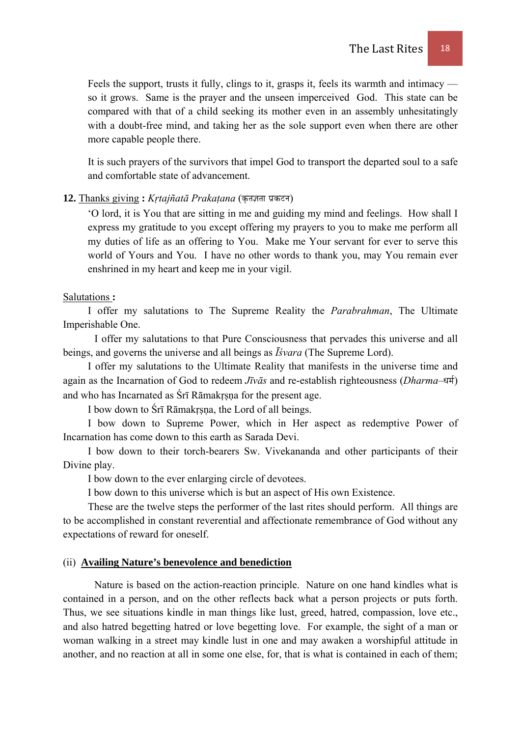Feels the support, trusts it fully, clings to it, grasps it, feels its warmth and intimacy — so it grows. Same is the prayer and the unseen imperceived God. This state can be compared with that of a child seeking its mother even in an assembly unhesitatingly with a doubt-free mind, and taking her as the sole support even when there are other more capable people there.

It is such prayers of the survivors that impel God to transport the departed soul to a safe and comfortable state of advancement.

**12.** Thanks giving **:** *Kṛtajñatā Prakaṭana* (कृतज्ञता प्रकटन)

'O lord, it is You that are sitting in me and guiding my mind and feelings. How shall I express my gratitude to you except offering my prayers to you to make me perform all my duties of life as an offering to You. Make me Your servant for ever to serve this world of Yours and You. I have no other words to thank you, may You remain ever enshrined in my heart and keep me in your vigil.

Salutations **:**

I offer my salutations to The Supreme Reality the *Parabrahman*, The Ultimate Imperishable One.

I offer my salutations to that Pure Consciousness that pervades this universe and all beings, and governs the universe and all beings as *Īśvara* (The Supreme Lord).

I offer my salutations to the Ultimate Reality that manifests in the universe time and again as the Incarnation of God to redeem *Jīvās* and re-establish righteousness (*Dharma*–धर्म) and who has Incarnated as Śrī Rāmakṛṣṇa for the present age.

I bow down to Śrī Rāmakṛṣṇa, the Lord of all beings.

I bow down to Supreme Power, which in Her aspect as redemptive Power of Incarnation has come down to this earth as Sarada Devi.

I bow down to their torch-bearers Sw. Vivekananda and other participants of their Divine play.

I bow down to the ever enlarging circle of devotees.

I bow down to this universe which is but an aspect of His own Existence.

These are the twelve steps the performer of the last rites should perform. All things are to be accomplished in constant reverential and affectionate remembrance of God without any expectations of reward for oneself.

### (ii) **Availing Nature's benevolence and benediction**

Nature is based on the action-reaction principle. Nature on one hand kindles what is contained in a person, and on the other reflects back what a person projects or puts forth. Thus, we see situations kindle in man things like lust, greed, hatred, compassion, love etc., and also hatred begetting hatred or love begetting love. For example, the sight of a man or woman walking in a street may kindle lust in one and may awaken a worshipful attitude in another, and no reaction at all in some one else, for, that is what is contained in each of them;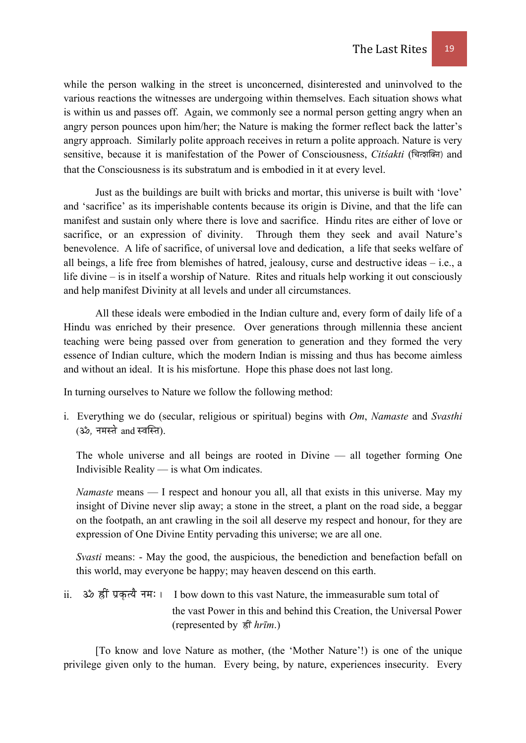while the person walking in the street is unconcerned, disinterested and uninvolved to the various reactions the witnesses are undergoing within themselves. Each situation shows what is within us and passes off. Again, we commonly see a normal person getting angry when an angry person pounces upon him/her; the Nature is making the former reflect back the latter's angry approach. Similarly polite approach receives in return a polite approach. Nature is very sensitive, because it is manifestation of the Power of Consciousness, *Citśakti* (चित्शक्ति) and that the Consciousness is its substratum and is embodied in it at every level.

Just as the buildings are built with bricks and mortar, this universe is built with 'love' and 'sacrifice' as its imperishable contents because its origin is Divine, and that the life can manifest and sustain only where there is love and sacrifice. Hindu rites are either of love or sacrifice, or an expression of divinity. Through them they seek and avail Nature's benevolence. A life of sacrifice, of universal love and dedication, a life that seeks welfare of all beings, a life free from blemishes of hatred, jealousy, curse and destructive ideas – i.e., a life divine – is in itself a worship of Nature. Rites and rituals help working it out consciously and help manifest Divinity at all levels and under all circumstances.

All these ideals were embodied in the Indian culture and, every form of daily life of a Hindu was enriched by their presence. Over generations through millennia these ancient teaching were being passed over from generation to generation and they formed the very essence of Indian culture, which the modern Indian is missing and thus has become aimless and without an ideal. It is his misfortune. Hope this phase does not last long.

In turning ourselves to Nature we follow the following method:

i. Everything we do (secular, religious or spiritual) begins with *Om*, *Namaste* and *Svasthi* (ॐ, नमस्ते and स्वस्ति).

   The whole universe and all beings are rooted in Divine — all together forming One Indivisible Reality — is what Om indicates.

   *Namaste* means — I respect and honour you all, all that exists in this universe. May my insight of Divine never slip away; a stone in the street, a plant on the road side, a beggar on the footpath, an ant crawling in the soil all deserve my respect and honour, for they are expression of One Divine Entity pervading this universe; we are all one.

   *Svasti* means: - May the good, the auspicious, the benediction and benefaction befall on this world, may everyone be happy; may heaven descend on this earth.

ii. ॐ ह्रीं प्रकृत्यै नमः । I bow down to this vast Nature, the immeasurable sum total of the vast Power in this and behind this Creation, the Universal Power (represented by ह्रीं *hrīm*.)

[To know and love Nature as mother, (the 'Mother Nature'!) is one of the unique privilege given only to the human. Every being, by nature, experiences insecurity. Every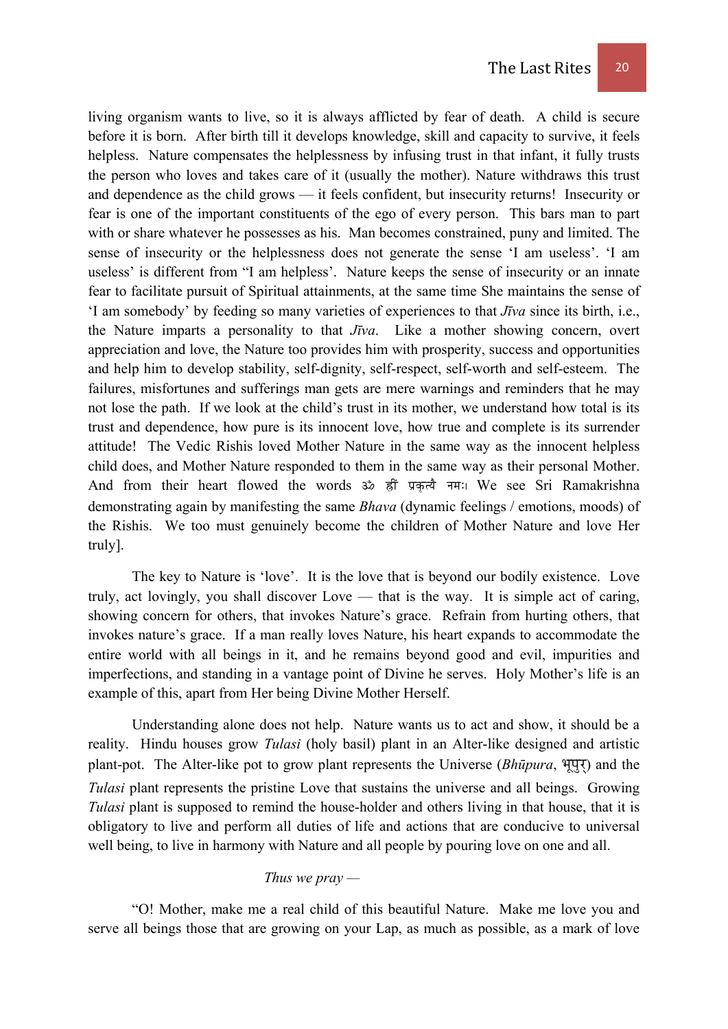living organism wants to live, so it is always afflicted by fear of death. A child is secure before it is born. After birth till it develops knowledge, skill and capacity to survive, it feels helpless. Nature compensates the helplessness by infusing trust in that infant, it fully trusts the person who loves and takes care of it (usually the mother). Nature withdraws this trust and dependence as the child grows — it feels confident, but insecurity returns! Insecurity or fear is one of the important constituents of the ego of every person. This bars man to part with or share whatever he possesses as his. Man becomes constrained, puny and limited. The sense of insecurity or the helplessness does not generate the sense 'I am useless'. 'I am useless' is different from "I am helpless'. Nature keeps the sense of insecurity or an innate fear to facilitate pursuit of Spiritual attainments, at the same time She maintains the sense of 'I am somebody' by feeding so many varieties of experiences to that *Jīva* since its birth, i.e., the Nature imparts a personality to that *Jīva*. Like a mother showing concern, overt appreciation and love, the Nature too provides him with prosperity, success and opportunities and help him to develop stability, self-dignity, self-respect, self-worth and self-esteem. The failures, misfortunes and sufferings man gets are mere warnings and reminders that he may not lose the path. If we look at the child's trust in its mother, we understand how total is its trust and dependence, how pure is its innocent love, how true and complete is its surrender attitude! The Vedic Rishis loved Mother Nature in the same way as the innocent helpless child does, and Mother Nature responded to them in the same way as their personal Mother. And from their heart flowed the words ॐ ह्रीं प्रकृत्यै नमः। We see Sri Ramakrishna demonstrating again by manifesting the same *Bhava* (dynamic feelings / emotions, moods) of the Rishis. We too must genuinely become the children of Mother Nature and love Her truly].

The key to Nature is 'love'. It is the love that is beyond our bodily existence. Love truly, act lovingly, you shall discover Love — that is the way. It is simple act of caring, showing concern for others, that invokes Nature's grace. Refrain from hurting others, that invokes nature's grace. If a man really loves Nature, his heart expands to accommodate the entire world with all beings in it, and he remains beyond good and evil, impurities and imperfections, and standing in a vantage point of Divine he serves. Holy Mother's life is an example of this, apart from Her being Divine Mother Herself.

Understanding alone does not help. Nature wants us to act and show, it should be a reality. Hindu houses grow *Tulasi* (holy basil) plant in an Alter-like designed and artistic plant-pot. The Alter-like pot to grow plant represents the Universe (*Bhūpura*, भूपुर) and the *Tulasi* plant represents the pristine Love that sustains the universe and all beings. Growing *Tulasi* plant is supposed to remind the house-holder and others living in that house, that it is obligatory to live and perform all duties of life and actions that are conducive to universal well being, to live in harmony with Nature and all people by pouring love on one and all.

*Thus we pray —*

"O! Mother, make me a real child of this beautiful Nature. Make me love you and serve all beings those that are growing on your Lap, as much as possible, as a mark of love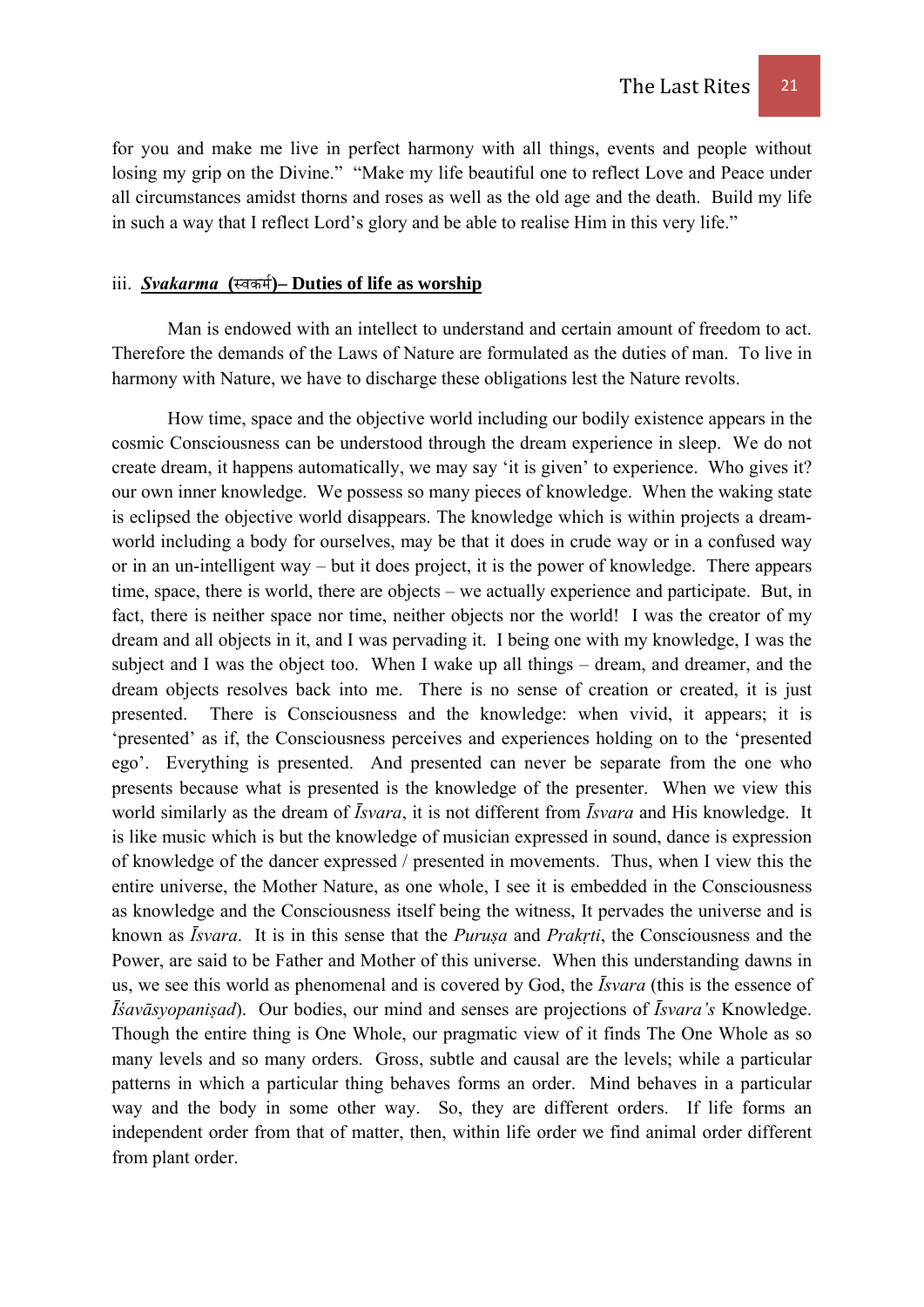for you and make me live in perfect harmony with all things, events and people without losing my grip on the Divine." "Make my life beautiful one to reflect Love and Peace under all circumstances amidst thorns and roses as well as the old age and the death. Build my life in such a way that I reflect Lord's glory and be able to realise Him in this very life."

### iii. ***Svakarma* (स्वकर्म)– Duties of life as worship**

Man is endowed with an intellect to understand and certain amount of freedom to act. Therefore the demands of the Laws of Nature are formulated as the duties of man. To live in harmony with Nature, we have to discharge these obligations lest the Nature revolts.

How time, space and the objective world including our bodily existence appears in the cosmic Consciousness can be understood through the dream experience in sleep. We do not create dream, it happens automatically, we may say 'it is given' to experience. Who gives it? our own inner knowledge. We possess so many pieces of knowledge. When the waking state is eclipsed the objective world disappears. The knowledge which is within projects a dream-world including a body for ourselves, may be that it does in crude way or in a confused way or in an un-intelligent way – but it does project, it is the power of knowledge. There appears time, space, there is world, there are objects – we actually experience and participate. But, in fact, there is neither space nor time, neither objects nor the world! I was the creator of my dream and all objects in it, and I was pervading it. I being one with my knowledge, I was the subject and I was the object too. When I wake up all things – dream, and dreamer, and the dream objects resolves back into me. There is no sense of creation or created, it is just presented. There is Consciousness and the knowledge: when vivid, it appears; it is 'presented' as if, the Consciousness perceives and experiences holding on to the 'presented ego'. Everything is presented. And presented can never be separate from the one who presents because what is presented is the knowledge of the presenter. When we view this world similarly as the dream of *Īsvara*, it is not different from *Īsvara* and His knowledge. It is like music which is but the knowledge of musician expressed in sound, dance is expression of knowledge of the dancer expressed / presented in movements. Thus, when I view this the entire universe, the Mother Nature, as one whole, I see it is embedded in the Consciousness as knowledge and the Consciousness itself being the witness, It pervades the universe and is known as *Īsvara*. It is in this sense that the *Puruṣa* and *Prakṛti*, the Consciousness and the Power, are said to be Father and Mother of this universe. When this understanding dawns in us, we see this world as phenomenal and is covered by God, the *Īsvara* (this is the essence of *Īśavāsyopaniṣad*). Our bodies, our mind and senses are projections of *Īsvara's* Knowledge. Though the entire thing is One Whole, our pragmatic view of it finds The One Whole as so many levels and so many orders. Gross, subtle and causal are the levels; while a particular patterns in which a particular thing behaves forms an order. Mind behaves in a particular way and the body in some other way. So, they are different orders. If life forms an independent order from that of matter, then, within life order we find animal order different from plant order.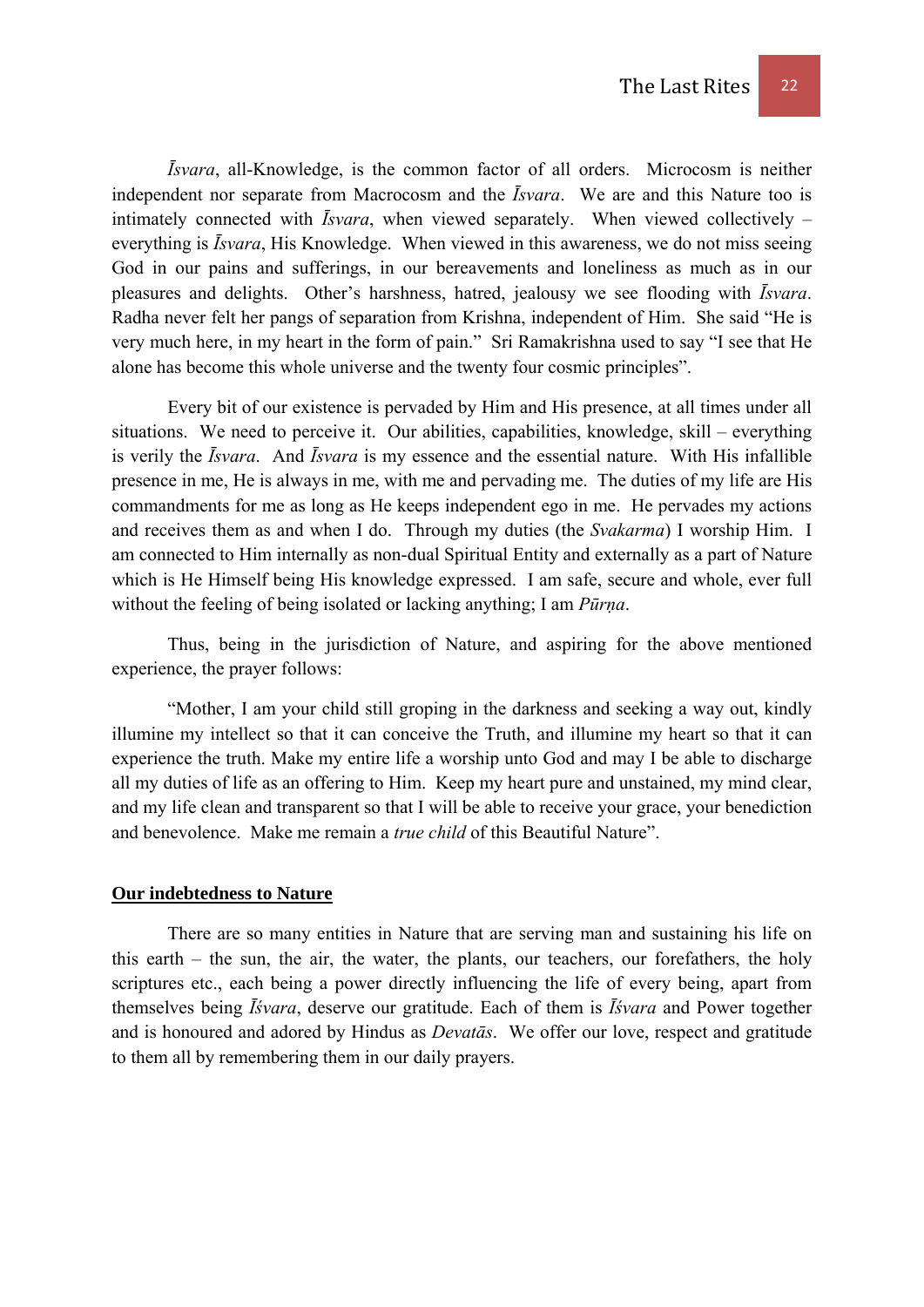*Īsvara*, all-Knowledge, is the common factor of all orders. Microcosm is neither independent nor separate from Macrocosm and the *Īsvara*. We are and this Nature too is intimately connected with *Īsvara*, when viewed separately. When viewed collectively – everything is *Īsvara*, His Knowledge. When viewed in this awareness, we do not miss seeing God in our pains and sufferings, in our bereavements and loneliness as much as in our pleasures and delights. Other's harshness, hatred, jealousy we see flooding with *Īsvara*. Radha never felt her pangs of separation from Krishna, independent of Him. She said "He is very much here, in my heart in the form of pain." Sri Ramakrishna used to say "I see that He alone has become this whole universe and the twenty four cosmic principles".

Every bit of our existence is pervaded by Him and His presence, at all times under all situations. We need to perceive it. Our abilities, capabilities, knowledge, skill – everything is verily the *Īsvara*. And *Īsvara* is my essence and the essential nature. With His infallible presence in me, He is always in me, with me and pervading me. The duties of my life are His commandments for me as long as He keeps independent ego in me. He pervades my actions and receives them as and when I do. Through my duties (the *Svakarma*) I worship Him. I am connected to Him internally as non-dual Spiritual Entity and externally as a part of Nature which is He Himself being His knowledge expressed. I am safe, secure and whole, ever full without the feeling of being isolated or lacking anything; I am *Pūrṇa*.

Thus, being in the jurisdiction of Nature, and aspiring for the above mentioned experience, the prayer follows:

"Mother, I am your child still groping in the darkness and seeking a way out, kindly illumine my intellect so that it can conceive the Truth, and illumine my heart so that it can experience the truth. Make my entire life a worship unto God and may I be able to discharge all my duties of life as an offering to Him. Keep my heart pure and unstained, my mind clear, and my life clean and transparent so that I will be able to receive your grace, your benediction and benevolence. Make me remain a *true child* of this Beautiful Nature".

**Our indebtedness to Nature**

There are so many entities in Nature that are serving man and sustaining his life on this earth – the sun, the air, the water, the plants, our teachers, our forefathers, the holy scriptures etc., each being a power directly influencing the life of every being, apart from themselves being *Īśvara*, deserve our gratitude. Each of them is *Īśvara* and Power together and is honoured and adored by Hindus as *Devatās*. We offer our love, respect and gratitude to them all by remembering them in our daily prayers.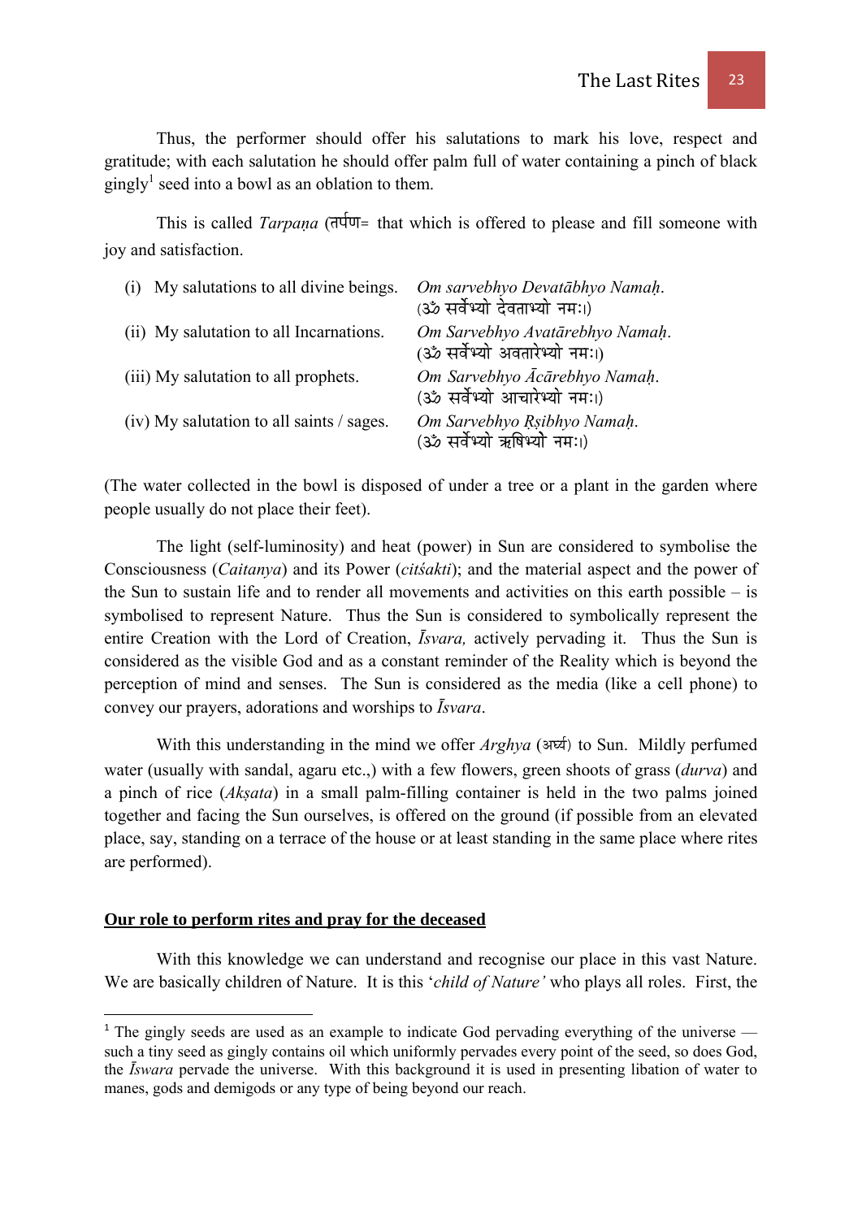Thus, the performer should offer his salutations to mark his love, respect and gratitude; with each salutation he should offer palm full of water containing a pinch of black gingly[1] seed into a bowl as an oblation to them.

This is called *Tarpaṇa* (तर्पण= that which is offered to please and fill someone with joy and satisfaction.

| | |
|---|---|
| (i) My salutations to all divine beings. | *Om sarvebhyo Devatābhyo Namaḥ.* (ॐ सर्वेभ्यो देवताभ्यो नमः।) |
| (ii) My salutation to all Incarnations. | *Om Sarvebhyo Avatārebhyo Namaḥ.* (ॐ सर्वेभ्यो अवतारेभ्यो नमः।) |
| (iii) My salutation to all prophets. | *Om Sarvebhyo Ācārebhyo Namaḥ.* (ॐ सर्वेभ्यो आचारेभ्यो नमः।) |
| (iv) My salutation to all saints / sages. | *Om Sarvebhyo Ṛṣibhyo Namaḥ.* (ॐ सर्वेभ्यो ऋषिभ्यो नमः।) |

(The water collected in the bowl is disposed of under a tree or a plant in the garden where people usually do not place their feet).

The light (self-luminosity) and heat (power) in Sun are considered to symbolise the Consciousness (*Caitanya*) and its Power (*citśakti*); and the material aspect and the power of the Sun to sustain life and to render all movements and activities on this earth possible – is symbolised to represent Nature. Thus the Sun is considered to symbolically represent the entire Creation with the Lord of Creation, *Īsvara,* actively pervading it. Thus the Sun is considered as the visible God and as a constant reminder of the Reality which is beyond the perception of mind and senses. The Sun is considered as the media (like a cell phone) to convey our prayers, adorations and worships to *Īsvara*.

With this understanding in the mind we offer *Arghya* (अर्घ्य) to Sun. Mildly perfumed water (usually with sandal, agaru etc.,) with a few flowers, green shoots of grass (*durva*) and a pinch of rice (*Akṣata*) in a small palm-filling container is held in the two palms joined together and facing the Sun ourselves, is offered on the ground (if possible from an elevated place, say, standing on a terrace of the house or at least standing in the same place where rites are performed).

**Our role to perform rites and pray for the deceased**

With this knowledge we can understand and recognise our place in this vast Nature. We are basically children of Nature. It is this '*child of Nature'* who plays all roles. First, the

---

[1] The gingly seeds are used as an example to indicate God pervading everything of the universe — such a tiny seed as gingly contains oil which uniformly pervades every point of the seed, so does God, the *Īswara* pervade the universe. With this background it is used in presenting libation of water to manes, gods and demigods or any type of being beyond our reach.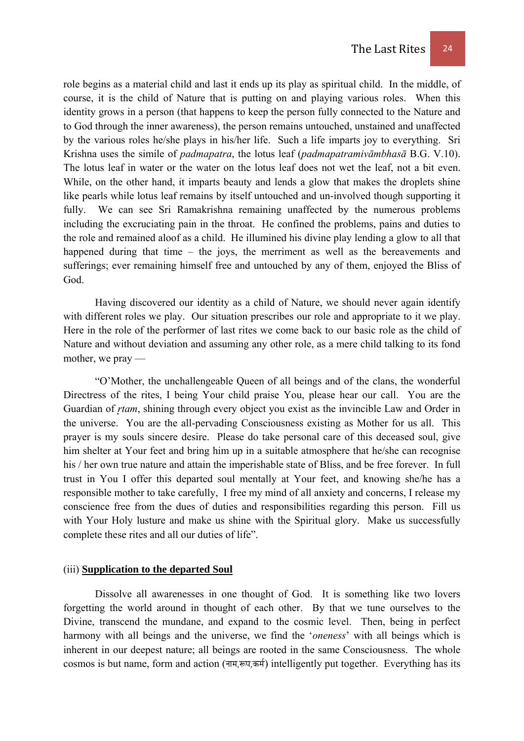role begins as a material child and last it ends up its play as spiritual child. In the middle, of course, it is the child of Nature that is putting on and playing various roles. When this identity grows in a person (that happens to keep the person fully connected to the Nature and to God through the inner awareness), the person remains untouched, unstained and unaffected by the various roles he/she plays in his/her life. Such a life imparts joy to everything. Sri Krishna uses the simile of *padmapatra*, the lotus leaf (*padmapatramivāmbhasā* B.G. V.10). The lotus leaf in water or the water on the lotus leaf does not wet the leaf, not a bit even. While, on the other hand, it imparts beauty and lends a glow that makes the droplets shine like pearls while lotus leaf remains by itself untouched and un-involved though supporting it fully. We can see Sri Ramakrishna remaining unaffected by the numerous problems including the excruciating pain in the throat. He confined the problems, pains and duties to the role and remained aloof as a child. He illumined his divine play lending a glow to all that happened during that time – the joys, the merriment as well as the bereavements and sufferings; ever remaining himself free and untouched by any of them, enjoyed the Bliss of God.

Having discovered our identity as a child of Nature, we should never again identify with different roles we play. Our situation prescribes our role and appropriate to it we play. Here in the role of the performer of last rites we come back to our basic role as the child of Nature and without deviation and assuming any other role, as a mere child talking to its fond mother, we pray —

"O'Mother, the unchallengeable Queen of all beings and of the clans, the wonderful Directress of the rites, I being Your child praise You, please hear our call. You are the Guardian of *ṛtam*, shining through every object you exist as the invincible Law and Order in the universe. You are the all-pervading Consciousness existing as Mother for us all. This prayer is my souls sincere desire. Please do take personal care of this deceased soul, give him shelter at Your feet and bring him up in a suitable atmosphere that he/she can recognise his / her own true nature and attain the imperishable state of Bliss, and be free forever. In full trust in You I offer this departed soul mentally at Your feet, and knowing she/he has a responsible mother to take carefully, I free my mind of all anxiety and concerns, I release my conscience free from the dues of duties and responsibilities regarding this person. Fill us with Your Holy lusture and make us shine with the Spiritual glory. Make us successfully complete these rites and all our duties of life".

(iii) **<u>Supplication to the departed Soul</u>**

Dissolve all awarenesses in one thought of God. It is something like two lovers forgetting the world around in thought of each other. By that we tune ourselves to the Divine, transcend the mundane, and expand to the cosmic level. Then, being in perfect harmony with all beings and the universe, we find the '*oneness*' with all beings which is inherent in our deepest nature; all beings are rooted in the same Consciousness. The whole cosmos is but name, form and action (नाम,रूप,कर्म) intelligently put together. Everything has its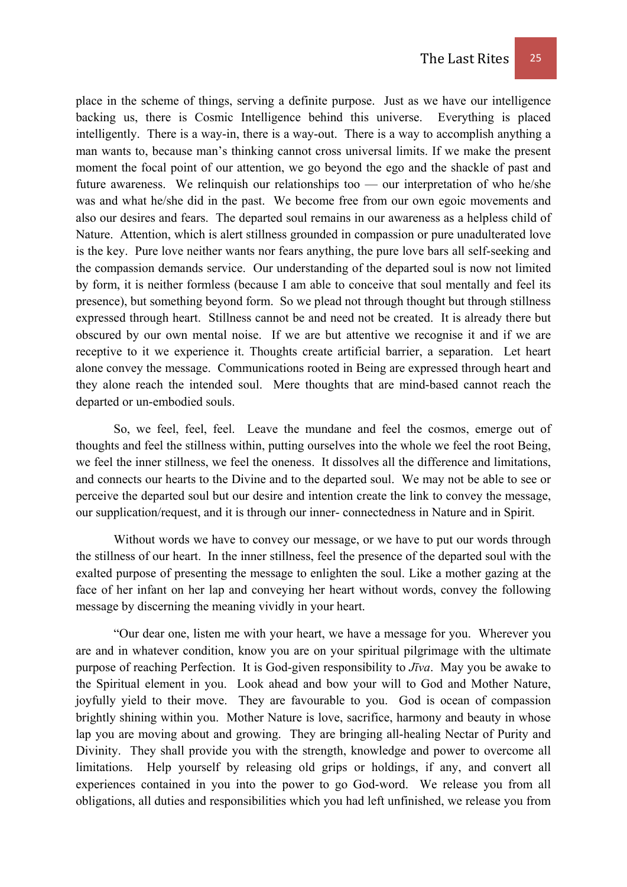place in the scheme of things, serving a definite purpose. Just as we have our intelligence backing us, there is Cosmic Intelligence behind this universe. Everything is placed intelligently. There is a way-in, there is a way-out. There is a way to accomplish anything a man wants to, because man's thinking cannot cross universal limits. If we make the present moment the focal point of our attention, we go beyond the ego and the shackle of past and future awareness. We relinquish our relationships too — our interpretation of who he/she was and what he/she did in the past. We become free from our own egoic movements and also our desires and fears. The departed soul remains in our awareness as a helpless child of Nature. Attention, which is alert stillness grounded in compassion or pure unadulterated love is the key. Pure love neither wants nor fears anything, the pure love bars all self-seeking and the compassion demands service. Our understanding of the departed soul is now not limited by form, it is neither formless (because I am able to conceive that soul mentally and feel its presence), but something beyond form. So we plead not through thought but through stillness expressed through heart. Stillness cannot be and need not be created. It is already there but obscured by our own mental noise. If we are but attentive we recognise it and if we are receptive to it we experience it. Thoughts create artificial barrier, a separation. Let heart alone convey the message. Communications rooted in Being are expressed through heart and they alone reach the intended soul. Mere thoughts that are mind-based cannot reach the departed or un-embodied souls.

So, we feel, feel, feel. Leave the mundane and feel the cosmos, emerge out of thoughts and feel the stillness within, putting ourselves into the whole we feel the root Being, we feel the inner stillness, we feel the oneness. It dissolves all the difference and limitations, and connects our hearts to the Divine and to the departed soul. We may not be able to see or perceive the departed soul but our desire and intention create the link to convey the message, our supplication/request, and it is through our inner- connectedness in Nature and in Spirit.

Without words we have to convey our message, or we have to put our words through the stillness of our heart. In the inner stillness, feel the presence of the departed soul with the exalted purpose of presenting the message to enlighten the soul. Like a mother gazing at the face of her infant on her lap and conveying her heart without words, convey the following message by discerning the meaning vividly in your heart.

"Our dear one, listen me with your heart, we have a message for you. Wherever you are and in whatever condition, know you are on your spiritual pilgrimage with the ultimate purpose of reaching Perfection. It is God-given responsibility to *Jīva*. May you be awake to the Spiritual element in you. Look ahead and bow your will to God and Mother Nature, joyfully yield to their move. They are favourable to you. God is ocean of compassion brightly shining within you. Mother Nature is love, sacrifice, harmony and beauty in whose lap you are moving about and growing. They are bringing all-healing Nectar of Purity and Divinity. They shall provide you with the strength, knowledge and power to overcome all limitations. Help yourself by releasing old grips or holdings, if any, and convert all experiences contained in you into the power to go God-word. We release you from all obligations, all duties and responsibilities which you had left unfinished, we release you from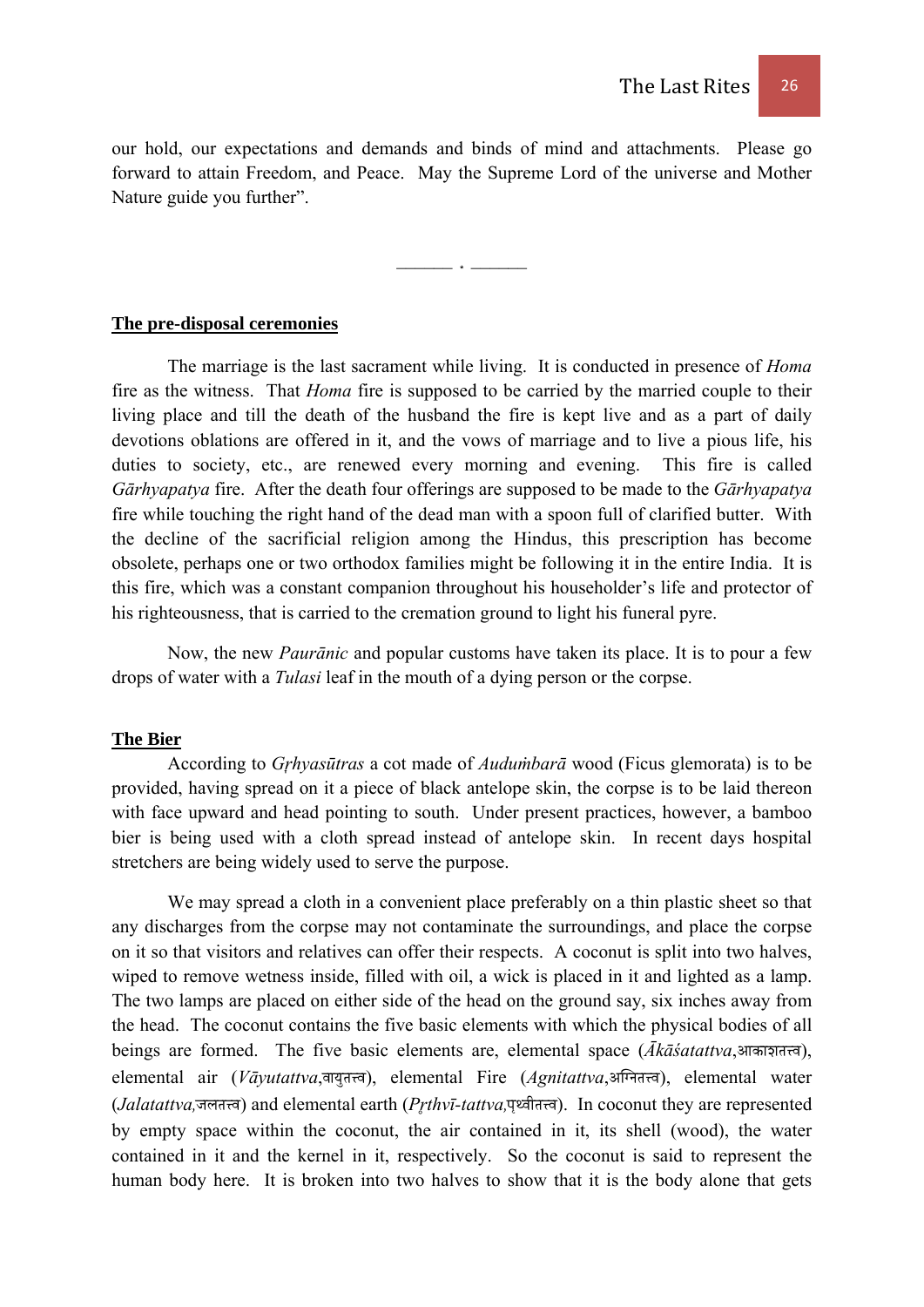our hold, our expectations and demands and binds of mind and attachments. Please go forward to attain Freedom, and Peace. May the Supreme Lord of the universe and Mother Nature guide you further".

——— • ———

**The pre-disposal ceremonies**

The marriage is the last sacrament while living. It is conducted in presence of *Homa* fire as the witness. That *Homa* fire is supposed to be carried by the married couple to their living place and till the death of the husband the fire is kept live and as a part of daily devotions oblations are offered in it, and the vows of marriage and to live a pious life, his duties to society, etc., are renewed every morning and evening. This fire is called *Gārhyapatya* fire. After the death four offerings are supposed to be made to the *Gārhyapatya* fire while touching the right hand of the dead man with a spoon full of clarified butter. With the decline of the sacrificial religion among the Hindus, this prescription has become obsolete, perhaps one or two orthodox families might be following it in the entire India. It is this fire, which was a constant companion throughout his householder's life and protector of his righteousness, that is carried to the cremation ground to light his funeral pyre.

Now, the new *Paurānic* and popular customs have taken its place. It is to pour a few drops of water with a *Tulasi* leaf in the mouth of a dying person or the corpse.

**The Bier**

According to *Gṛhyasūtras* a cot made of *Auduṁbarā* wood (Ficus glemorata) is to be provided, having spread on it a piece of black antelope skin, the corpse is to be laid thereon with face upward and head pointing to south. Under present practices, however, a bamboo bier is being used with a cloth spread instead of antelope skin. In recent days hospital stretchers are being widely used to serve the purpose.

We may spread a cloth in a convenient place preferably on a thin plastic sheet so that any discharges from the corpse may not contaminate the surroundings, and place the corpse on it so that visitors and relatives can offer their respects. A coconut is split into two halves, wiped to remove wetness inside, filled with oil, a wick is placed in it and lighted as a lamp. The two lamps are placed on either side of the head on the ground say, six inches away from the head. The coconut contains the five basic elements with which the physical bodies of all beings are formed. The five basic elements are, elemental space (*Ākāśatattva*,आकाशतत्त्व), elemental air (*Vāyutattva*,वायुतत्त्व), elemental Fire (*Agnitattva*,अग्नितत्त्व), elemental water (*Jalatattva,*जलतत्त्व) and elemental earth (*Pṛthvī-tattva*,पृथ्वीतत्त्व). In coconut they are represented by empty space within the coconut, the air contained in it, its shell (wood), the water contained in it and the kernel in it, respectively. So the coconut is said to represent the human body here. It is broken into two halves to show that it is the body alone that gets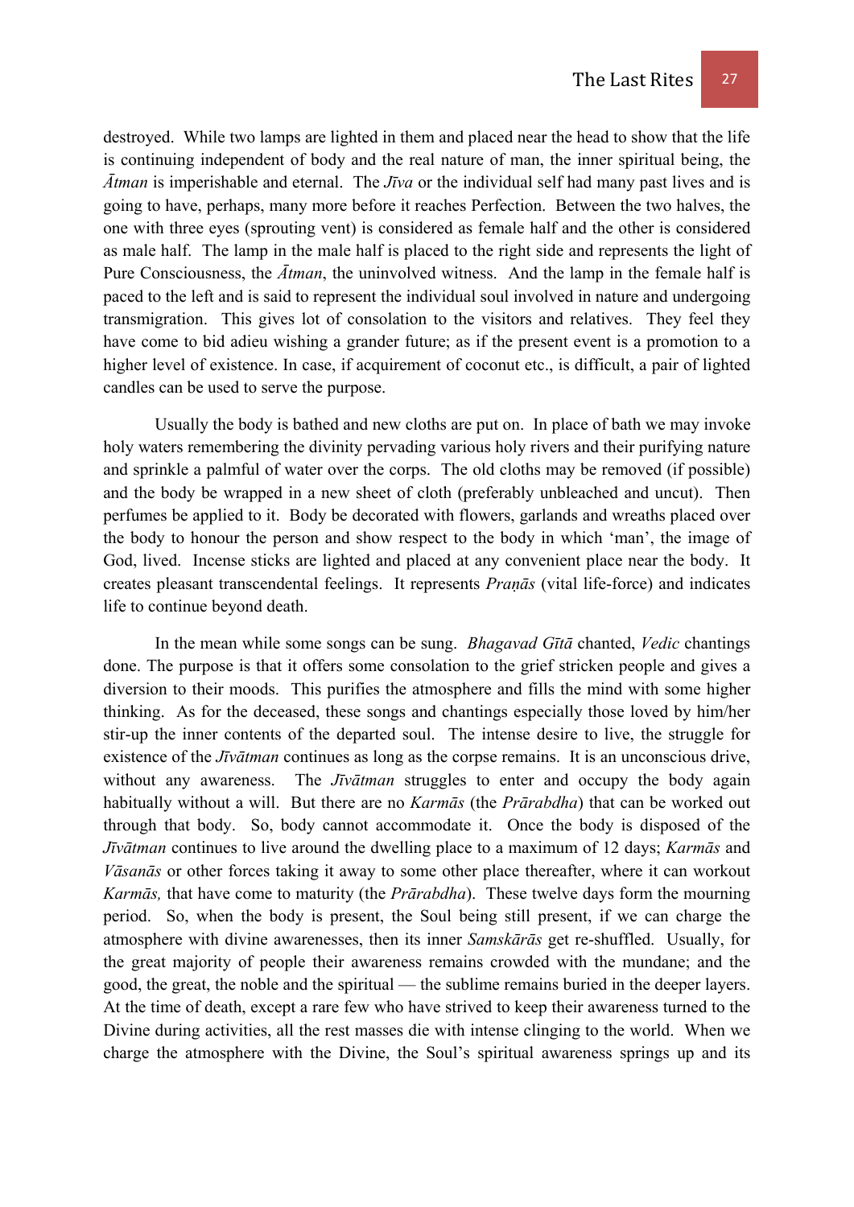destroyed. While two lamps are lighted in them and placed near the head to show that the life is continuing independent of body and the real nature of man, the inner spiritual being, the *Ātman* is imperishable and eternal. The *Jīva* or the individual self had many past lives and is going to have, perhaps, many more before it reaches Perfection. Between the two halves, the one with three eyes (sprouting vent) is considered as female half and the other is considered as male half. The lamp in the male half is placed to the right side and represents the light of Pure Consciousness, the *Ātman*, the uninvolved witness. And the lamp in the female half is paced to the left and is said to represent the individual soul involved in nature and undergoing transmigration. This gives lot of consolation to the visitors and relatives. They feel they have come to bid adieu wishing a grander future; as if the present event is a promotion to a higher level of existence. In case, if acquirement of coconut etc., is difficult, a pair of lighted candles can be used to serve the purpose.

Usually the body is bathed and new cloths are put on. In place of bath we may invoke holy waters remembering the divinity pervading various holy rivers and their purifying nature and sprinkle a palmful of water over the corps. The old cloths may be removed (if possible) and the body be wrapped in a new sheet of cloth (preferably unbleached and uncut). Then perfumes be applied to it. Body be decorated with flowers, garlands and wreaths placed over the body to honour the person and show respect to the body in which 'man', the image of God, lived. Incense sticks are lighted and placed at any convenient place near the body. It creates pleasant transcendental feelings. It represents *Praṇās* (vital life-force) and indicates life to continue beyond death.

In the mean while some songs can be sung. *Bhagavad Gītā* chanted, *Vedic* chantings done. The purpose is that it offers some consolation to the grief stricken people and gives a diversion to their moods. This purifies the atmosphere and fills the mind with some higher thinking. As for the deceased, these songs and chantings especially those loved by him/her stir-up the inner contents of the departed soul. The intense desire to live, the struggle for existence of the *Jīvātman* continues as long as the corpse remains. It is an unconscious drive, without any awareness. The *Jīvātman* struggles to enter and occupy the body again habitually without a will. But there are no *Karmās* (the *Prārabdha*) that can be worked out through that body. So, body cannot accommodate it. Once the body is disposed of the *Jīvātman* continues to live around the dwelling place to a maximum of 12 days; *Karmās* and *Vāsanās* or other forces taking it away to some other place thereafter, where it can workout *Karmās,* that have come to maturity (the *Prārabdha*). These twelve days form the mourning period. So, when the body is present, the Soul being still present, if we can charge the atmosphere with divine awarenesses, then its inner *Samskārās* get re-shuffled. Usually, for the great majority of people their awareness remains crowded with the mundane; and the good, the great, the noble and the spiritual — the sublime remains buried in the deeper layers. At the time of death, except a rare few who have strived to keep their awareness turned to the Divine during activities, all the rest masses die with intense clinging to the world. When we charge the atmosphere with the Divine, the Soul's spiritual awareness springs up and its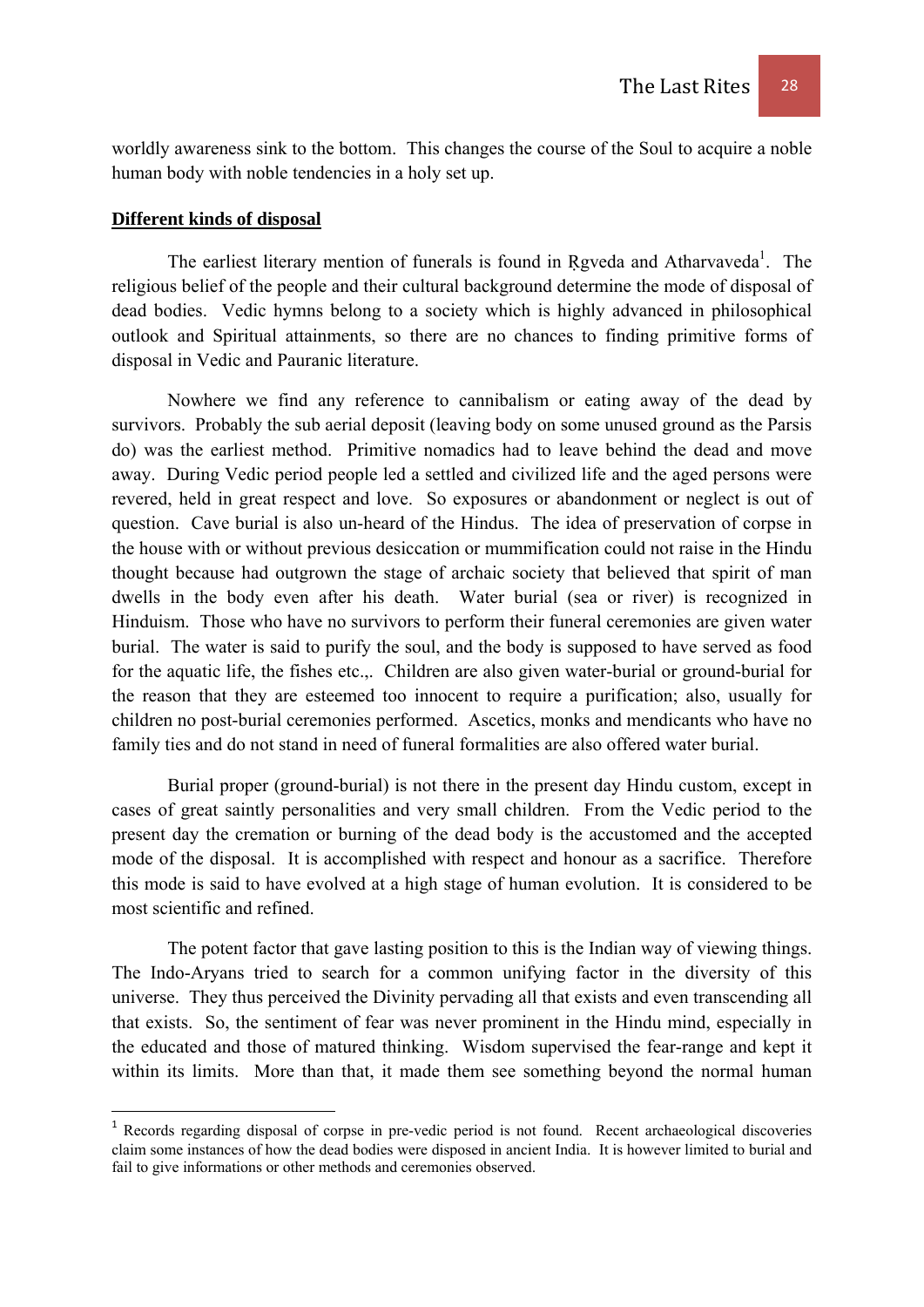worldly awareness sink to the bottom. This changes the course of the Soul to acquire a noble human body with noble tendencies in a holy set up.

**Different kinds of disposal**

The earliest literary mention of funerals is found in Ṛgveda and Atharvaveda[1]. The religious belief of the people and their cultural background determine the mode of disposal of dead bodies. Vedic hymns belong to a society which is highly advanced in philosophical outlook and Spiritual attainments, so there are no chances to finding primitive forms of disposal in Vedic and Pauranic literature.

Nowhere we find any reference to cannibalism or eating away of the dead by survivors. Probably the sub aerial deposit (leaving body on some unused ground as the Parsis do) was the earliest method. Primitive nomadics had to leave behind the dead and move away. During Vedic period people led a settled and civilized life and the aged persons were revered, held in great respect and love. So exposures or abandonment or neglect is out of question. Cave burial is also un-heard of the Hindus. The idea of preservation of corpse in the house with or without previous desiccation or mummification could not raise in the Hindu thought because had outgrown the stage of archaic society that believed that spirit of man dwells in the body even after his death. Water burial (sea or river) is recognized in Hinduism. Those who have no survivors to perform their funeral ceremonies are given water burial. The water is said to purify the soul, and the body is supposed to have served as food for the aquatic life, the fishes etc.,. Children are also given water-burial or ground-burial for the reason that they are esteemed too innocent to require a purification; also, usually for children no post-burial ceremonies performed. Ascetics, monks and mendicants who have no family ties and do not stand in need of funeral formalities are also offered water burial.

Burial proper (ground-burial) is not there in the present day Hindu custom, except in cases of great saintly personalities and very small children. From the Vedic period to the present day the cremation or burning of the dead body is the accustomed and the accepted mode of the disposal. It is accomplished with respect and honour as a sacrifice. Therefore this mode is said to have evolved at a high stage of human evolution. It is considered to be most scientific and refined.

The potent factor that gave lasting position to this is the Indian way of viewing things. The Indo-Aryans tried to search for a common unifying factor in the diversity of this universe. They thus perceived the Divinity pervading all that exists and even transcending all that exists. So, the sentiment of fear was never prominent in the Hindu mind, especially in the educated and those of matured thinking. Wisdom supervised the fear-range and kept it within its limits. More than that, it made them see something beyond the normal human

---

[1] Records regarding disposal of corpse in pre-vedic period is not found. Recent archaeological discoveries claim some instances of how the dead bodies were disposed in ancient India. It is however limited to burial and fail to give informations or other methods and ceremonies observed.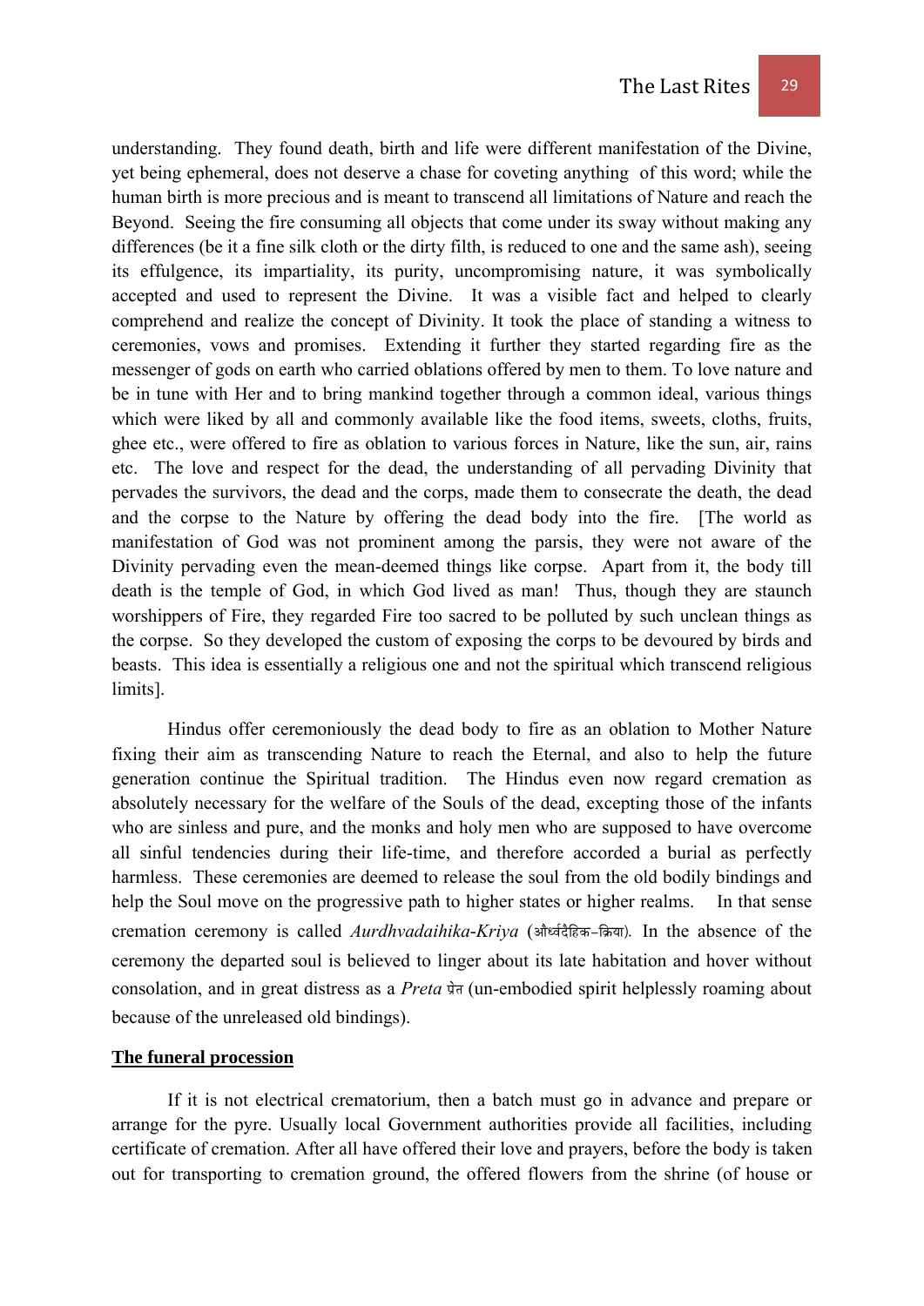understanding. They found death, birth and life were different manifestation of the Divine, yet being ephemeral, does not deserve a chase for coveting anything of this word; while the human birth is more precious and is meant to transcend all limitations of Nature and reach the Beyond. Seeing the fire consuming all objects that come under its sway without making any differences (be it a fine silk cloth or the dirty filth, is reduced to one and the same ash), seeing its effulgence, its impartiality, its purity, uncompromising nature, it was symbolically accepted and used to represent the Divine. It was a visible fact and helped to clearly comprehend and realize the concept of Divinity. It took the place of standing a witness to ceremonies, vows and promises. Extending it further they started regarding fire as the messenger of gods on earth who carried oblations offered by men to them. To love nature and be in tune with Her and to bring mankind together through a common ideal, various things which were liked by all and commonly available like the food items, sweets, cloths, fruits, ghee etc., were offered to fire as oblation to various forces in Nature, like the sun, air, rains etc. The love and respect for the dead, the understanding of all pervading Divinity that pervades the survivors, the dead and the corps, made them to consecrate the death, the dead and the corpse to the Nature by offering the dead body into the fire. [The world as manifestation of God was not prominent among the parsis, they were not aware of the Divinity pervading even the mean-deemed things like corpse. Apart from it, the body till death is the temple of God, in which God lived as man! Thus, though they are staunch worshippers of Fire, they regarded Fire too sacred to be polluted by such unclean things as the corpse. So they developed the custom of exposing the corps to be devoured by birds and beasts. This idea is essentially a religious one and not the spiritual which transcend religious limits].

Hindus offer ceremoniously the dead body to fire as an oblation to Mother Nature fixing their aim as transcending Nature to reach the Eternal, and also to help the future generation continue the Spiritual tradition. The Hindus even now regard cremation as absolutely necessary for the welfare of the Souls of the dead, excepting those of the infants who are sinless and pure, and the monks and holy men who are supposed to have overcome all sinful tendencies during their life-time, and therefore accorded a burial as perfectly harmless. These ceremonies are deemed to release the soul from the old bodily bindings and help the Soul move on the progressive path to higher states or higher realms. In that sense cremation ceremony is called *Aurdhvadaihika-Kriya* (और्ध्वदैहिक–क्रिया). In the absence of the ceremony the departed soul is believed to linger about its late habitation and hover without consolation, and in great distress as a *Preta* प्रेत (un-embodied spirit helplessly roaming about because of the unreleased old bindings).

## The funeral procession

If it is not electrical crematorium, then a batch must go in advance and prepare or arrange for the pyre. Usually local Government authorities provide all facilities, including certificate of cremation. After all have offered their love and prayers, before the body is taken out for transporting to cremation ground, the offered flowers from the shrine (of house or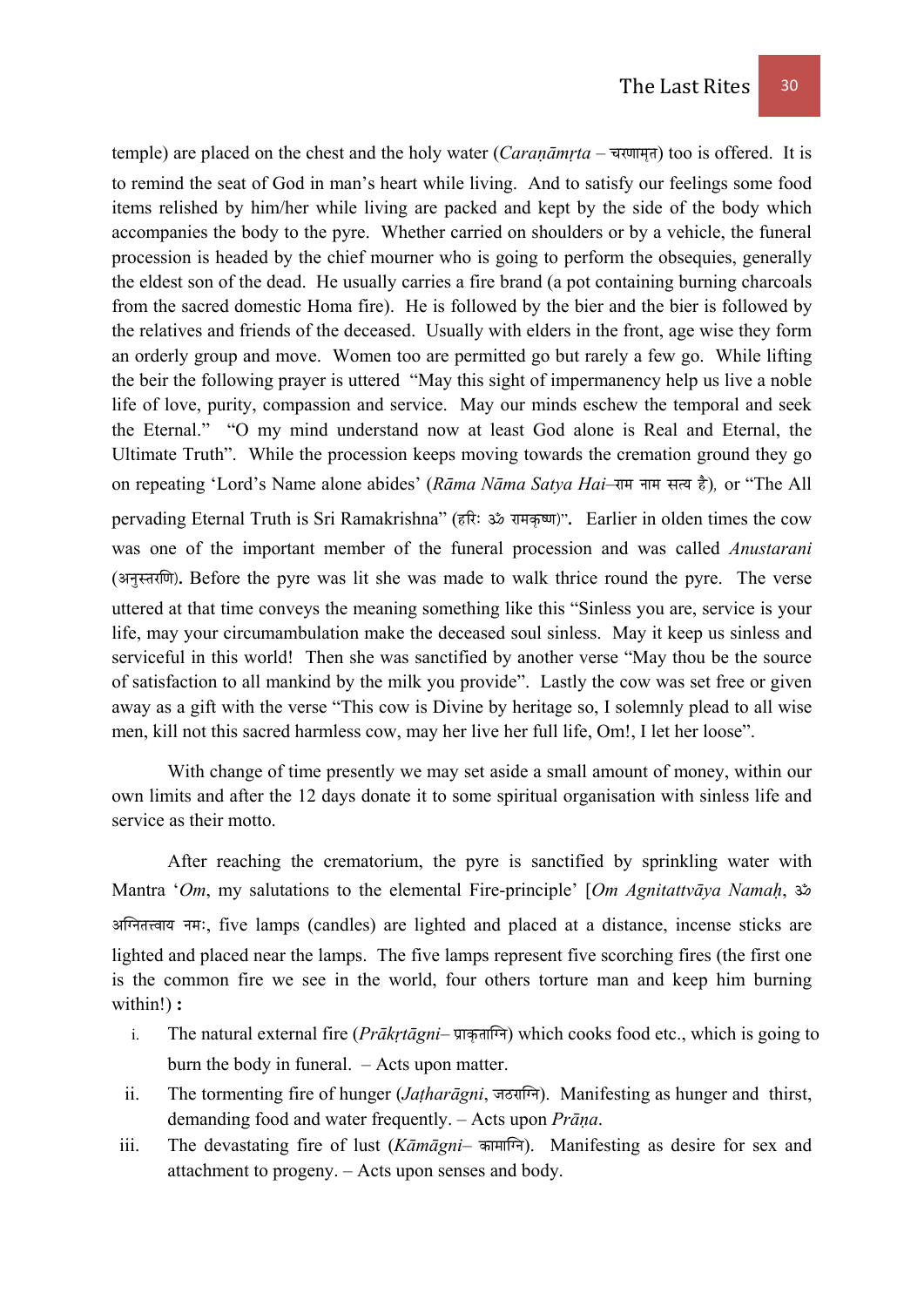temple) are placed on the chest and the holy water (*Caraṇāmṛta* – चरणामृत) too is offered. It is to remind the seat of God in man's heart while living. And to satisfy our feelings some food items relished by him/her while living are packed and kept by the side of the body which accompanies the body to the pyre. Whether carried on shoulders or by a vehicle, the funeral procession is headed by the chief mourner who is going to perform the obsequies, generally the eldest son of the dead. He usually carries a fire brand (a pot containing burning charcoals from the sacred domestic Homa fire). He is followed by the bier and the bier is followed by the relatives and friends of the deceased. Usually with elders in the front, age wise they form an orderly group and move. Women too are permitted go but rarely a few go. While lifting the beir the following prayer is uttered "May this sight of impermanency help us live a noble life of love, purity, compassion and service. May our minds eschew the temporal and seek the Eternal." "O my mind understand now at least God alone is Real and Eternal, the Ultimate Truth". While the procession keeps moving towards the cremation ground they go on repeating 'Lord's Name alone abides' (*Rāma Nāma Satya Hai*–राम नाम सत्य है), or "The All pervading Eternal Truth is Sri Ramakrishna" (हरिः ॐ रामकृष्ण)". Earlier in olden times the cow was one of the important member of the funeral procession and was called *Anustarani* (अनुस्तरणि). Before the pyre was lit she was made to walk thrice round the pyre. The verse uttered at that time conveys the meaning something like this "Sinless you are, service is your life, may your circumambulation make the deceased soul sinless. May it keep us sinless and serviceful in this world! Then she was sanctified by another verse "May thou be the source of satisfaction to all mankind by the milk you provide". Lastly the cow was set free or given away as a gift with the verse "This cow is Divine by heritage so, I solemnly plead to all wise men, kill not this sacred harmless cow, may her live her full life, Om!, I let her loose".

With change of time presently we may set aside a small amount of money, within our own limits and after the 12 days donate it to some spiritual organisation with sinless life and service as their motto.

After reaching the crematorium, the pyre is sanctified by sprinkling water with Mantra '*Om*, my salutations to the elemental Fire-principle' [*Om Agnitattvāya Namaḥ*, ॐ अग्नितत्त्वाय नमः, five lamps (candles) are lighted and placed at a distance, incense sticks are lighted and placed near the lamps. The five lamps represent five scorching fires (the first one is the common fire we see in the world, four others torture man and keep him burning within!) **:**

i. The natural external fire (*Prākṛtāgni*– प्राकृताग्नि) which cooks food etc., which is going to burn the body in funeral. – Acts upon matter.
ii. The tormenting fire of hunger (*Jaṭharāgni*, जठराग्नि). Manifesting as hunger and thirst, demanding food and water frequently. – Acts upon *Prāṇa*.
iii. The devastating fire of lust (*Kāmāgni*– कामाग्नि). Manifesting as desire for sex and attachment to progeny. – Acts upon senses and body.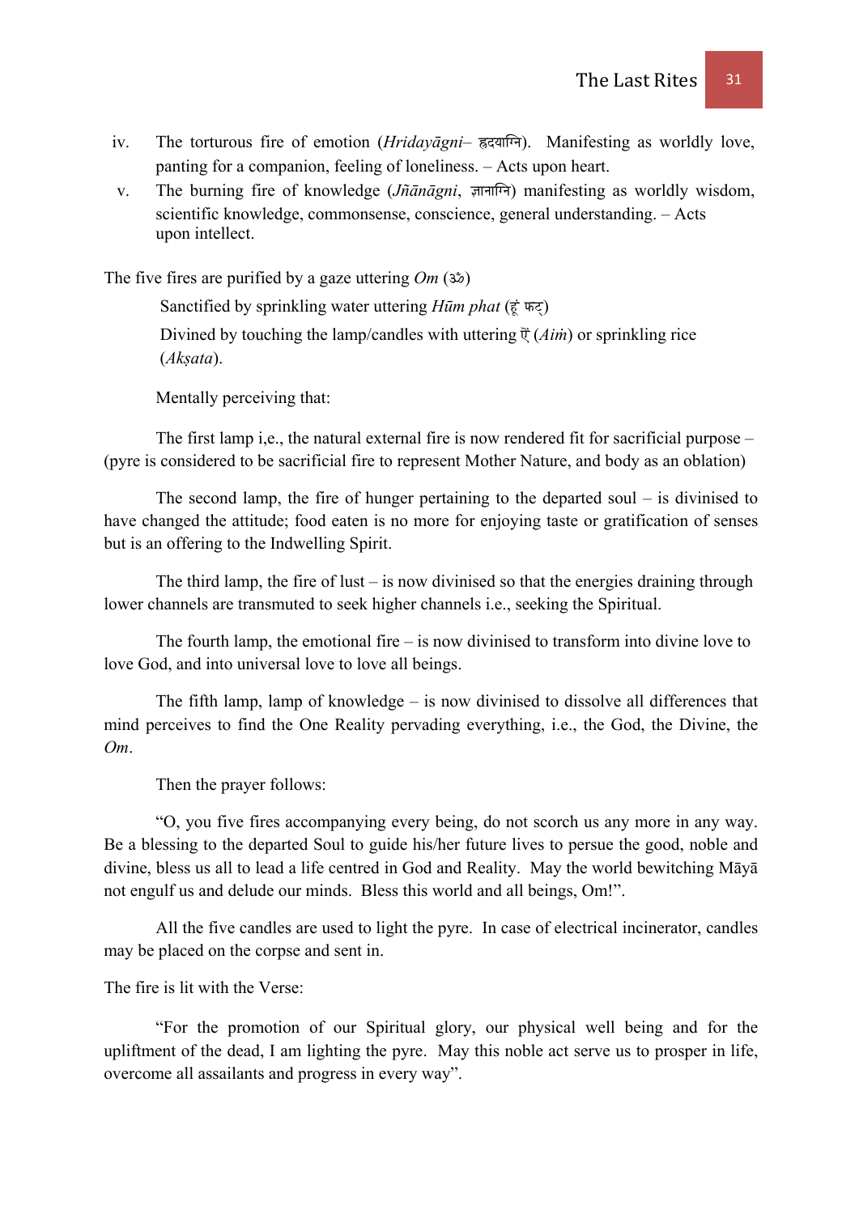iv. The torturous fire of emotion (*Hridayāgni*– हृदयाग्नि). Manifesting as worldly love, panting for a companion, feeling of loneliness. – Acts upon heart.

v. The burning fire of knowledge (*Jñānāgni*, ज्ञानाग्नि) manifesting as worldly wisdom, scientific knowledge, commonsense, conscience, general understanding. – Acts upon intellect.

The five fires are purified by a gaze uttering *Om* (ॐ)

Sanctified by sprinkling water uttering *Hūm phat* (हूं फट्)

Divined by touching the lamp/candles with uttering ऐं (*Aiṁ*) or sprinkling rice (*Akṣata*).

Mentally perceiving that:

The first lamp i,e., the natural external fire is now rendered fit for sacrificial purpose – (pyre is considered to be sacrificial fire to represent Mother Nature, and body as an oblation)

The second lamp, the fire of hunger pertaining to the departed soul – is divinised to have changed the attitude; food eaten is no more for enjoying taste or gratification of senses but is an offering to the Indwelling Spirit.

The third lamp, the fire of lust – is now divinised so that the energies draining through lower channels are transmuted to seek higher channels i.e., seeking the Spiritual.

The fourth lamp, the emotional fire – is now divinised to transform into divine love to love God, and into universal love to love all beings.

The fifth lamp, lamp of knowledge – is now divinised to dissolve all differences that mind perceives to find the One Reality pervading everything, i.e., the God, the Divine, the *Om*.

Then the prayer follows:

"O, you five fires accompanying every being, do not scorch us any more in any way. Be a blessing to the departed Soul to guide his/her future lives to persue the good, noble and divine, bless us all to lead a life centred in God and Reality. May the world bewitching Māyā not engulf us and delude our minds. Bless this world and all beings, Om!".

All the five candles are used to light the pyre. In case of electrical incinerator, candles may be placed on the corpse and sent in.

The fire is lit with the Verse:

"For the promotion of our Spiritual glory, our physical well being and for the upliftment of the dead, I am lighting the pyre. May this noble act serve us to prosper in life, overcome all assailants and progress in every way".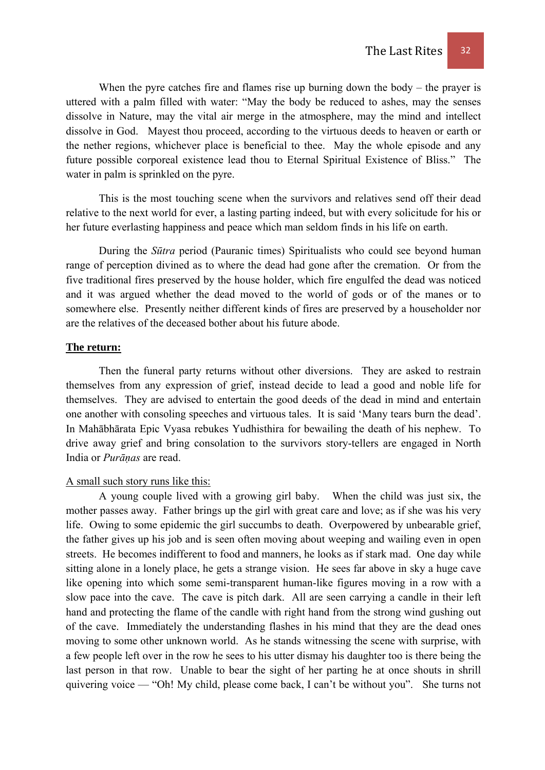When the pyre catches fire and flames rise up burning down the body – the prayer is uttered with a palm filled with water: "May the body be reduced to ashes, may the senses dissolve in Nature, may the vital air merge in the atmosphere, may the mind and intellect dissolve in God. Mayest thou proceed, according to the virtuous deeds to heaven or earth or the nether regions, whichever place is beneficial to thee. May the whole episode and any future possible corporeal existence lead thou to Eternal Spiritual Existence of Bliss." The water in palm is sprinkled on the pyre.

This is the most touching scene when the survivors and relatives send off their dead relative to the next world for ever, a lasting parting indeed, but with every solicitude for his or her future everlasting happiness and peace which man seldom finds in his life on earth.

During the *Sūtra* period (Pauranic times) Spiritualists who could see beyond human range of perception divined as to where the dead had gone after the cremation. Or from the five traditional fires preserved by the house holder, which fire engulfed the dead was noticed and it was argued whether the dead moved to the world of gods or of the manes or to somewhere else. Presently neither different kinds of fires are preserved by a householder nor are the relatives of the deceased bother about his future abode.

**The return:**

Then the funeral party returns without other diversions. They are asked to restrain themselves from any expression of grief, instead decide to lead a good and noble life for themselves. They are advised to entertain the good deeds of the dead in mind and entertain one another with consoling speeches and virtuous tales. It is said 'Many tears burn the dead'. In Mahābhārata Epic Vyasa rebukes Yudhisthira for bewailing the death of his nephew. To drive away grief and bring consolation to the survivors story-tellers are engaged in North India or *Purāṇas* are read.

A small such story runs like this:

A young couple lived with a growing girl baby. When the child was just six, the mother passes away. Father brings up the girl with great care and love; as if she was his very life. Owing to some epidemic the girl succumbs to death. Overpowered by unbearable grief, the father gives up his job and is seen often moving about weeping and wailing even in open streets. He becomes indifferent to food and manners, he looks as if stark mad. One day while sitting alone in a lonely place, he gets a strange vision. He sees far above in sky a huge cave like opening into which some semi-transparent human-like figures moving in a row with a slow pace into the cave. The cave is pitch dark. All are seen carrying a candle in their left hand and protecting the flame of the candle with right hand from the strong wind gushing out of the cave. Immediately the understanding flashes in his mind that they are the dead ones moving to some other unknown world. As he stands witnessing the scene with surprise, with a few people left over in the row he sees to his utter dismay his daughter too is there being the last person in that row. Unable to bear the sight of her parting he at once shouts in shrill quivering voice — "Oh! My child, please come back, I can't be without you". She turns not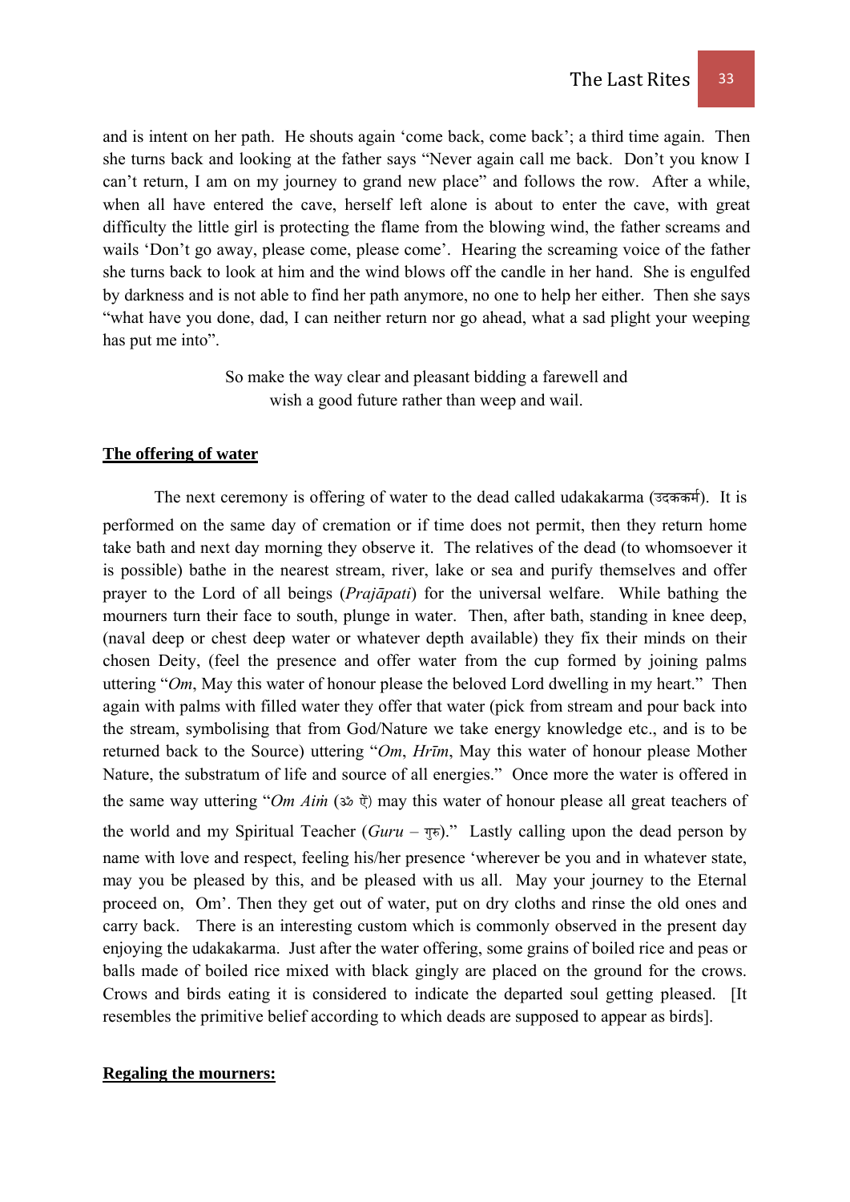and is intent on her path. He shouts again 'come back, come back'; a third time again. Then she turns back and looking at the father says "Never again call me back. Don't you know I can't return, I am on my journey to grand new place" and follows the row. After a while, when all have entered the cave, herself left alone is about to enter the cave, with great difficulty the little girl is protecting the flame from the blowing wind, the father screams and wails 'Don't go away, please come, please come'. Hearing the screaming voice of the father she turns back to look at him and the wind blows off the candle in her hand. She is engulfed by darkness and is not able to find her path anymore, no one to help her either. Then she says "what have you done, dad, I can neither return nor go ahead, what a sad plight your weeping has put me into".

So make the way clear and pleasant bidding a farewell and
wish a good future rather than weep and wail.

**The offering of water**

The next ceremony is offering of water to the dead called udakakarma (उदककर्म). It is performed on the same day of cremation or if time does not permit, then they return home take bath and next day morning they observe it. The relatives of the dead (to whomsoever it is possible) bathe in the nearest stream, river, lake or sea and purify themselves and offer prayer to the Lord of all beings (*Prajāpati*) for the universal welfare. While bathing the mourners turn their face to south, plunge in water. Then, after bath, standing in knee deep, (naval deep or chest deep water or whatever depth available) they fix their minds on their chosen Deity, (feel the presence and offer water from the cup formed by joining palms uttering "*Om*, May this water of honour please the beloved Lord dwelling in my heart." Then again with palms with filled water they offer that water (pick from stream and pour back into the stream, symbolising that from God/Nature we take energy knowledge etc., and is to be returned back to the Source) uttering "*Om*, *Hrīm*, May this water of honour please Mother Nature, the substratum of life and source of all energies." Once more the water is offered in the same way uttering "*Om Aiṁ* (ॐ ऐं) may this water of honour please all great teachers of the world and my Spiritual Teacher (*Guru* – गुरु)." Lastly calling upon the dead person by name with love and respect, feeling his/her presence 'wherever be you and in whatever state, may you be pleased by this, and be pleased with us all. May your journey to the Eternal proceed on, Om'. Then they get out of water, put on dry cloths and rinse the old ones and carry back. There is an interesting custom which is commonly observed in the present day enjoying the udakakarma. Just after the water offering, some grains of boiled rice and peas or balls made of boiled rice mixed with black gingly are placed on the ground for the crows. Crows and birds eating it is considered to indicate the departed soul getting pleased. [It resembles the primitive belief according to which deads are supposed to appear as birds].

**Regaling the mourners:**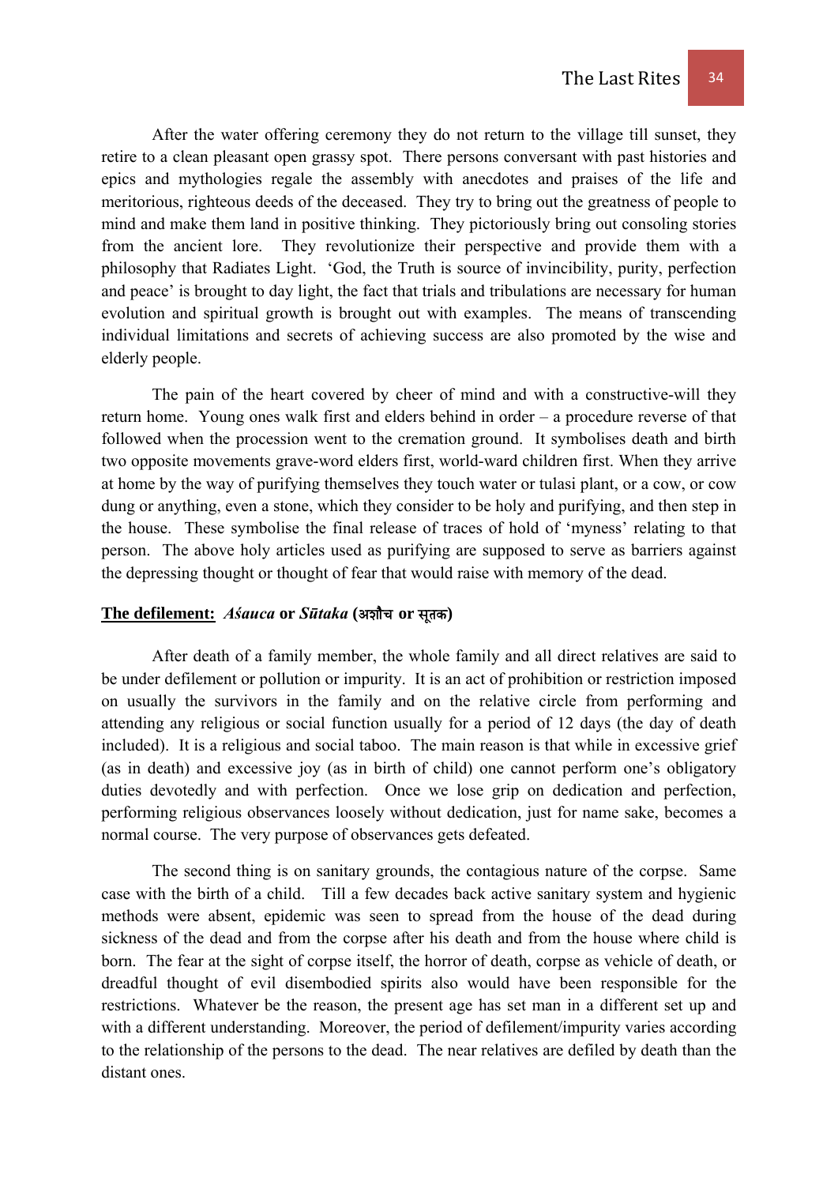After the water offering ceremony they do not return to the village till sunset, they retire to a clean pleasant open grassy spot. There persons conversant with past histories and epics and mythologies regale the assembly with anecdotes and praises of the life and meritorious, righteous deeds of the deceased. They try to bring out the greatness of people to mind and make them land in positive thinking. They pictoriously bring out consoling stories from the ancient lore. They revolutionize their perspective and provide them with a philosophy that Radiates Light. 'God, the Truth is source of invincibility, purity, perfection and peace' is brought to day light, the fact that trials and tribulations are necessary for human evolution and spiritual growth is brought out with examples. The means of transcending individual limitations and secrets of achieving success are also promoted by the wise and elderly people.

The pain of the heart covered by cheer of mind and with a constructive-will they return home. Young ones walk first and elders behind in order – a procedure reverse of that followed when the procession went to the cremation ground. It symbolises death and birth two opposite movements grave-word elders first, world-ward children first. When they arrive at home by the way of purifying themselves they touch water or tulasi plant, or a cow, or cow dung or anything, even a stone, which they consider to be holy and purifying, and then step in the house. These symbolise the final release of traces of hold of 'myness' relating to that person. The above holy articles used as purifying are supposed to serve as barriers against the depressing thought or thought of fear that would raise with memory of the dead.

**<u>The defilement:</u>** ***Aśauca*** **or** ***Sūtaka*** **(अशौच or सूतक)**

After death of a family member, the whole family and all direct relatives are said to be under defilement or pollution or impurity. It is an act of prohibition or restriction imposed on usually the survivors in the family and on the relative circle from performing and attending any religious or social function usually for a period of 12 days (the day of death included). It is a religious and social taboo. The main reason is that while in excessive grief (as in death) and excessive joy (as in birth of child) one cannot perform one's obligatory duties devotedly and with perfection. Once we lose grip on dedication and perfection, performing religious observances loosely without dedication, just for name sake, becomes a normal course. The very purpose of observances gets defeated.

The second thing is on sanitary grounds, the contagious nature of the corpse. Same case with the birth of a child. Till a few decades back active sanitary system and hygienic methods were absent, epidemic was seen to spread from the house of the dead during sickness of the dead and from the corpse after his death and from the house where child is born. The fear at the sight of corpse itself, the horror of death, corpse as vehicle of death, or dreadful thought of evil disembodied spirits also would have been responsible for the restrictions. Whatever be the reason, the present age has set man in a different set up and with a different understanding. Moreover, the period of defilement/impurity varies according to the relationship of the persons to the dead. The near relatives are defiled by death than the distant ones.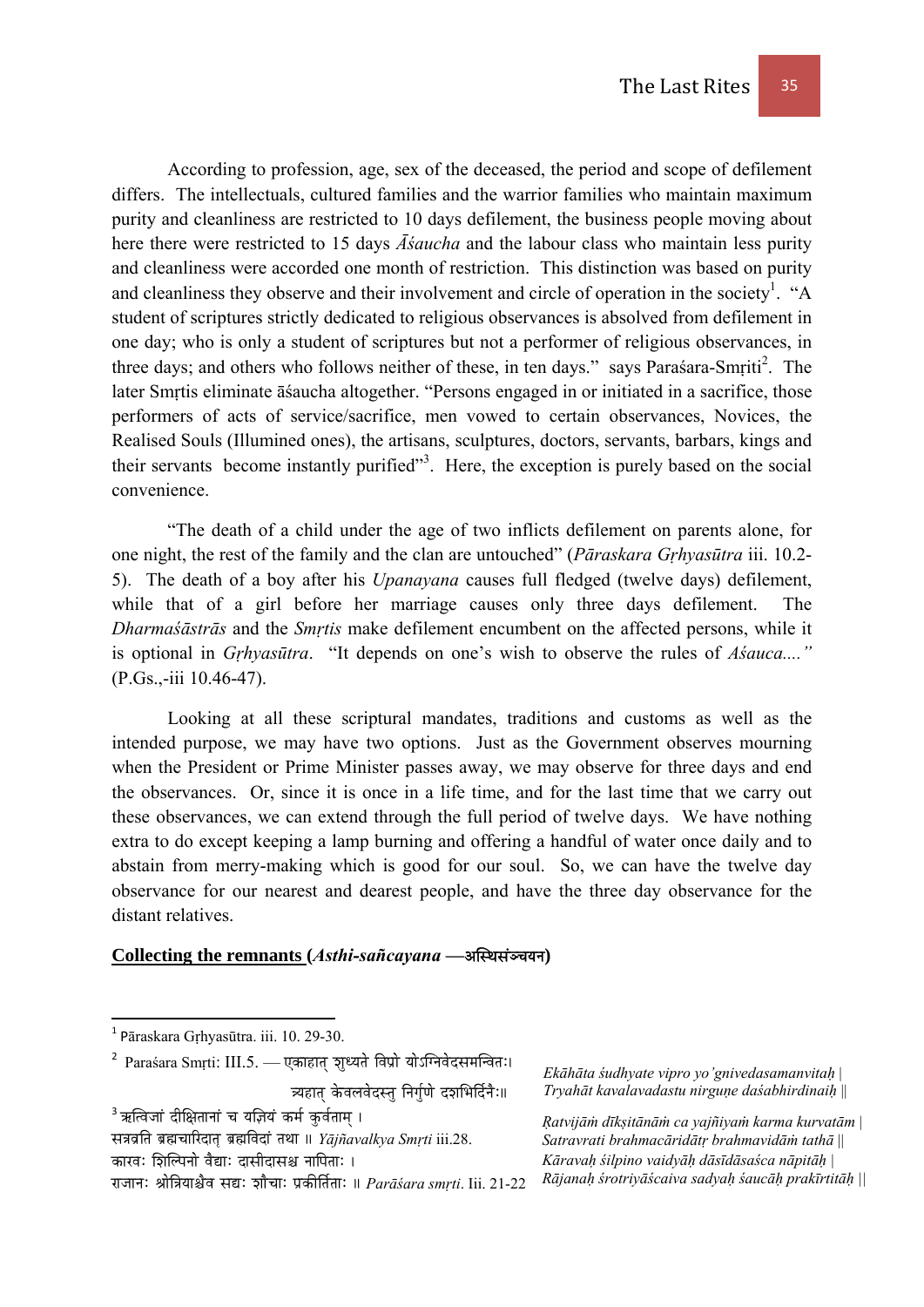According to profession, age, sex of the deceased, the period and scope of defilement differs. The intellectuals, cultured families and the warrior families who maintain maximum purity and cleanliness are restricted to 10 days defilement, the business people moving about here there were restricted to 15 days *Āśaucha* and the labour class who maintain less purity and cleanliness were accorded one month of restriction. This distinction was based on purity and cleanliness they observe and their involvement and circle of operation in the society[1]. "A student of scriptures strictly dedicated to religious observances is absolved from defilement in one day; who is only a student of scriptures but not a performer of religious observances, in three days; and others who follows neither of these, in ten days." says Paraśara-Smṛiti[2]. The later Smṛtis eliminate āśaucha altogether. "Persons engaged in or initiated in a sacrifice, those performers of acts of service/sacrifice, men vowed to certain observances, Novices, the Realised Souls (Illumined ones), the artisans, sculptures, doctors, servants, barbars, kings and their servants become instantly purified"[3]. Here, the exception is purely based on the social convenience.

"The death of a child under the age of two inflicts defilement on parents alone, for one night, the rest of the family and the clan are untouched" (*Pāraskara Gṛhyasūtra* iii. 10.2-5). The death of a boy after his *Upanayana* causes full fledged (twelve days) defilement, while that of a girl before her marriage causes only three days defilement. The *Dharmaśāstrās* and the *Smṛtis* make defilement encumbent on the affected persons, while it is optional in *Gṛhyasūtra*. "It depends on one's wish to observe the rules of *Aśauca...."* (P.Gs.,-iii 10.46-47).

Looking at all these scriptural mandates, traditions and customs as well as the intended purpose, we may have two options. Just as the Government observes mourning when the President or Prime Minister passes away, we may observe for three days and end the observances. Or, since it is once in a life time, and for the last time that we carry out these observances, we can extend through the full period of twelve days. We have nothing extra to do except keeping a lamp burning and offering a handful of water once daily and to abstain from merry-making which is good for our soul. So, we can have the twelve day observance for our nearest and dearest people, and have the three day observance for the distant relatives.

**Collecting the remnants (*Asthi-sañcayana* —अस्थिसंञ्चयन)**

---

[1] Pāraskara Gṛhyasūtra. iii. 10. 29-30.

[2] Paraśara Smṛti: III.5. — एकाहात् शुध्यते विप्रो योऽग्निवेदसमन्वितः।
त्र्यहात् केवलवेदस्तु निर्गुणे दशभिर्दिनैः॥

*Ekāhāta śudhyate vipro yo'gnivedasamanvitaḥ |*
*Tryahāt kavalavadastu nirguṇe daśabhirdinaiḥ ||*

[3] ऋत्विजां दीक्षितानां च यज्ञियं कर्म कुर्वताम् ।
सत्रव्रति ब्रह्मचारिदात् ब्रह्मविदां तथा ॥ *Yājñavalkya Smṛti* iii.28.
कारवः शिल्पिनो वैद्याः दासीदासश्च नापिताः ।
राजानः श्रोत्रियाश्चैव सद्यः शौचाः प्रकीर्तिताः ॥ *Parāśara smṛti*. Iii. 21-22

*Ṛatvijāṁ dīkṣitānāṁ ca yajñiyaṁ karma kurvatām |*
*Satravrati brahmacāridātṛ brahmavidāṁ tathā ||*
*Kāravaḥ śilpino vaidyāḥ dāsīdāsaśca nāpitāḥ |*
*Rājanaḥ śrotriyāścaiva sadyaḥ śaucāḥ prakīrtitāḥ ||*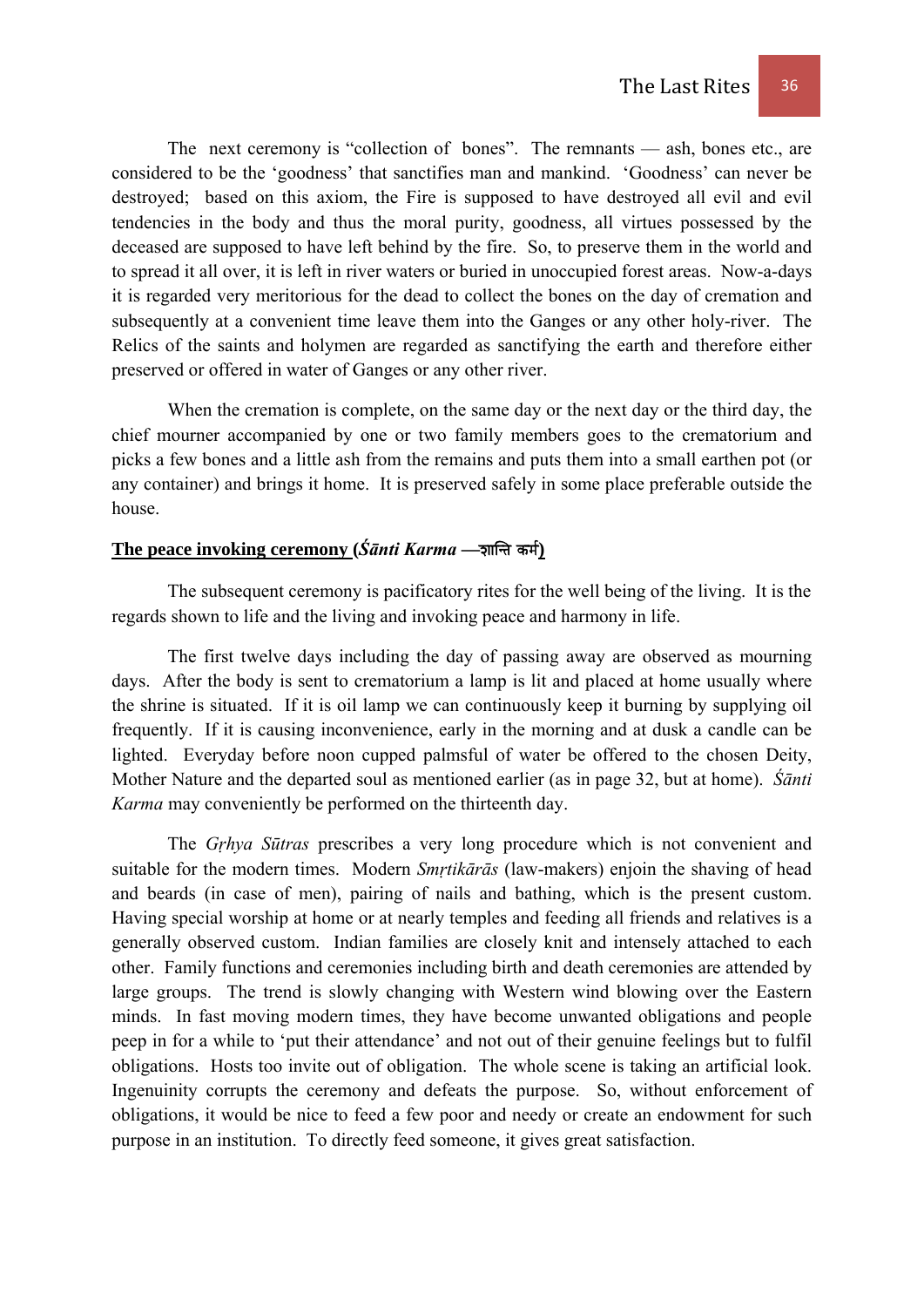The next ceremony is "collection of bones". The remnants — ash, bones etc., are considered to be the 'goodness' that sanctifies man and mankind. 'Goodness' can never be destroyed; based on this axiom, the Fire is supposed to have destroyed all evil and evil tendencies in the body and thus the moral purity, goodness, all virtues possessed by the deceased are supposed to have left behind by the fire. So, to preserve them in the world and to spread it all over, it is left in river waters or buried in unoccupied forest areas. Now-a-days it is regarded very meritorious for the dead to collect the bones on the day of cremation and subsequently at a convenient time leave them into the Ganges or any other holy-river. The Relics of the saints and holymen are regarded as sanctifying the earth and therefore either preserved or offered in water of Ganges or any other river.

When the cremation is complete, on the same day or the next day or the third day, the chief mourner accompanied by one or two family members goes to the crematorium and picks a few bones and a little ash from the remains and puts them into a small earthen pot (or any container) and brings it home. It is preserved safely in some place preferable outside the house.

**<u>The peace invoking ceremony (*Śānti Karma* —शान्ति कर्म)</u>**

The subsequent ceremony is pacificatory rites for the well being of the living. It is the regards shown to life and the living and invoking peace and harmony in life.

The first twelve days including the day of passing away are observed as mourning days. After the body is sent to crematorium a lamp is lit and placed at home usually where the shrine is situated. If it is oil lamp we can continuously keep it burning by supplying oil frequently. If it is causing inconvenience, early in the morning and at dusk a candle can be lighted. Everyday before noon cupped palmsful of water be offered to the chosen Deity, Mother Nature and the departed soul as mentioned earlier (as in page 32, but at home). *Śānti Karma* may conveniently be performed on the thirteenth day.

The *Gṛhya Sūtras* prescribes a very long procedure which is not convenient and suitable for the modern times. Modern *Smṛtikārās* (law-makers) enjoin the shaving of head and beards (in case of men), pairing of nails and bathing, which is the present custom. Having special worship at home or at nearly temples and feeding all friends and relatives is a generally observed custom. Indian families are closely knit and intensely attached to each other. Family functions and ceremonies including birth and death ceremonies are attended by large groups. The trend is slowly changing with Western wind blowing over the Eastern minds. In fast moving modern times, they have become unwanted obligations and people peep in for a while to 'put their attendance' and not out of their genuine feelings but to fulfil obligations. Hosts too invite out of obligation. The whole scene is taking an artificial look. Ingenuinity corrupts the ceremony and defeats the purpose. So, without enforcement of obligations, it would be nice to feed a few poor and needy or create an endowment for such purpose in an institution. To directly feed someone, it gives great satisfaction.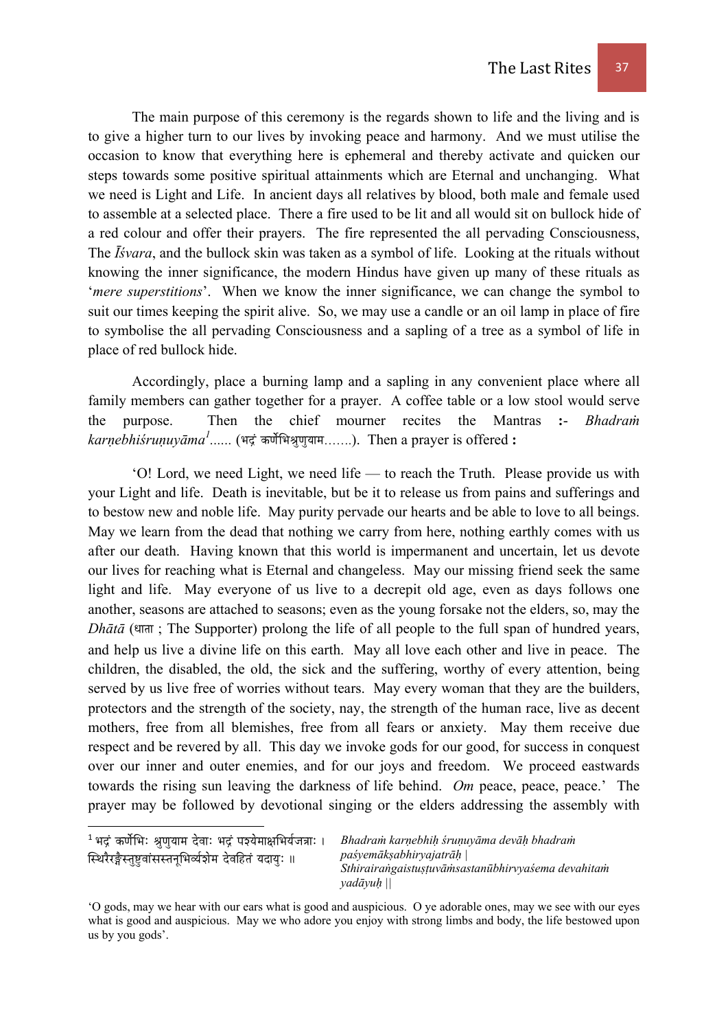The main purpose of this ceremony is the regards shown to life and the living and is to give a higher turn to our lives by invoking peace and harmony. And we must utilise the occasion to know that everything here is ephemeral and thereby activate and quicken our steps towards some positive spiritual attainments which are Eternal and unchanging. What we need is Light and Life. In ancient days all relatives by blood, both male and female used to assemble at a selected place. There a fire used to be lit and all would sit on bullock hide of a red colour and offer their prayers. The fire represented the all pervading Consciousness, The *Īśvara*, and the bullock skin was taken as a symbol of life. Looking at the rituals without knowing the inner significance, the modern Hindus have given up many of these rituals as '*mere superstitions*'. When we know the inner significance, we can change the symbol to suit our times keeping the spirit alive. So, we may use a candle or an oil lamp in place of fire to symbolise the all pervading Consciousness and a sapling of a tree as a symbol of life in place of red bullock hide.

Accordingly, place a burning lamp and a sapling in any convenient place where all family members can gather together for a prayer. A coffee table or a low stool would serve the purpose. Then the chief mourner recites the Mantras **:-** *Bhadraṁ karṇebhiśruṇuyāma*[1]...... (भद्रं कर्णेभिश्रुणुयाम.......). Then a prayer is offered **:**

'O! Lord, we need Light, we need life — to reach the Truth. Please provide us with your Light and life. Death is inevitable, but be it to release us from pains and sufferings and to bestow new and noble life. May purity pervade our hearts and be able to love to all beings. May we learn from the dead that nothing we carry from here, nothing earthly comes with us after our death. Having known that this world is impermanent and uncertain, let us devote our lives for reaching what is Eternal and changeless. May our missing friend seek the same light and life. May everyone of us live to a decrepit old age, even as days follows one another, seasons are attached to seasons; even as the young forsake not the elders, so, may the *Dhātā* (धाता ; The Supporter) prolong the life of all people to the full span of hundred years, and help us live a divine life on this earth. May all love each other and live in peace. The children, the disabled, the old, the sick and the suffering, worthy of every attention, being served by us live free of worries without tears. May every woman that they are the builders, protectors and the strength of the society, nay, the strength of the human race, live as decent mothers, free from all blemishes, free from all fears or anxiety. May them receive due respect and be revered by all. This day we invoke gods for our good, for success in conquest over our inner and outer enemies, and for our joys and freedom. We proceed eastwards towards the rising sun leaving the darkness of life behind. *Om* peace, peace, peace.' The prayer may be followed by devotional singing or the elders addressing the assembly with

---

[1] भद्रं कर्णेभिः श्रुणुयाम देवाः भद्रं पश्येमाक्षभिर्यजत्राः ।
स्थिरैरङ्गैस्तुष्टुवांसस्तनूभिर्व्यशेम देवहितं यदायुः ॥

*Bhadraṁ karṇebhiḥ śruṇuyāma devāḥ bhadraṁ paśyemākṣabhiryajatrāḥ |*
*Sthirairaṅgaistuṣṭuvāṁsastanūbhirvyaśema devahitaṁ yadāyuḥ ||*

'O gods, may we hear with our ears what is good and auspicious. O ye adorable ones, may we see with our eyes what is good and auspicious. May we who adore you enjoy with strong limbs and body, the life bestowed upon us by you gods'.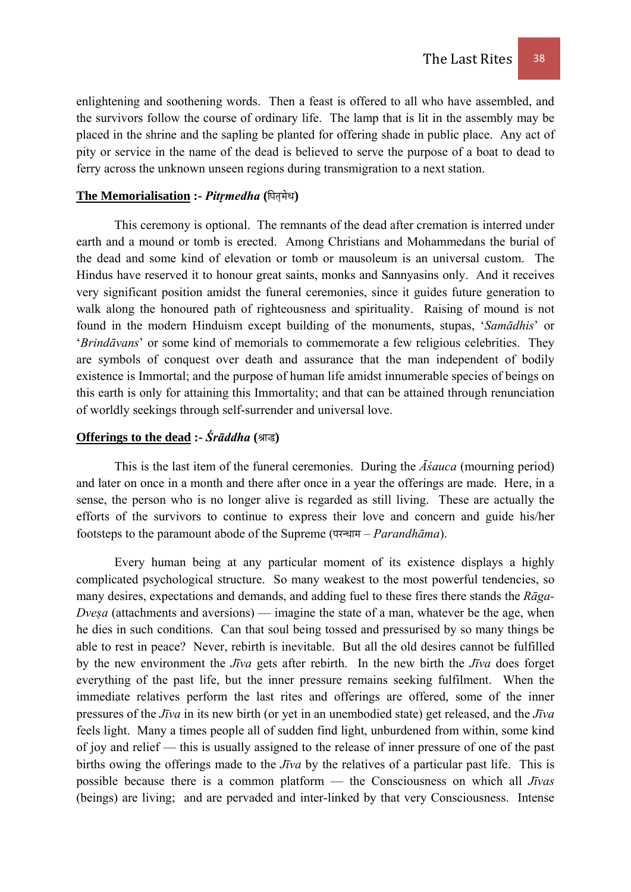enlightening and soothening words. Then a feast is offered to all who have assembled, and the survivors follow the course of ordinary life. The lamp that is lit in the assembly may be placed in the shrine and the sapling be planted for offering shade in public place. Any act of pity or service in the name of the dead is believed to serve the purpose of a boat to dead to ferry across the unknown unseen regions during transmigration to a next station.

**<u>The Memorialisation</u> :-** ***Pitṛmedha*** **(पितृमेध)**

This ceremony is optional. The remnants of the dead after cremation is interred under earth and a mound or tomb is erected. Among Christians and Mohammedans the burial of the dead and some kind of elevation or tomb or mausoleum is an universal custom. The Hindus have reserved it to honour great saints, monks and Sannyasins only. And it receives very significant position amidst the funeral ceremonies, since it guides future generation to walk along the honoured path of righteousness and spirituality. Raising of mound is not found in the modern Hinduism except building of the monuments, stupas, '*Samādhis*' or '*Brindāvans*' or some kind of memorials to commemorate a few religious celebrities. They are symbols of conquest over death and assurance that the man independent of bodily existence is Immortal; and the purpose of human life amidst innumerable species of beings on this earth is only for attaining this Immortality; and that can be attained through renunciation of worldly seekings through self-surrender and universal love.

**<u>Offerings to the dead</u> :-** ***Śrāddha*** **(श्राद्ध)**

This is the last item of the funeral ceremonies. During the *Āśauca* (mourning period) and later on once in a month and there after once in a year the offerings are made. Here, in a sense, the person who is no longer alive is regarded as still living. These are actually the efforts of the survivors to continue to express their love and concern and guide his/her footsteps to the paramount abode of the Supreme (परन्धाम – *Parandhāma*).

Every human being at any particular moment of its existence displays a highly complicated psychological structure. So many weakest to the most powerful tendencies, so many desires, expectations and demands, and adding fuel to these fires there stands the *Rāga-Dveṣa* (attachments and aversions) — imagine the state of a man, whatever be the age, when he dies in such conditions. Can that soul being tossed and pressurised by so many things be able to rest in peace? Never, rebirth is inevitable. But all the old desires cannot be fulfilled by the new environment the *Jīva* gets after rebirth. In the new birth the *Jīva* does forget everything of the past life, but the inner pressure remains seeking fulfilment. When the immediate relatives perform the last rites and offerings are offered, some of the inner pressures of the *Jīva* in its new birth (or yet in an unembodied state) get released, and the *Jīva* feels light. Many a times people all of sudden find light, unburdened from within, some kind of joy and relief — this is usually assigned to the release of inner pressure of one of the past births owing the offerings made to the *Jīva* by the relatives of a particular past life. This is possible because there is a common platform — the Consciousness on which all *Jīvas* (beings) are living; and are pervaded and inter-linked by that very Consciousness. Intense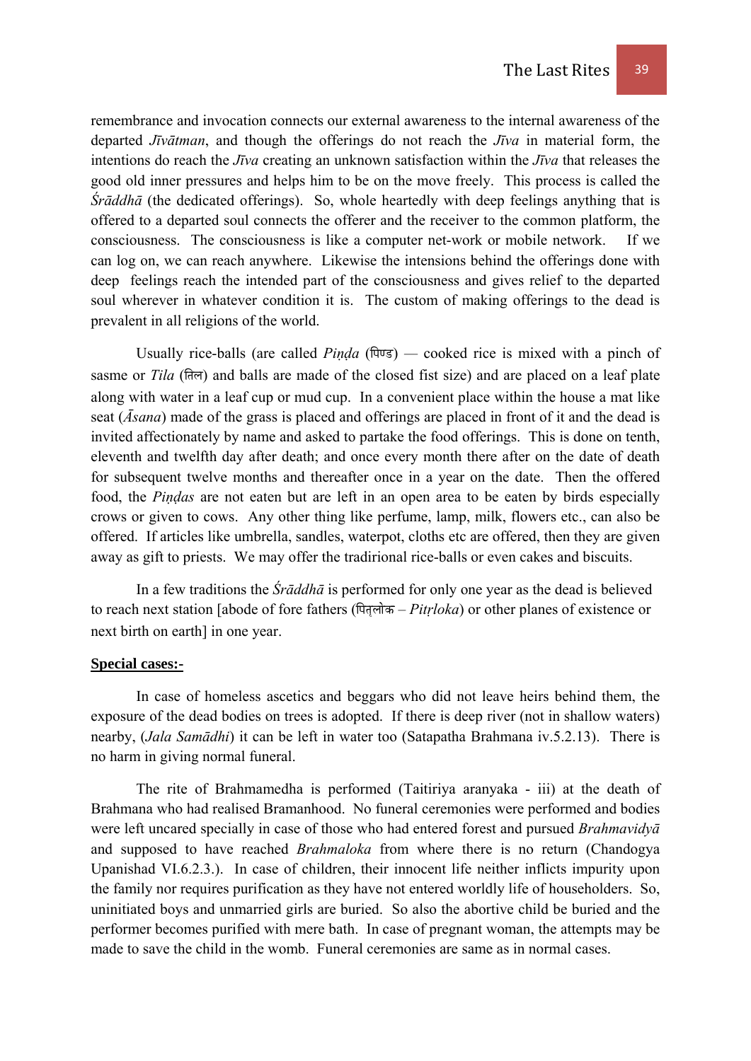remembrance and invocation connects our external awareness to the internal awareness of the departed *Jīvātman*, and though the offerings do not reach the *Jīva* in material form, the intentions do reach the *Jīva* creating an unknown satisfaction within the *Jīva* that releases the good old inner pressures and helps him to be on the move freely. This process is called the *Śrāddhā* (the dedicated offerings). So, whole heartedly with deep feelings anything that is offered to a departed soul connects the offerer and the receiver to the common platform, the consciousness. The consciousness is like a computer net-work or mobile network. If we can log on, we can reach anywhere. Likewise the intensions behind the offerings done with deep feelings reach the intended part of the consciousness and gives relief to the departed soul wherever in whatever condition it is. The custom of making offerings to the dead is prevalent in all religions of the world.

Usually rice-balls (are called *Piṇḍa* (पिण्ड) — cooked rice is mixed with a pinch of sasme or *Tila* (तिल) and balls are made of the closed fist size) and are placed on a leaf plate along with water in a leaf cup or mud cup. In a convenient place within the house a mat like seat (*Āsana*) made of the grass is placed and offerings are placed in front of it and the dead is invited affectionately by name and asked to partake the food offerings. This is done on tenth, eleventh and twelfth day after death; and once every month there after on the date of death for subsequent twelve months and thereafter once in a year on the date. Then the offered food, the *Piṇḍas* are not eaten but are left in an open area to be eaten by birds especially crows or given to cows. Any other thing like perfume, lamp, milk, flowers etc., can also be offered. If articles like umbrella, sandles, waterpot, cloths etc are offered, then they are given away as gift to priests. We may offer the tradirional rice-balls or even cakes and biscuits.

In a few traditions the *Śrāddhā* is performed for only one year as the dead is believed to reach next station [abode of fore fathers (पितृलोक – *Pitṛloka*) or other planes of existence or next birth on earth] in one year.

**Special cases:-**

In case of homeless ascetics and beggars who did not leave heirs behind them, the exposure of the dead bodies on trees is adopted. If there is deep river (not in shallow waters) nearby, (*Jala Samādhi*) it can be left in water too (Satapatha Brahmana iv.5.2.13). There is no harm in giving normal funeral.

The rite of Brahmamedha is performed (Taitiriya aranyaka - iii) at the death of Brahmana who had realised Bramanhood. No funeral ceremonies were performed and bodies were left uncared specially in case of those who had entered forest and pursued *Brahmavidyā* and supposed to have reached *Brahmaloka* from where there is no return (Chandogya Upanishad VI.6.2.3.). In case of children, their innocent life neither inflicts impurity upon the family nor requires purification as they have not entered worldly life of householders. So, uninitiated boys and unmarried girls are buried. So also the abortive child be buried and the performer becomes purified with mere bath. In case of pregnant woman, the attempts may be made to save the child in the womb. Funeral ceremonies are same as in normal cases.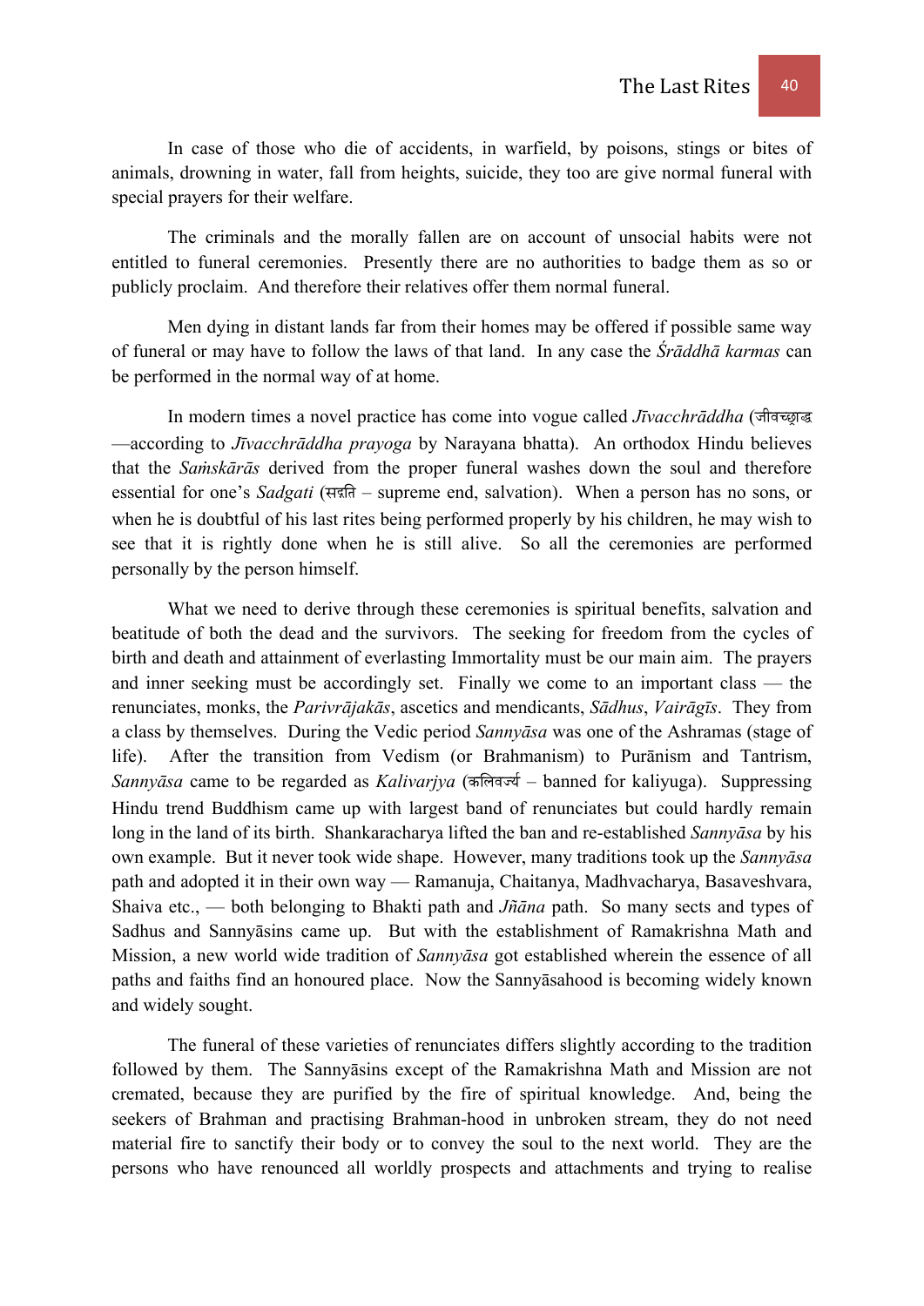In case of those who die of accidents, in warfield, by poisons, stings or bites of animals, drowning in water, fall from heights, suicide, they too are give normal funeral with special prayers for their welfare.

The criminals and the morally fallen are on account of unsocial habits were not entitled to funeral ceremonies. Presently there are no authorities to badge them as so or publicly proclaim. And therefore their relatives offer them normal funeral.

Men dying in distant lands far from their homes may be offered if possible same way of funeral or may have to follow the laws of that land. In any case the *Śrāddhā karmas* can be performed in the normal way of at home.

In modern times a novel practice has come into vogue called *Jīvacchrāddha* (जीवच्छ्राद्ध —according to *Jīvacchrāddha prayoga* by Narayana bhatta). An orthodox Hindu believes that the *Saṁskārās* derived from the proper funeral washes down the soul and therefore essential for one's *Sadgati* (सद्गति – supreme end, salvation). When a person has no sons, or when he is doubtful of his last rites being performed properly by his children, he may wish to see that it is rightly done when he is still alive. So all the ceremonies are performed personally by the person himself.

What we need to derive through these ceremonies is spiritual benefits, salvation and beatitude of both the dead and the survivors. The seeking for freedom from the cycles of birth and death and attainment of everlasting Immortality must be our main aim. The prayers and inner seeking must be accordingly set. Finally we come to an important class — the renunciates, monks, the *Parivrājakās*, ascetics and mendicants, *Sādhus*, *Vairāgīs*. They from a class by themselves. During the Vedic period *Sannyāsa* was one of the Ashramas (stage of life). After the transition from Vedism (or Brahmanism) to Purānism and Tantrism, *Sannyāsa* came to be regarded as *Kalivarjya* (कलिवर्ज्य – banned for kaliyuga). Suppressing Hindu trend Buddhism came up with largest band of renunciates but could hardly remain long in the land of its birth. Shankaracharya lifted the ban and re-established *Sannyāsa* by his own example. But it never took wide shape. However, many traditions took up the *Sannyāsa* path and adopted it in their own way — Ramanuja, Chaitanya, Madhvacharya, Basaveshvara, Shaiva etc., — both belonging to Bhakti path and *Jñāna* path. So many sects and types of Sadhus and Sannyāsins came up. But with the establishment of Ramakrishna Math and Mission, a new world wide tradition of *Sannyāsa* got established wherein the essence of all paths and faiths find an honoured place. Now the Sannyāsahood is becoming widely known and widely sought.

The funeral of these varieties of renunciates differs slightly according to the tradition followed by them. The Sannyāsins except of the Ramakrishna Math and Mission are not cremated, because they are purified by the fire of spiritual knowledge. And, being the seekers of Brahman and practising Brahman-hood in unbroken stream, they do not need material fire to sanctify their body or to convey the soul to the next world. They are the persons who have renounced all worldly prospects and attachments and trying to realise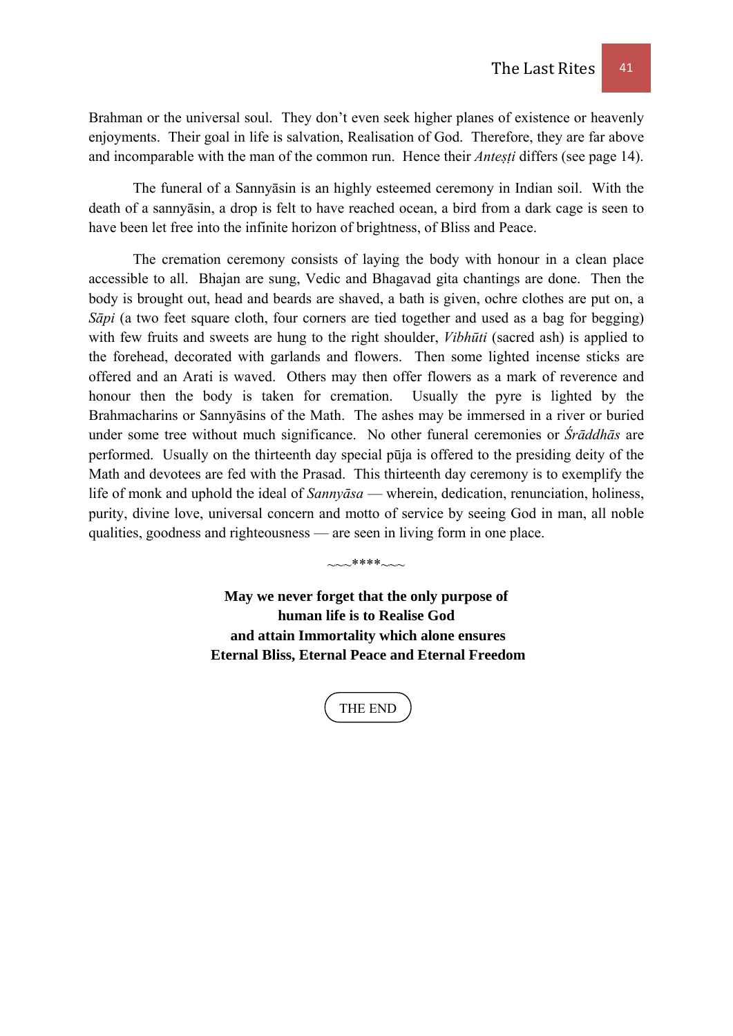Brahman or the universal soul. They don't even seek higher planes of existence or heavenly enjoyments. Their goal in life is salvation, Realisation of God. Therefore, they are far above and incomparable with the man of the common run. Hence their *Anteṣṭi* differs (see page 14).

The funeral of a Sannyāsin is an highly esteemed ceremony in Indian soil. With the death of a sannyāsin, a drop is felt to have reached ocean, a bird from a dark cage is seen to have been let free into the infinite horizon of brightness, of Bliss and Peace.

The cremation ceremony consists of laying the body with honour in a clean place accessible to all. Bhajan are sung, Vedic and Bhagavad gita chantings are done. Then the body is brought out, head and beards are shaved, a bath is given, ochre clothes are put on, a *Sāpi* (a two feet square cloth, four corners are tied together and used as a bag for begging) with few fruits and sweets are hung to the right shoulder, *Vibhūti* (sacred ash) is applied to the forehead, decorated with garlands and flowers. Then some lighted incense sticks are offered and an Arati is waved. Others may then offer flowers as a mark of reverence and honour then the body is taken for cremation. Usually the pyre is lighted by the Brahmacharins or Sannyāsins of the Math. The ashes may be immersed in a river or buried under some tree without much significance. No other funeral ceremonies or *Śrāddhās* are performed. Usually on the thirteenth day special pūja is offered to the presiding deity of the Math and devotees are fed with the Prasad. This thirteenth day ceremony is to exemplify the life of monk and uphold the ideal of *Sannyāsa* — wherein, dedication, renunciation, holiness, purity, divine love, universal concern and motto of service by seeing God in man, all noble qualities, goodness and righteousness — are seen in living form in one place.

~~~****~~~

**May we never forget that the only purpose of**
**human life is to Realise God**
**and attain Immortality which alone ensures**
**Eternal Bliss, Eternal Peace and Eternal Freedom**

THE END